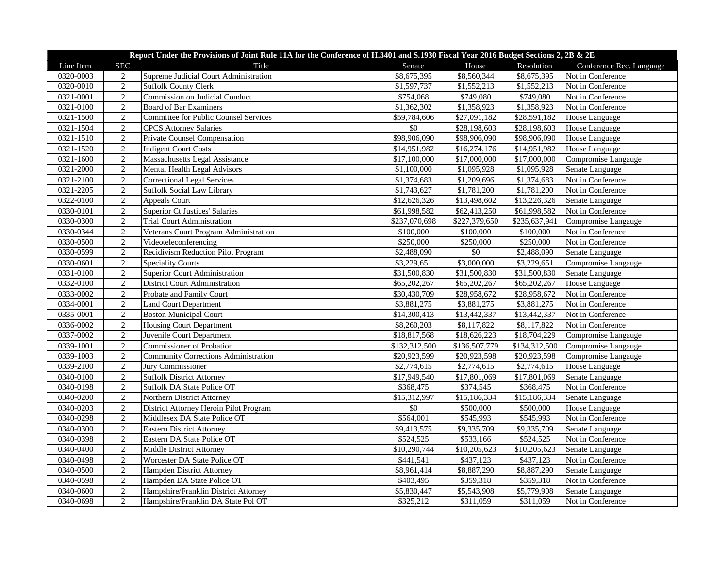| Report Under the Provisions of Joint Rule 11A for the Conference of H.3401 and S.1930 Fiscal Year 2016 Budget Sections 2, 2B & 2E | | | | | | |
|---|---|---|---|---|---|---|
| Line Item | SEC | Title | Senate | House | Resolution | Conference Rec. Language |
| 0320-0003 | 2 | Supreme Judicial Court Administration | $8,675,395 | $8,560,344 | $8,675,395 | Not in Conference |
| 0320-0010 | 2 | Suffolk County Clerk | $1,597,737 | $1,552,213 | $1,552,213 | Not in Conference |
| 0321-0001 | 2 | Commission on Judicial Conduct | $754,068 | $749,080 | $749,080 | Not in Conference |
| 0321-0100 | 2 | Board of Bar Examiners | $1,362,302 | $1,358,923 | $1,358,923 | Not in Conference |
| 0321-1500 | 2 | Committee for Public Counsel Services | $59,784,606 | $27,091,182 | $28,591,182 | House Language |
| 0321-1504 | 2 | CPCS Attorney Salaries | $0 | $28,198,603 | $28,198,603 | House Language |
| 0321-1510 | 2 | Private Counsel Compensation | $98,906,090 | $98,906,090 | $98,906,090 | House Language |
| 0321-1520 | 2 | Indigent Court Costs | $14,951,982 | $16,274,176 | $14,951,982 | House Language |
| 0321-1600 | 2 | Massachusetts Legal Assistance | $17,100,000 | $17,000,000 | $17,000,000 | Compromise Langauge |
| 0321-2000 | 2 | Mental Health Legal Advisors | $1,100,000 | $1,095,928 | $1,095,928 | Senate Language |
| 0321-2100 | 2 | Correctional Legal Services | $1,374,683 | $1,209,696 | $1,374,683 | Not in Conference |
| 0321-2205 | 2 | Suffolk Social Law Library | $1,743,627 | $1,781,200 | $1,781,200 | Not in Conference |
| 0322-0100 | 2 | Appeals Court | $12,626,326 | $13,498,602 | $13,226,326 | Senate Language |
| 0330-0101 | 2 | Superior Ct Justices' Salaries | $61,998,582 | $62,413,250 | $61,998,582 | Not in Conference |
| 0330-0300 | 2 | Trial Court Administration | $237,070,698 | $227,379,650 | $235,637,941 | Compromise Langauge |
| 0330-0344 | 2 | Veterans Court Program Administration | $100,000 | $100,000 | $100,000 | Not in Conference |
| 0330-0500 | 2 | Videoteleconferencing | $250,000 | $250,000 | $250,000 | Not in Conference |
| 0330-0599 | 2 | Recidivism Reduction Pilot Program | $2,488,090 | $0 | $2,488,090 | Senate Language |
| 0330-0601 | 2 | Speciality Courts | $3,229,651 | $3,000,000 | $3,229,651 | Compromise Langauge |
| 0331-0100 | 2 | Superior Court Administration | $31,500,830 | $31,500,830 | $31,500,830 | Senate Language |
| 0332-0100 | 2 | District Court Administration | $65,202,267 | $65,202,267 | $65,202,267 | House Language |
| 0333-0002 | 2 | Probate and Family Court | $30,430,709 | $28,958,672 | $28,958,672 | Not in Conference |
| 0334-0001 | 2 | Land Court Department | $3,881,275 | $3,881,275 | $3,881,275 | Not in Conference |
| 0335-0001 | 2 | Boston Municipal Court | $14,300,413 | $13,442,337 | $13,442,337 | Not in Conference |
| 0336-0002 | 2 | Housing Court Department | $8,260,203 | $8,117,822 | $8,117,822 | Not in Conference |
| 0337-0002 | 2 | Juvenile Court Department | $18,817,568 | $18,626,223 | $18,704,229 | Compromise Langauge |
| 0339-1001 | 2 | Commissioner of Probation | $132,312,500 | $136,507,779 | $134,312,500 | Compromise Langauge |
| 0339-1003 | 2 | Community Corrections Administration | $20,923,599 | $20,923,598 | $20,923,598 | Compromise Langauge |
| 0339-2100 | 2 | Jury Commissioner | $2,774,615 | $2,774,615 | $2,774,615 | House Language |
| 0340-0100 | 2 | Suffolk District Attorney | $17,949,540 | $17,801,069 | $17,801,069 | Senate Language |
| 0340-0198 | 2 | Suffolk DA State Police OT | $368,475 | $374,545 | $368,475 | Not in Conference |
| 0340-0200 | 2 | Northern District Attorney | $15,312,997 | $15,186,334 | $15,186,334 | Senate Language |
| 0340-0203 | 2 | District Attorney Heroin Pilot Program | $0 | $500,000 | $500,000 | House Language |
| 0340-0298 | 2 | Middlesex DA State Police OT | $564,001 | $545,993 | $545,993 | Not in Conference |
| 0340-0300 | 2 | Eastern District Attorney | $9,413,575 | $9,335,709 | $9,335,709 | Senate Language |
| 0340-0398 | 2 | Eastern DA State Police OT | $524,525 | $533,166 | $524,525 | Not in Conference |
| 0340-0400 | 2 | Middle District Attorney | $10,290,744 | $10,205,623 | $10,205,623 | Senate Language |
| 0340-0498 | 2 | Worcester DA State Police OT | $441,541 | $437,123 | $437,123 | Not in Conference |
| 0340-0500 | 2 | Hampden District Attorney | $8,961,414 | $8,887,290 | $8,887,290 | Senate Language |
| 0340-0598 | 2 | Hampden DA State Police OT | $403,495 | $359,318 | $359,318 | Not in Conference |
| 0340-0600 | 2 | Hampshire/Franklin District Attorney | $5,830,447 | $5,543,908 | $5,779,908 | Senate Language |
| 0340-0698 | 2 | Hampshire/Franklin DA State Pol OT | $325,212 | $311,059 | $311,059 | Not in Conference |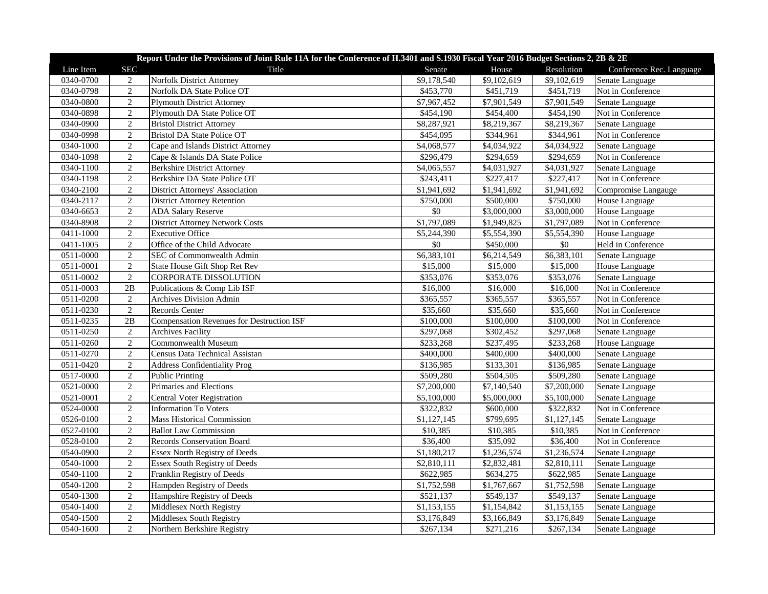| Report Under the Provisions of Joint Rule 11A for the Conference of H.3401 and S.1930 Fiscal Year 2016 Budget Sections 2, 2B & 2E | | | | | | |
|---|---|---|---|---|---|---|
| Line Item | SEC | Title | Senate | House | Resolution | Conference Rec. Language |
| 0340-0700 | 2 | Norfolk District Attorney | $9,178,540 | $9,102,619 | $9,102,619 | Senate Language |
| 0340-0798 | 2 | Norfolk DA State Police OT | $453,770 | $451,719 | $451,719 | Not in Conference |
| 0340-0800 | 2 | Plymouth District Attorney | $7,967,452 | $7,901,549 | $7,901,549 | Senate Language |
| 0340-0898 | 2 | Plymouth DA State Police OT | $454,190 | $454,400 | $454,190 | Not in Conference |
| 0340-0900 | 2 | Bristol District Attorney | $8,287,921 | $8,219,367 | $8,219,367 | Senate Language |
| 0340-0998 | 2 | Bristol DA State Police OT | $454,095 | $344,961 | $344,961 | Not in Conference |
| 0340-1000 | 2 | Cape and Islands District Attorney | $4,068,577 | $4,034,922 | $4,034,922 | Senate Language |
| 0340-1098 | 2 | Cape & Islands DA State Police | $296,479 | $294,659 | $294,659 | Not in Conference |
| 0340-1100 | 2 | Berkshire District Attorney | $4,065,557 | $4,031,927 | $4,031,927 | Senate Language |
| 0340-1198 | 2 | Berkshire DA State Police OT | $243,411 | $227,417 | $227,417 | Not in Conference |
| 0340-2100 | 2 | District Attorneys' Association | $1,941,692 | $1,941,692 | $1,941,692 | Compromise Langauge |
| 0340-2117 | 2 | District Attorney Retention | $750,000 | $500,000 | $750,000 | House Language |
| 0340-6653 | 2 | ADA Salary Reserve | $0 | $3,000,000 | $3,000,000 | House Language |
| 0340-8908 | 2 | District Attorney Network Costs | $1,797,089 | $1,949,825 | $1,797,089 | Not in Conference |
| 0411-1000 | 2 | Executive Office | $5,244,390 | $5,554,390 | $5,554,390 | House Language |
| 0411-1005 | 2 | Office of the Child Advocate | $0 | $450,000 | $0 | Held in Conference |
| 0511-0000 | 2 | SEC of Commonwealth Admin | $6,383,101 | $6,214,549 | $6,383,101 | Senate Language |
| 0511-0001 | 2 | State House Gift Shop Ret Rev | $15,000 | $15,000 | $15,000 | House Language |
| 0511-0002 | 2 | CORPORATE DISSOLUTION | $353,076 | $353,076 | $353,076 | Senate Language |
| 0511-0003 | 2B | Publications & Comp Lib ISF | $16,000 | $16,000 | $16,000 | Not in Conference |
| 0511-0200 | 2 | Archives Division Admin | $365,557 | $365,557 | $365,557 | Not in Conference |
| 0511-0230 | 2 | Records Center | $35,660 | $35,660 | $35,660 | Not in Conference |
| 0511-0235 | 2B | Compensation Revenues for Destruction ISF | $100,000 | $100,000 | $100,000 | Not in Conference |
| 0511-0250 | 2 | Archives Facility | $297,068 | $302,452 | $297,068 | Senate Language |
| 0511-0260 | 2 | Commonwealth Museum | $233,268 | $237,495 | $233,268 | House Language |
| 0511-0270 | 2 | Census Data Technical Assistan | $400,000 | $400,000 | $400,000 | Senate Language |
| 0511-0420 | 2 | Address Confidentiality Prog | $136,985 | $133,301 | $136,985 | Senate Language |
| 0517-0000 | 2 | Public Printing | $509,280 | $504,505 | $509,280 | Senate Language |
| 0521-0000 | 2 | Primaries and Elections | $7,200,000 | $7,140,540 | $7,200,000 | Senate Language |
| 0521-0001 | 2 | Central Voter Registration | $5,100,000 | $5,000,000 | $5,100,000 | Senate Language |
| 0524-0000 | 2 | Information To Voters | $322,832 | $600,000 | $322,832 | Not in Conference |
| 0526-0100 | 2 | Mass Historical Commission | $1,127,145 | $799,695 | $1,127,145 | Senate Language |
| 0527-0100 | 2 | Ballot Law Commission | $10,385 | $10,385 | $10,385 | Not in Conference |
| 0528-0100 | 2 | Records Conservation Board | $36,400 | $35,092 | $36,400 | Not in Conference |
| 0540-0900 | 2 | Essex North Registry of Deeds | $1,180,217 | $1,236,574 | $1,236,574 | Senate Language |
| 0540-1000 | 2 | Essex South Registry of Deeds | $2,810,111 | $2,832,481 | $2,810,111 | Senate Language |
| 0540-1100 | 2 | Franklin Registry of Deeds | $622,985 | $634,275 | $622,985 | Senate Language |
| 0540-1200 | 2 | Hampden Registry of Deeds | $1,752,598 | $1,767,667 | $1,752,598 | Senate Language |
| 0540-1300 | 2 | Hampshire Registry of Deeds | $521,137 | $549,137 | $549,137 | Senate Language |
| 0540-1400 | 2 | Middlesex North Registry | $1,153,155 | $1,154,842 | $1,153,155 | Senate Language |
| 0540-1500 | 2 | Middlesex South Registry | $3,176,849 | $3,166,849 | $3,176,849 | Senate Language |
| 0540-1600 | 2 | Northern Berkshire Registry | $267,134 | $271,216 | $267,134 | Senate Language |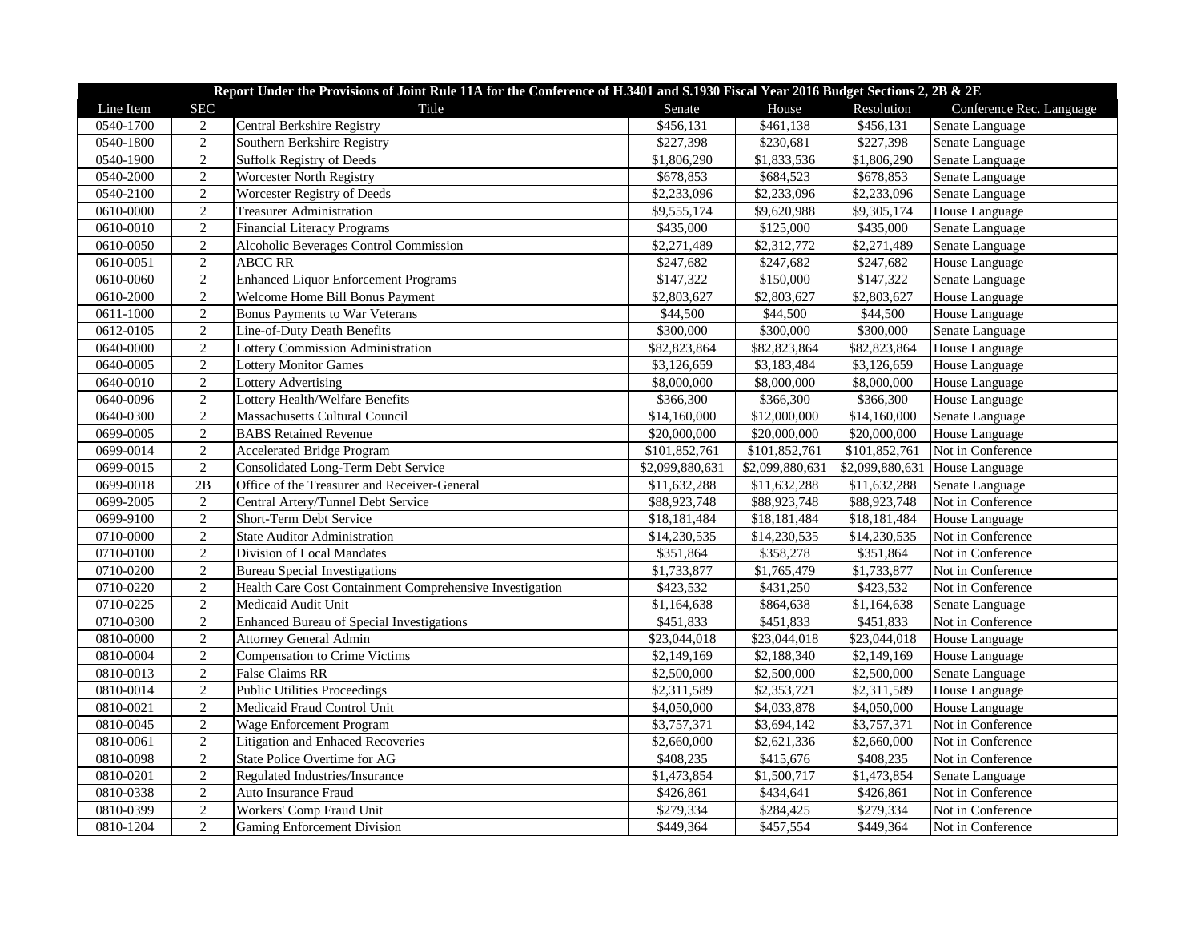| Report Under the Provisions of Joint Rule 11A for the Conference of H.3401 and S.1930 Fiscal Year 2016 Budget Sections 2, 2B & 2E | | | | | | |
|---|---|---|---|---|---|---|
| Line Item | SEC | Title | Senate | House | Resolution | Conference Rec. Language |
| 0540-1700 | 2 | Central Berkshire Registry | $456,131 | $461,138 | $456,131 | Senate Language |
| 0540-1800 | 2 | Southern Berkshire Registry | $227,398 | $230,681 | $227,398 | Senate Language |
| 0540-1900 | 2 | Suffolk Registry of Deeds | $1,806,290 | $1,833,536 | $1,806,290 | Senate Language |
| 0540-2000 | 2 | Worcester North Registry | $678,853 | $684,523 | $678,853 | Senate Language |
| 0540-2100 | 2 | Worcester Registry of Deeds | $2,233,096 | $2,233,096 | $2,233,096 | Senate Language |
| 0610-0000 | 2 | Treasurer Administration | $9,555,174 | $9,620,988 | $9,305,174 | House Language |
| 0610-0010 | 2 | Financial Literacy Programs | $435,000 | $125,000 | $435,000 | Senate Language |
| 0610-0050 | 2 | Alcoholic Beverages Control Commission | $2,271,489 | $2,312,772 | $2,271,489 | Senate Language |
| 0610-0051 | 2 | ABCC RR | $247,682 | $247,682 | $247,682 | House Language |
| 0610-0060 | 2 | Enhanced Liquor Enforcement Programs | $147,322 | $150,000 | $147,322 | Senate Language |
| 0610-2000 | 2 | Welcome Home Bill Bonus Payment | $2,803,627 | $2,803,627 | $2,803,627 | House Language |
| 0611-1000 | 2 | Bonus Payments to War Veterans | $44,500 | $44,500 | $44,500 | House Language |
| 0612-0105 | 2 | Line-of-Duty Death Benefits | $300,000 | $300,000 | $300,000 | Senate Language |
| 0640-0000 | 2 | Lottery Commission Administration | $82,823,864 | $82,823,864 | $82,823,864 | House Language |
| 0640-0005 | 2 | Lottery Monitor Games | $3,126,659 | $3,183,484 | $3,126,659 | House Language |
| 0640-0010 | 2 | Lottery Advertising | $8,000,000 | $8,000,000 | $8,000,000 | House Language |
| 0640-0096 | 2 | Lottery Health/Welfare Benefits | $366,300 | $366,300 | $366,300 | House Language |
| 0640-0300 | 2 | Massachusetts Cultural Council | $14,160,000 | $12,000,000 | $14,160,000 | Senate Language |
| 0699-0005 | 2 | BABS Retained Revenue | $20,000,000 | $20,000,000 | $20,000,000 | House Language |
| 0699-0014 | 2 | Accelerated Bridge Program | $101,852,761 | $101,852,761 | $101,852,761 | Not in Conference |
| 0699-0015 | 2 | Consolidated Long-Term Debt Service | $2,099,880,631 | $2,099,880,631 | $2,099,880,631 | House Language |
| 0699-0018 | 2B | Office of the Treasurer and Receiver-General | $11,632,288 | $11,632,288 | $11,632,288 | Senate Language |
| 0699-2005 | 2 | Central Artery/Tunnel Debt Service | $88,923,748 | $88,923,748 | $88,923,748 | Not in Conference |
| 0699-9100 | 2 | Short-Term Debt Service | $18,181,484 | $18,181,484 | $18,181,484 | House Language |
| 0710-0000 | 2 | State Auditor Administration | $14,230,535 | $14,230,535 | $14,230,535 | Not in Conference |
| 0710-0100 | 2 | Division of Local Mandates | $351,864 | $358,278 | $351,864 | Not in Conference |
| 0710-0200 | 2 | Bureau Special Investigations | $1,733,877 | $1,765,479 | $1,733,877 | Not in Conference |
| 0710-0220 | 2 | Health Care Cost Containment Comprehensive Investigation | $423,532 | $431,250 | $423,532 | Not in Conference |
| 0710-0225 | 2 | Medicaid Audit Unit | $1,164,638 | $864,638 | $1,164,638 | Senate Language |
| 0710-0300 | 2 | Enhanced Bureau of Special Investigations | $451,833 | $451,833 | $451,833 | Not in Conference |
| 0810-0000 | 2 | Attorney General Admin | $23,044,018 | $23,044,018 | $23,044,018 | House Language |
| 0810-0004 | 2 | Compensation to Crime Victims | $2,149,169 | $2,188,340 | $2,149,169 | House Language |
| 0810-0013 | 2 | False Claims RR | $2,500,000 | $2,500,000 | $2,500,000 | Senate Language |
| 0810-0014 | 2 | Public Utilities Proceedings | $2,311,589 | $2,353,721 | $2,311,589 | House Language |
| 0810-0021 | 2 | Medicaid Fraud Control Unit | $4,050,000 | $4,033,878 | $4,050,000 | House Language |
| 0810-0045 | 2 | Wage Enforcement Program | $3,757,371 | $3,694,142 | $3,757,371 | Not in Conference |
| 0810-0061 | 2 | Litigation and Enhaced Recoveries | $2,660,000 | $2,621,336 | $2,660,000 | Not in Conference |
| 0810-0098 | 2 | State Police Overtime for AG | $408,235 | $415,676 | $408,235 | Not in Conference |
| 0810-0201 | 2 | Regulated Industries/Insurance | $1,473,854 | $1,500,717 | $1,473,854 | Senate Language |
| 0810-0338 | 2 | Auto Insurance Fraud | $426,861 | $434,641 | $426,861 | Not in Conference |
| 0810-0399 | 2 | Workers' Comp Fraud Unit | $279,334 | $284,425 | $279,334 | Not in Conference |
| 0810-1204 | 2 | Gaming Enforcement Division | $449,364 | $457,554 | $449,364 | Not in Conference |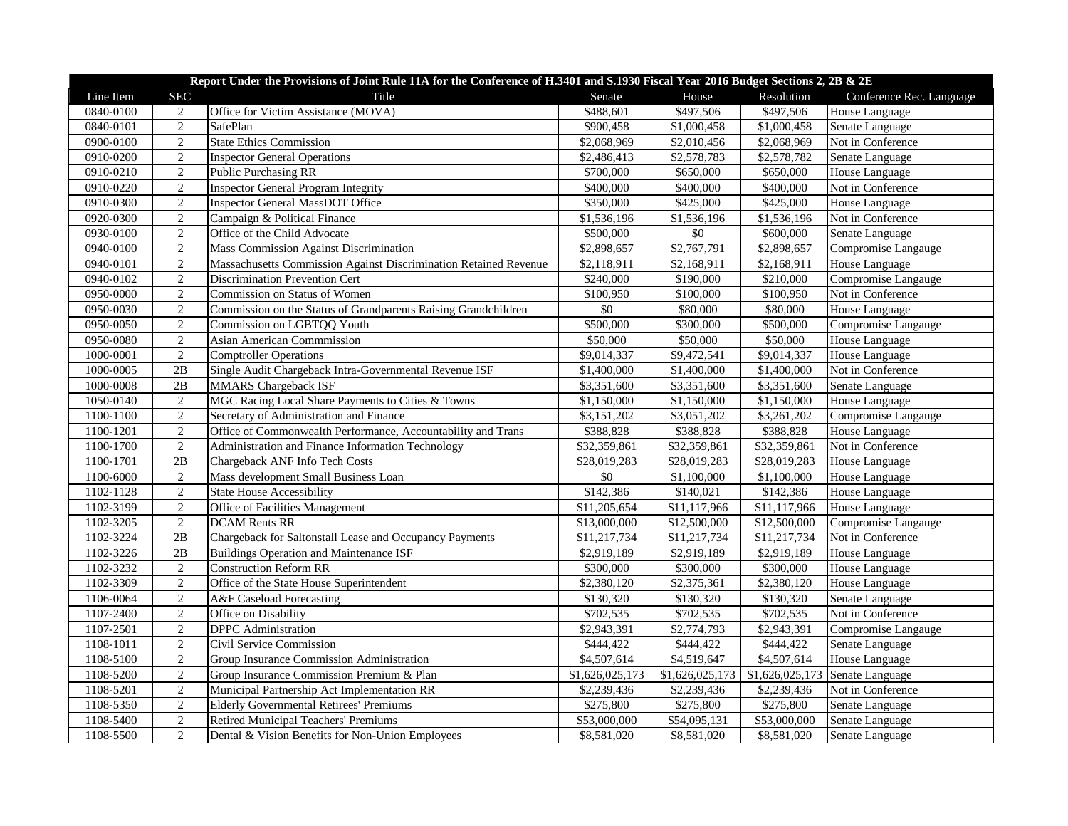| Report Under the Provisions of Joint Rule 11A for the Conference of H.3401 and S.1930 Fiscal Year 2016 Budget Sections 2, 2B & 2E | | | | | | |
|---|---|---|---|---|---|---|
| Line Item | SEC | Title | Senate | House | Resolution | Conference Rec. Language |
| 0840-0100 | 2 | Office for Victim Assistance (MOVA) | $488,601 | $497,506 | $497,506 | House Language |
| 0840-0101 | 2 | SafePlan | $900,458 | $1,000,458 | $1,000,458 | Senate Language |
| 0900-0100 | 2 | State Ethics Commission | $2,068,969 | $2,010,456 | $2,068,969 | Not in Conference |
| 0910-0200 | 2 | Inspector General Operations | $2,486,413 | $2,578,783 | $2,578,782 | Senate Language |
| 0910-0210 | 2 | Public Purchasing RR | $700,000 | $650,000 | $650,000 | House Language |
| 0910-0220 | 2 | Inspector General Program Integrity | $400,000 | $400,000 | $400,000 | Not in Conference |
| 0910-0300 | 2 | Inspector General MassDOT Office | $350,000 | $425,000 | $425,000 | House Language |
| 0920-0300 | 2 | Campaign & Political Finance | $1,536,196 | $1,536,196 | $1,536,196 | Not in Conference |
| 0930-0100 | 2 | Office of the Child Advocate | $500,000 | $0 | $600,000 | Senate Language |
| 0940-0100 | 2 | Mass Commission Against Discrimination | $2,898,657 | $2,767,791 | $2,898,657 | Compromise Langauge |
| 0940-0101 | 2 | Massachusetts Commission Against Discrimination Retained Revenue | $2,118,911 | $2,168,911 | $2,168,911 | House Language |
| 0940-0102 | 2 | Discrimination Prevention Cert | $240,000 | $190,000 | $210,000 | Compromise Langauge |
| 0950-0000 | 2 | Commission on Status of Women | $100,950 | $100,000 | $100,950 | Not in Conference |
| 0950-0030 | 2 | Commission on the Status of Grandparents Raising Grandchildren | $0 | $80,000 | $80,000 | House Language |
| 0950-0050 | 2 | Commission on LGBTQQ Youth | $500,000 | $300,000 | $500,000 | Compromise Langauge |
| 0950-0080 | 2 | Asian American Commmission | $50,000 | $50,000 | $50,000 | House Language |
| 1000-0001 | 2 | Comptroller Operations | $9,014,337 | $9,472,541 | $9,014,337 | House Language |
| 1000-0005 | 2B | Single Audit Chargeback Intra-Governmental Revenue ISF | $1,400,000 | $1,400,000 | $1,400,000 | Not in Conference |
| 1000-0008 | 2B | MMARS Chargeback ISF | $3,351,600 | $3,351,600 | $3,351,600 | Senate Language |
| 1050-0140 | 2 | MGC Racing Local Share Payments to Cities & Towns | $1,150,000 | $1,150,000 | $1,150,000 | House Language |
| 1100-1100 | 2 | Secretary of Administration and Finance | $3,151,202 | $3,051,202 | $3,261,202 | Compromise Langauge |
| 1100-1201 | 2 | Office of Commonwealth Performance, Accountability and Trans | $388,828 | $388,828 | $388,828 | House Language |
| 1100-1700 | 2 | Administration and Finance Information Technology | $32,359,861 | $32,359,861 | $32,359,861 | Not in Conference |
| 1100-1701 | 2B | Chargeback ANF Info Tech Costs | $28,019,283 | $28,019,283 | $28,019,283 | House Language |
| 1100-6000 | 2 | Mass development Small Business Loan | $0 | $1,100,000 | $1,100,000 | House Language |
| 1102-1128 | 2 | State House Accessibility | $142,386 | $140,021 | $142,386 | House Language |
| 1102-3199 | 2 | Office of Facilities Management | $11,205,654 | $11,117,966 | $11,117,966 | House Language |
| 1102-3205 | 2 | DCAM Rents RR | $13,000,000 | $12,500,000 | $12,500,000 | Compromise Langauge |
| 1102-3224 | 2B | Chargeback for Saltonstall Lease and Occupancy Payments | $11,217,734 | $11,217,734 | $11,217,734 | Not in Conference |
| 1102-3226 | 2B | Buildings Operation and Maintenance ISF | $2,919,189 | $2,919,189 | $2,919,189 | House Language |
| 1102-3232 | 2 | Construction Reform RR | $300,000 | $300,000 | $300,000 | House Language |
| 1102-3309 | 2 | Office of the State House Superintendent | $2,380,120 | $2,375,361 | $2,380,120 | House Language |
| 1106-0064 | 2 | A&F Caseload Forecasting | $130,320 | $130,320 | $130,320 | Senate Language |
| 1107-2400 | 2 | Office on Disability | $702,535 | $702,535 | $702,535 | Not in Conference |
| 1107-2501 | 2 | DPPC Administration | $2,943,391 | $2,774,793 | $2,943,391 | Compromise Langauge |
| 1108-1011 | 2 | Civil Service Commission | $444,422 | $444,422 | $444,422 | Senate Language |
| 1108-5100 | 2 | Group Insurance Commission Administration | $4,507,614 | $4,519,647 | $4,507,614 | House Language |
| 1108-5200 | 2 | Group Insurance Commission Premium & Plan | $1,626,025,173 | $1,626,025,173 | $1,626,025,173 | Senate Language |
| 1108-5201 | 2 | Municipal Partnership Act Implementation RR | $2,239,436 | $2,239,436 | $2,239,436 | Not in Conference |
| 1108-5350 | 2 | Elderly Governmental Retirees' Premiums | $275,800 | $275,800 | $275,800 | Senate Language |
| 1108-5400 | 2 | Retired Municipal Teachers' Premiums | $53,000,000 | $54,095,131 | $53,000,000 | Senate Language |
| 1108-5500 | 2 | Dental & Vision Benefits for Non-Union Employees | $8,581,020 | $8,581,020 | $8,581,020 | Senate Language |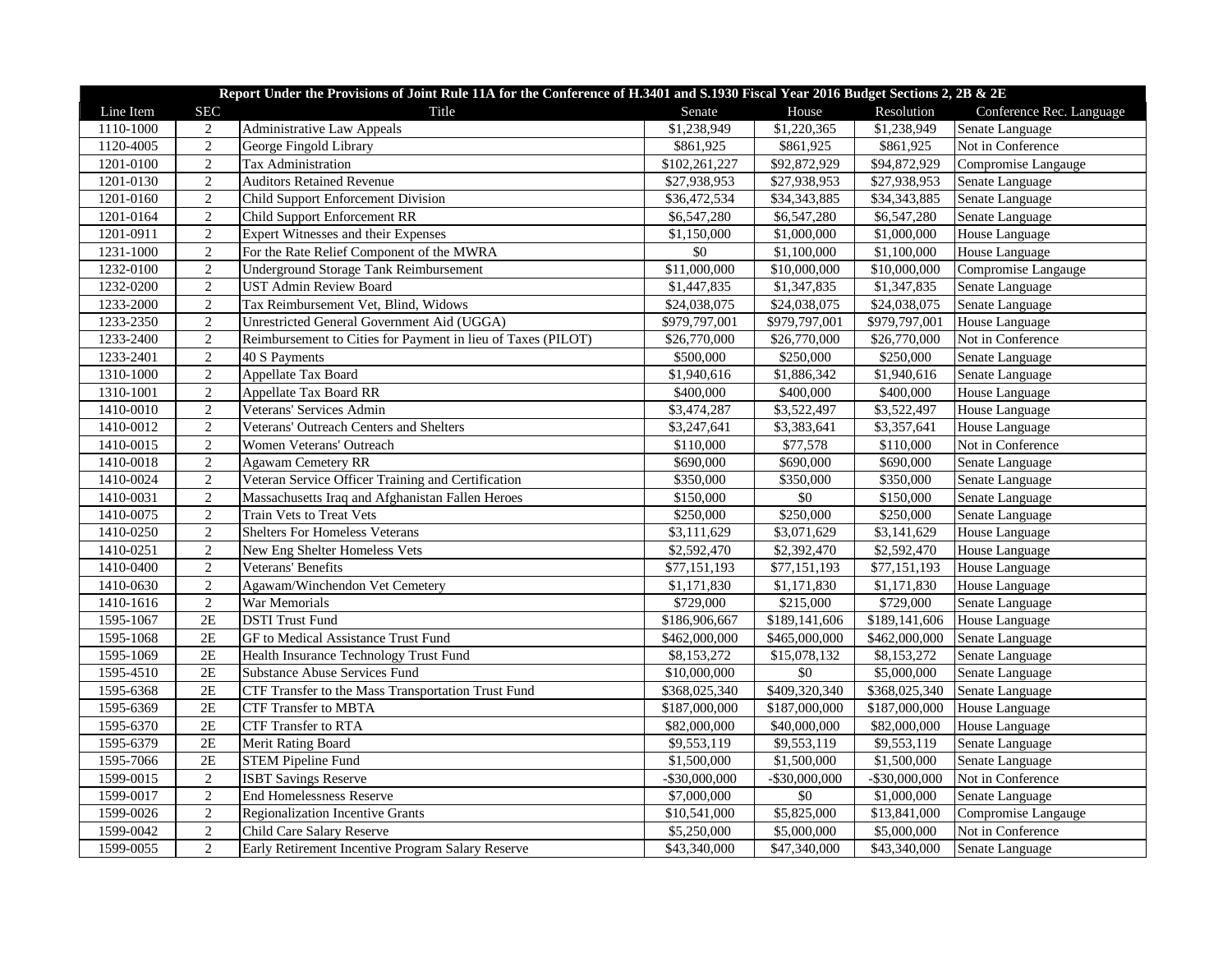| Report Under the Provisions of Joint Rule 11A for the Conference of H.3401 and S.1930 Fiscal Year 2016 Budget Sections 2, 2B & 2E | | | | | | |
|---|---|---|---|---|---|---|
| Line Item | SEC | Title | Senate | House | Resolution | Conference Rec. Language |
| 1110-1000 | 2 | Administrative Law Appeals | $1,238,949 | $1,220,365 | $1,238,949 | Senate Language |
| 1120-4005 | 2 | George Fingold Library | $861,925 | $861,925 | $861,925 | Not in Conference |
| 1201-0100 | 2 | Tax Administration | $102,261,227 | $92,872,929 | $94,872,929 | Compromise Langauge |
| 1201-0130 | 2 | Auditors Retained Revenue | $27,938,953 | $27,938,953 | $27,938,953 | Senate Language |
| 1201-0160 | 2 | Child Support Enforcement Division | $36,472,534 | $34,343,885 | $34,343,885 | Senate Language |
| 1201-0164 | 2 | Child Support Enforcement RR | $6,547,280 | $6,547,280 | $6,547,280 | Senate Language |
| 1201-0911 | 2 | Expert Witnesses and their Expenses | $1,150,000 | $1,000,000 | $1,000,000 | House Language |
| 1231-1000 | 2 | For the Rate Relief Component of the MWRA | $0 | $1,100,000 | $1,100,000 | House Language |
| 1232-0100 | 2 | Underground Storage Tank Reimbursement | $11,000,000 | $10,000,000 | $10,000,000 | Compromise Langauge |
| 1232-0200 | 2 | UST Admin Review Board | $1,447,835 | $1,347,835 | $1,347,835 | Senate Language |
| 1233-2000 | 2 | Tax Reimbursement Vet, Blind, Widows | $24,038,075 | $24,038,075 | $24,038,075 | Senate Language |
| 1233-2350 | 2 | Unrestricted General Government Aid (UGGA) | $979,797,001 | $979,797,001 | $979,797,001 | House Language |
| 1233-2400 | 2 | Reimbursement to Cities for Payment in lieu of Taxes (PILOT) | $26,770,000 | $26,770,000 | $26,770,000 | Not in Conference |
| 1233-2401 | 2 | 40 S Payments | $500,000 | $250,000 | $250,000 | Senate Language |
| 1310-1000 | 2 | Appellate Tax Board | $1,940,616 | $1,886,342 | $1,940,616 | Senate Language |
| 1310-1001 | 2 | Appellate Tax Board RR | $400,000 | $400,000 | $400,000 | House Language |
| 1410-0010 | 2 | Veterans' Services Admin | $3,474,287 | $3,522,497 | $3,522,497 | House Language |
| 1410-0012 | 2 | Veterans' Outreach Centers and Shelters | $3,247,641 | $3,383,641 | $3,357,641 | House Language |
| 1410-0015 | 2 | Women Veterans' Outreach | $110,000 | $77,578 | $110,000 | Not in Conference |
| 1410-0018 | 2 | Agawam Cemetery RR | $690,000 | $690,000 | $690,000 | Senate Language |
| 1410-0024 | 2 | Veteran Service Officer Training and Certification | $350,000 | $350,000 | $350,000 | Senate Language |
| 1410-0031 | 2 | Massachusetts Iraq and Afghanistan Fallen Heroes | $150,000 | $0 | $150,000 | Senate Language |
| 1410-0075 | 2 | Train Vets to Treat Vets | $250,000 | $250,000 | $250,000 | Senate Language |
| 1410-0250 | 2 | Shelters For Homeless Veterans | $3,111,629 | $3,071,629 | $3,141,629 | House Language |
| 1410-0251 | 2 | New Eng Shelter Homeless Vets | $2,592,470 | $2,392,470 | $2,592,470 | House Language |
| 1410-0400 | 2 | Veterans' Benefits | $77,151,193 | $77,151,193 | $77,151,193 | House Language |
| 1410-0630 | 2 | Agawam/Winchendon Vet Cemetery | $1,171,830 | $1,171,830 | $1,171,830 | House Language |
| 1410-1616 | 2 | War Memorials | $729,000 | $215,000 | $729,000 | Senate Language |
| 1595-1067 | 2E | DSTI Trust Fund | $186,906,667 | $189,141,606 | $189,141,606 | House Language |
| 1595-1068 | 2E | GF to Medical Assistance Trust Fund | $462,000,000 | $465,000,000 | $462,000,000 | Senate Language |
| 1595-1069 | 2E | Health Insurance Technology Trust Fund | $8,153,272 | $15,078,132 | $8,153,272 | Senate Language |
| 1595-4510 | 2E | Substance Abuse Services Fund | $10,000,000 | $0 | $5,000,000 | Senate Language |
| 1595-6368 | 2E | CTF Transfer to the Mass Transportation Trust Fund | $368,025,340 | $409,320,340 | $368,025,340 | Senate Language |
| 1595-6369 | 2E | CTF Transfer to MBTA | $187,000,000 | $187,000,000 | $187,000,000 | House Language |
| 1595-6370 | 2E | CTF Transfer to RTA | $82,000,000 | $40,000,000 | $82,000,000 | House Language |
| 1595-6379 | 2E | Merit Rating Board | $9,553,119 | $9,553,119 | $9,553,119 | Senate Language |
| 1595-7066 | 2E | STEM Pipeline Fund | $1,500,000 | $1,500,000 | $1,500,000 | Senate Language |
| 1599-0015 | 2 | ISBT Savings Reserve | -$30,000,000 | -$30,000,000 | -$30,000,000 | Not in Conference |
| 1599-0017 | 2 | End Homelessness Reserve | $7,000,000 | $0 | $1,000,000 | Senate Language |
| 1599-0026 | 2 | Regionalization Incentive Grants | $10,541,000 | $5,825,000 | $13,841,000 | Compromise Langauge |
| 1599-0042 | 2 | Child Care Salary Reserve | $5,250,000 | $5,000,000 | $5,000,000 | Not in Conference |
| 1599-0055 | 2 | Early Retirement Incentive Program Salary Reserve | $43,340,000 | $47,340,000 | $43,340,000 | Senate Language |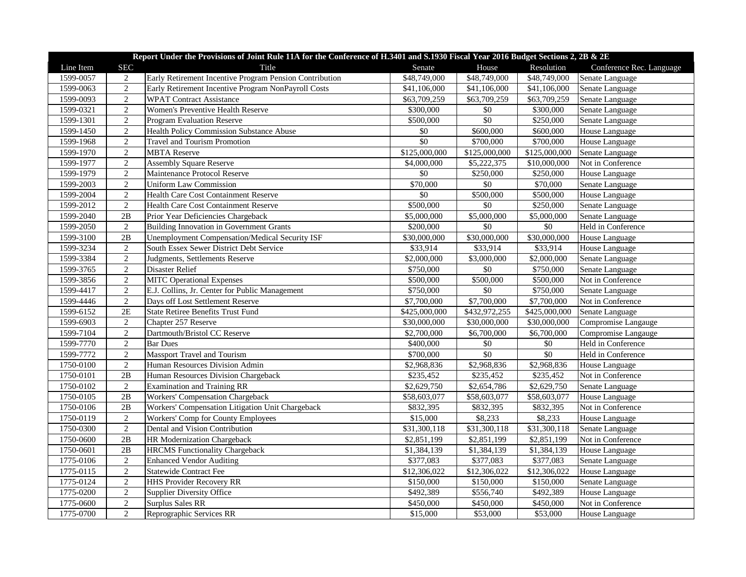| Report Under the Provisions of Joint Rule 11A for the Conference of H.3401 and S.1930 Fiscal Year 2016 Budget Sections 2, 2B & 2E | | | | | | |
|---|---|---|---|---|---|---|
| Line Item | SEC | Title | Senate | House | Resolution | Conference Rec. Language |
| 1599-0057 | 2 | Early Retirement Incentive Program Pension Contribution | $48,749,000 | $48,749,000 | $48,749,000 | Senate Language |
| 1599-0063 | 2 | Early Retirement Incentive Program NonPayroll Costs | $41,106,000 | $41,106,000 | $41,106,000 | Senate Language |
| 1599-0093 | 2 | WPAT Contract Assistance | $63,709,259 | $63,709,259 | $63,709,259 | Senate Language |
| 1599-0321 | 2 | Women's Preventive Health Reserve | $300,000 | $0 | $300,000 | Senate Language |
| 1599-1301 | 2 | Program Evaluation Reserve | $500,000 | $0 | $250,000 | Senate Language |
| 1599-1450 | 2 | Health Policy Commission Substance Abuse | $0 | $600,000 | $600,000 | House Language |
| 1599-1968 | 2 | Travel and Tourism Promotion | $0 | $700,000 | $700,000 | House Language |
| 1599-1970 | 2 | MBTA Reserve | $125,000,000 | $125,000,000 | $125,000,000 | Senate Language |
| 1599-1977 | 2 | Assembly Square Reserve | $4,000,000 | $5,222,375 | $10,000,000 | Not in Conference |
| 1599-1979 | 2 | Maintenance Protocol Reserve | $0 | $250,000 | $250,000 | House Language |
| 1599-2003 | 2 | Uniform Law Commission | $70,000 | $0 | $70,000 | Senate Language |
| 1599-2004 | 2 | Health Care Cost Containment Reserve | $0 | $500,000 | $500,000 | House Language |
| 1599-2012 | 2 | Health Care Cost Containment Reserve | $500,000 | $0 | $250,000 | Senate Language |
| 1599-2040 | 2B | Prior Year Deficiencies Chargeback | $5,000,000 | $5,000,000 | $5,000,000 | Senate Language |
| 1599-2050 | 2 | Building Innovation in Government Grants | $200,000 | $0 | $0 | Held in Conference |
| 1599-3100 | 2B | Unemployment Compensation/Medical Security ISF | $30,000,000 | $30,000,000 | $30,000,000 | House Language |
| 1599-3234 | 2 | South Essex Sewer District Debt Service | $33,914 | $33,914 | $33,914 | House Language |
| 1599-3384 | 2 | Judgments, Settlements Reserve | $2,000,000 | $3,000,000 | $2,000,000 | Senate Language |
| 1599-3765 | 2 | Disaster Relief | $750,000 | $0 | $750,000 | Senate Language |
| 1599-3856 | 2 | MITC Operational Expenses | $500,000 | $500,000 | $500,000 | Not in Conference |
| 1599-4417 | 2 | E.J. Collins, Jr. Center for Public Management | $750,000 | $0 | $750,000 | Senate Language |
| 1599-4446 | 2 | Days off Lost Settlement Reserve | $7,700,000 | $7,700,000 | $7,700,000 | Not in Conference |
| 1599-6152 | 2E | State Retiree Benefits Trust Fund | $425,000,000 | $432,972,255 | $425,000,000 | Senate Language |
| 1599-6903 | 2 | Chapter 257 Reserve | $30,000,000 | $30,000,000 | $30,000,000 | Compromise Langauge |
| 1599-7104 | 2 | Dartmouth/Bristol CC Reserve | $2,700,000 | $6,700,000 | $6,700,000 | Compromise Langauge |
| 1599-7770 | 2 | Bar Dues | $400,000 | $0 | $0 | Held in Conference |
| 1599-7772 | 2 | Massport Travel and Tourism | $700,000 | $0 | $0 | Held in Conference |
| 1750-0100 | 2 | Human Resources Division Admin | $2,968,836 | $2,968,836 | $2,968,836 | House Language |
| 1750-0101 | 2B | Human Resources Division Chargeback | $235,452 | $235,452 | $235,452 | Not in Conference |
| 1750-0102 | 2 | Examination and Training RR | $2,629,750 | $2,654,786 | $2,629,750 | Senate Language |
| 1750-0105 | 2B | Workers' Compensation Chargeback | $58,603,077 | $58,603,077 | $58,603,077 | House Language |
| 1750-0106 | 2B | Workers' Compensation Litigation Unit Chargeback | $832,395 | $832,395 | $832,395 | Not in Conference |
| 1750-0119 | 2 | Workers' Comp for County Employees | $15,000 | $8,233 | $8,233 | House Language |
| 1750-0300 | 2 | Dental and Vision Contribution | $31,300,118 | $31,300,118 | $31,300,118 | Senate Language |
| 1750-0600 | 2B | HR Modernization Chargeback | $2,851,199 | $2,851,199 | $2,851,199 | Not in Conference |
| 1750-0601 | 2B | HRCMS Functionality Chargeback | $1,384,139 | $1,384,139 | $1,384,139 | House Language |
| 1775-0106 | 2 | Enhanced Vendor Auditing | $377,083 | $377,083 | $377,083 | Senate Language |
| 1775-0115 | 2 | Statewide Contract Fee | $12,306,022 | $12,306,022 | $12,306,022 | House Language |
| 1775-0124 | 2 | HHS Provider Recovery RR | $150,000 | $150,000 | $150,000 | Senate Language |
| 1775-0200 | 2 | Supplier Diversity Office | $492,389 | $556,740 | $492,389 | House Language |
| 1775-0600 | 2 | Surplus Sales RR | $450,000 | $450,000 | $450,000 | Not in Conference |
| 1775-0700 | 2 | Reprographic Services RR | $15,000 | $53,000 | $53,000 | House Language |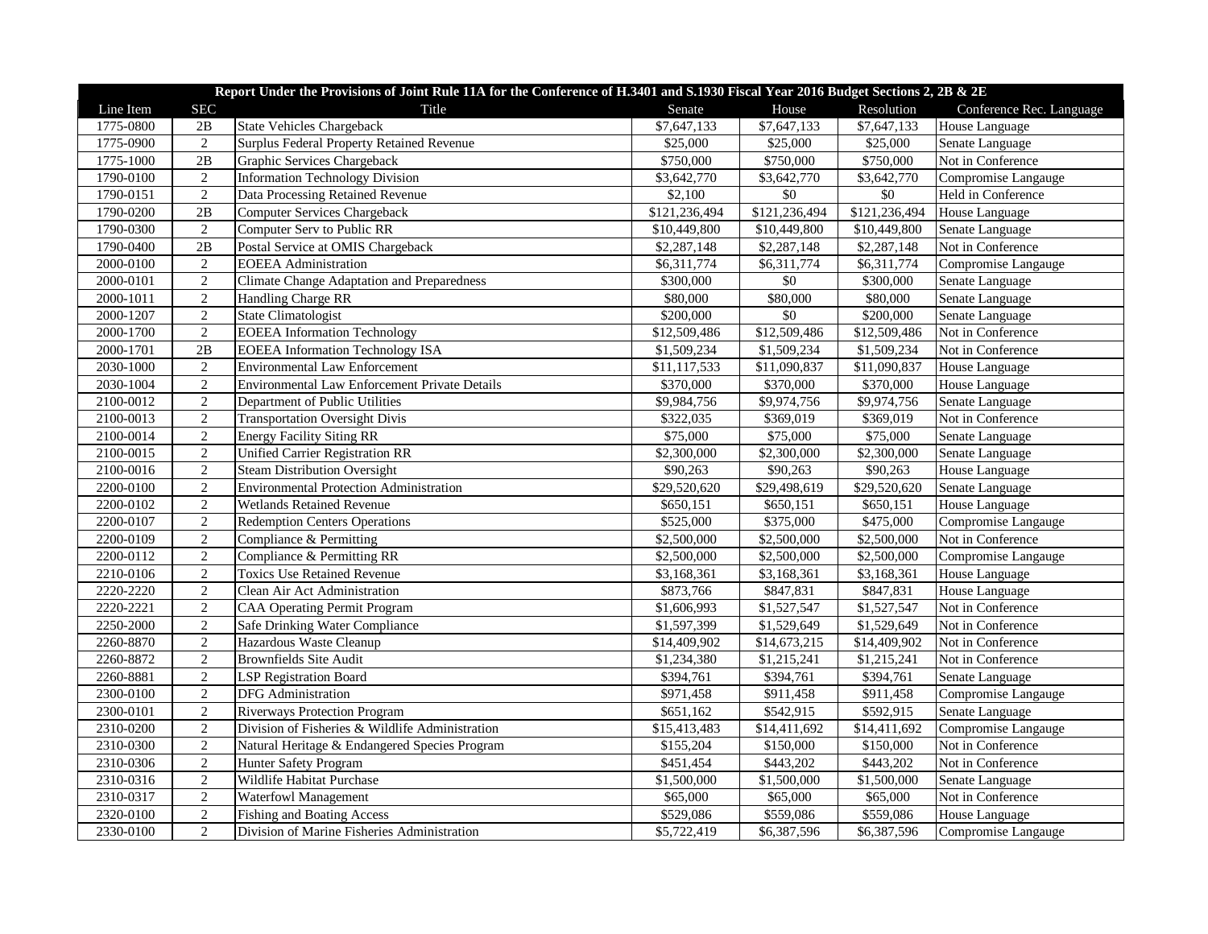| Report Under the Provisions of Joint Rule 11A for the Conference of H.3401 and S.1930 Fiscal Year 2016 Budget Sections 2, 2B & 2E | | | | | | |
|---|---|---|---|---|---|---|
| Line Item | SEC | Title | Senate | House | Resolution | Conference Rec. Language |
| 1775-0800 | 2B | State Vehicles Chargeback | $7,647,133 | $7,647,133 | $7,647,133 | House Language |
| 1775-0900 | 2 | Surplus Federal Property Retained Revenue | $25,000 | $25,000 | $25,000 | Senate Language |
| 1775-1000 | 2B | Graphic Services Chargeback | $750,000 | $750,000 | $750,000 | Not in Conference |
| 1790-0100 | 2 | Information Technology Division | $3,642,770 | $3,642,770 | $3,642,770 | Compromise Langauge |
| 1790-0151 | 2 | Data Processing Retained Revenue | $2,100 | $0 | $0 | Held in Conference |
| 1790-0200 | 2B | Computer Services Chargeback | $121,236,494 | $121,236,494 | $121,236,494 | House Language |
| 1790-0300 | 2 | Computer Serv to Public RR | $10,449,800 | $10,449,800 | $10,449,800 | Senate Language |
| 1790-0400 | 2B | Postal Service at OMIS Chargeback | $2,287,148 | $2,287,148 | $2,287,148 | Not in Conference |
| 2000-0100 | 2 | EOEEA Administration | $6,311,774 | $6,311,774 | $6,311,774 | Compromise Langauge |
| 2000-0101 | 2 | Climate Change Adaptation and Preparedness | $300,000 | $0 | $300,000 | Senate Language |
| 2000-1011 | 2 | Handling Charge RR | $80,000 | $80,000 | $80,000 | Senate Language |
| 2000-1207 | 2 | State Climatologist | $200,000 | $0 | $200,000 | Senate Language |
| 2000-1700 | 2 | EOEEA Information Technology | $12,509,486 | $12,509,486 | $12,509,486 | Not in Conference |
| 2000-1701 | 2B | EOEEA Information Technology ISA | $1,509,234 | $1,509,234 | $1,509,234 | Not in Conference |
| 2030-1000 | 2 | Environmental Law Enforcement | $11,117,533 | $11,090,837 | $11,090,837 | House Language |
| 2030-1004 | 2 | Environmental Law Enforcement Private Details | $370,000 | $370,000 | $370,000 | House Language |
| 2100-0012 | 2 | Department of Public Utilities | $9,984,756 | $9,974,756 | $9,974,756 | Senate Language |
| 2100-0013 | 2 | Transportation Oversight Divis | $322,035 | $369,019 | $369,019 | Not in Conference |
| 2100-0014 | 2 | Energy Facility Siting RR | $75,000 | $75,000 | $75,000 | Senate Language |
| 2100-0015 | 2 | Unified Carrier Registration RR | $2,300,000 | $2,300,000 | $2,300,000 | Senate Language |
| 2100-0016 | 2 | Steam Distribution Oversight | $90,263 | $90,263 | $90,263 | House Language |
| 2200-0100 | 2 | Environmental Protection Administration | $29,520,620 | $29,498,619 | $29,520,620 | Senate Language |
| 2200-0102 | 2 | Wetlands Retained Revenue | $650,151 | $650,151 | $650,151 | House Language |
| 2200-0107 | 2 | Redemption Centers Operations | $525,000 | $375,000 | $475,000 | Compromise Langauge |
| 2200-0109 | 2 | Compliance & Permitting | $2,500,000 | $2,500,000 | $2,500,000 | Not in Conference |
| 2200-0112 | 2 | Compliance & Permitting RR | $2,500,000 | $2,500,000 | $2,500,000 | Compromise Langauge |
| 2210-0106 | 2 | Toxics Use Retained Revenue | $3,168,361 | $3,168,361 | $3,168,361 | House Language |
| 2220-2220 | 2 | Clean Air Act Administration | $873,766 | $847,831 | $847,831 | House Language |
| 2220-2221 | 2 | CAA Operating Permit Program | $1,606,993 | $1,527,547 | $1,527,547 | Not in Conference |
| 2250-2000 | 2 | Safe Drinking Water Compliance | $1,597,399 | $1,529,649 | $1,529,649 | Not in Conference |
| 2260-8870 | 2 | Hazardous Waste Cleanup | $14,409,902 | $14,673,215 | $14,409,902 | Not in Conference |
| 2260-8872 | 2 | Brownfields Site Audit | $1,234,380 | $1,215,241 | $1,215,241 | Not in Conference |
| 2260-8881 | 2 | LSP Registration Board | $394,761 | $394,761 | $394,761 | Senate Language |
| 2300-0100 | 2 | DFG Administration | $971,458 | $911,458 | $911,458 | Compromise Langauge |
| 2300-0101 | 2 | Riverways Protection Program | $651,162 | $542,915 | $592,915 | Senate Language |
| 2310-0200 | 2 | Division of Fisheries & Wildlife Administration | $15,413,483 | $14,411,692 | $14,411,692 | Compromise Langauge |
| 2310-0300 | 2 | Natural Heritage & Endangered Species Program | $155,204 | $150,000 | $150,000 | Not in Conference |
| 2310-0306 | 2 | Hunter Safety Program | $451,454 | $443,202 | $443,202 | Not in Conference |
| 2310-0316 | 2 | Wildlife Habitat Purchase | $1,500,000 | $1,500,000 | $1,500,000 | Senate Language |
| 2310-0317 | 2 | Waterfowl Management | $65,000 | $65,000 | $65,000 | Not in Conference |
| 2320-0100 | 2 | Fishing and Boating Access | $529,086 | $559,086 | $559,086 | House Language |
| 2330-0100 | 2 | Division of Marine Fisheries Administration | $5,722,419 | $6,387,596 | $6,387,596 | Compromise Langauge |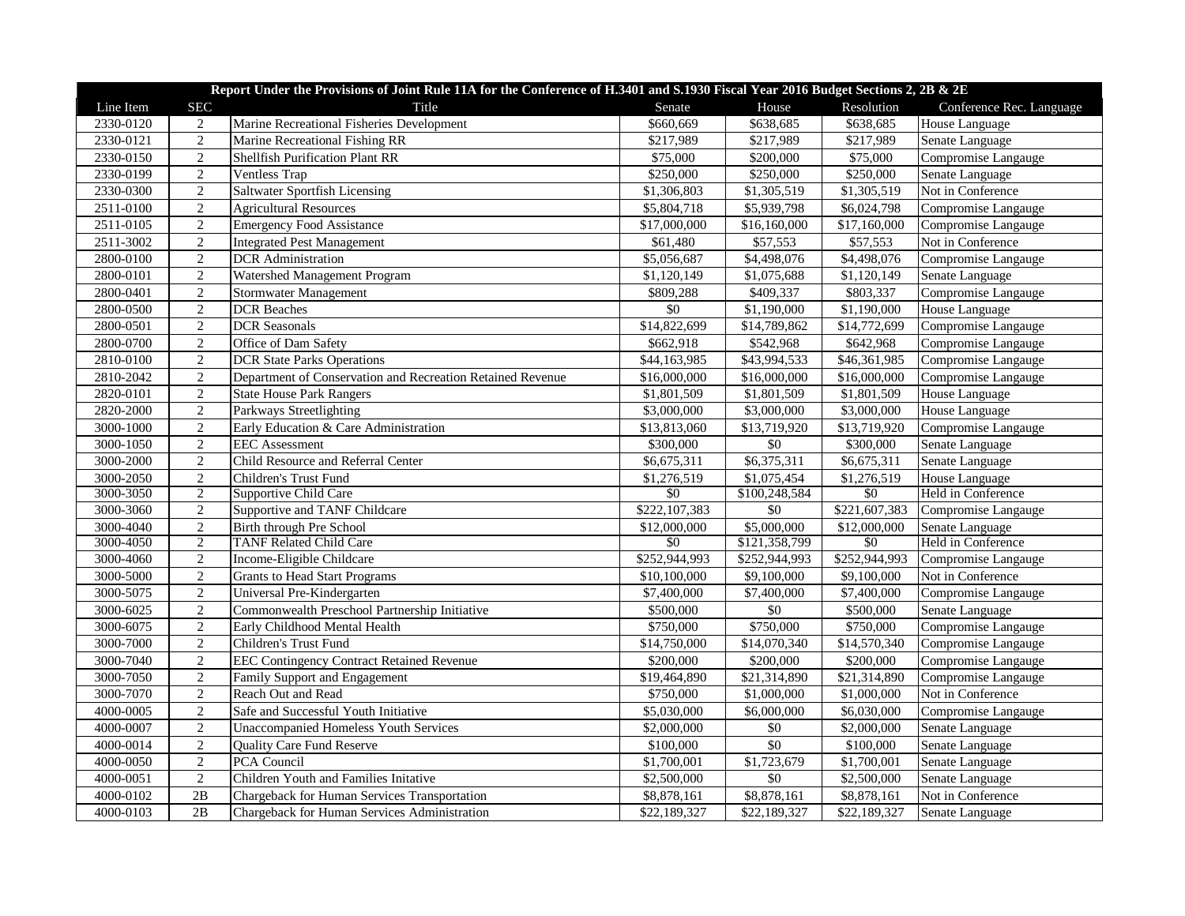| Report Under the Provisions of Joint Rule 11A for the Conference of H.3401 and S.1930 Fiscal Year 2016 Budget Sections 2, 2B & 2E | | | | | | |
|---|---|---|---|---|---|---|
| Line Item | SEC | Title | Senate | House | Resolution | Conference Rec. Language |
| 2330-0120 | 2 | Marine Recreational Fisheries Development | $660,669 | $638,685 | $638,685 | House Language |
| 2330-0121 | 2 | Marine Recreational Fishing RR | $217,989 | $217,989 | $217,989 | Senate Language |
| 2330-0150 | 2 | Shellfish Purification Plant RR | $75,000 | $200,000 | $75,000 | Compromise Langauge |
| 2330-0199 | 2 | Ventless Trap | $250,000 | $250,000 | $250,000 | Senate Language |
| 2330-0300 | 2 | Saltwater Sportfish Licensing | $1,306,803 | $1,305,519 | $1,305,519 | Not in Conference |
| 2511-0100 | 2 | Agricultural Resources | $5,804,718 | $5,939,798 | $6,024,798 | Compromise Langauge |
| 2511-0105 | 2 | Emergency Food Assistance | $17,000,000 | $16,160,000 | $17,160,000 | Compromise Langauge |
| 2511-3002 | 2 | Integrated Pest Management | $61,480 | $57,553 | $57,553 | Not in Conference |
| 2800-0100 | 2 | DCR Administration | $5,056,687 | $4,498,076 | $4,498,076 | Compromise Langauge |
| 2800-0101 | 2 | Watershed Management Program | $1,120,149 | $1,075,688 | $1,120,149 | Senate Language |
| 2800-0401 | 2 | Stormwater Management | $809,288 | $409,337 | $803,337 | Compromise Langauge |
| 2800-0500 | 2 | DCR Beaches | $0 | $1,190,000 | $1,190,000 | House Language |
| 2800-0501 | 2 | DCR Seasonals | $14,822,699 | $14,789,862 | $14,772,699 | Compromise Langauge |
| 2800-0700 | 2 | Office of Dam Safety | $662,918 | $542,968 | $642,968 | Compromise Langauge |
| 2810-0100 | 2 | DCR State Parks Operations | $44,163,985 | $43,994,533 | $46,361,985 | Compromise Langauge |
| 2810-2042 | 2 | Department of Conservation and Recreation Retained Revenue | $16,000,000 | $16,000,000 | $16,000,000 | Compromise Langauge |
| 2820-0101 | 2 | State House Park Rangers | $1,801,509 | $1,801,509 | $1,801,509 | House Language |
| 2820-2000 | 2 | Parkways Streetlighting | $3,000,000 | $3,000,000 | $3,000,000 | House Language |
| 3000-1000 | 2 | Early Education & Care Administration | $13,813,060 | $13,719,920 | $13,719,920 | Compromise Langauge |
| 3000-1050 | 2 | EEC Assessment | $300,000 | $0 | $300,000 | Senate Language |
| 3000-2000 | 2 | Child Resource and Referral Center | $6,675,311 | $6,375,311 | $6,675,311 | Senate Language |
| 3000-2050 | 2 | Children's Trust Fund | $1,276,519 | $1,075,454 | $1,276,519 | House Language |
| 3000-3050 | 2 | Supportive Child Care | $0 | $100,248,584 | $0 | Held in Conference |
| 3000-3060 | 2 | Supportive and TANF Childcare | $222,107,383 | $0 | $221,607,383 | Compromise Langauge |
| 3000-4040 | 2 | Birth through Pre School | $12,000,000 | $5,000,000 | $12,000,000 | Senate Language |
| 3000-4050 | 2 | TANF Related Child Care | $0 | $121,358,799 | $0 | Held in Conference |
| 3000-4060 | 2 | Income-Eligible Childcare | $252,944,993 | $252,944,993 | $252,944,993 | Compromise Langauge |
| 3000-5000 | 2 | Grants to Head Start Programs | $10,100,000 | $9,100,000 | $9,100,000 | Not in Conference |
| 3000-5075 | 2 | Universal Pre-Kindergarten | $7,400,000 | $7,400,000 | $7,400,000 | Compromise Langauge |
| 3000-6025 | 2 | Commonwealth Preschool Partnership Initiative | $500,000 | $0 | $500,000 | Senate Language |
| 3000-6075 | 2 | Early Childhood Mental Health | $750,000 | $750,000 | $750,000 | Compromise Langauge |
| 3000-7000 | 2 | Children's Trust Fund | $14,750,000 | $14,070,340 | $14,570,340 | Compromise Langauge |
| 3000-7040 | 2 | EEC Contingency Contract Retained Revenue | $200,000 | $200,000 | $200,000 | Compromise Langauge |
| 3000-7050 | 2 | Family Support and Engagement | $19,464,890 | $21,314,890 | $21,314,890 | Compromise Langauge |
| 3000-7070 | 2 | Reach Out and Read | $750,000 | $1,000,000 | $1,000,000 | Not in Conference |
| 4000-0005 | 2 | Safe and Successful Youth Initiative | $5,030,000 | $6,000,000 | $6,030,000 | Compromise Langauge |
| 4000-0007 | 2 | Unaccompanied Homeless Youth Services | $2,000,000 | $0 | $2,000,000 | Senate Language |
| 4000-0014 | 2 | Quality Care Fund Reserve | $100,000 | $0 | $100,000 | Senate Language |
| 4000-0050 | 2 | PCA Council | $1,700,001 | $1,723,679 | $1,700,001 | Senate Language |
| 4000-0051 | 2 | Children Youth and Families Initative | $2,500,000 | $0 | $2,500,000 | Senate Language |
| 4000-0102 | 2B | Chargeback for Human Services Transportation | $8,878,161 | $8,878,161 | $8,878,161 | Not in Conference |
| 4000-0103 | 2B | Chargeback for Human Services Administration | $22,189,327 | $22,189,327 | $22,189,327 | Senate Language |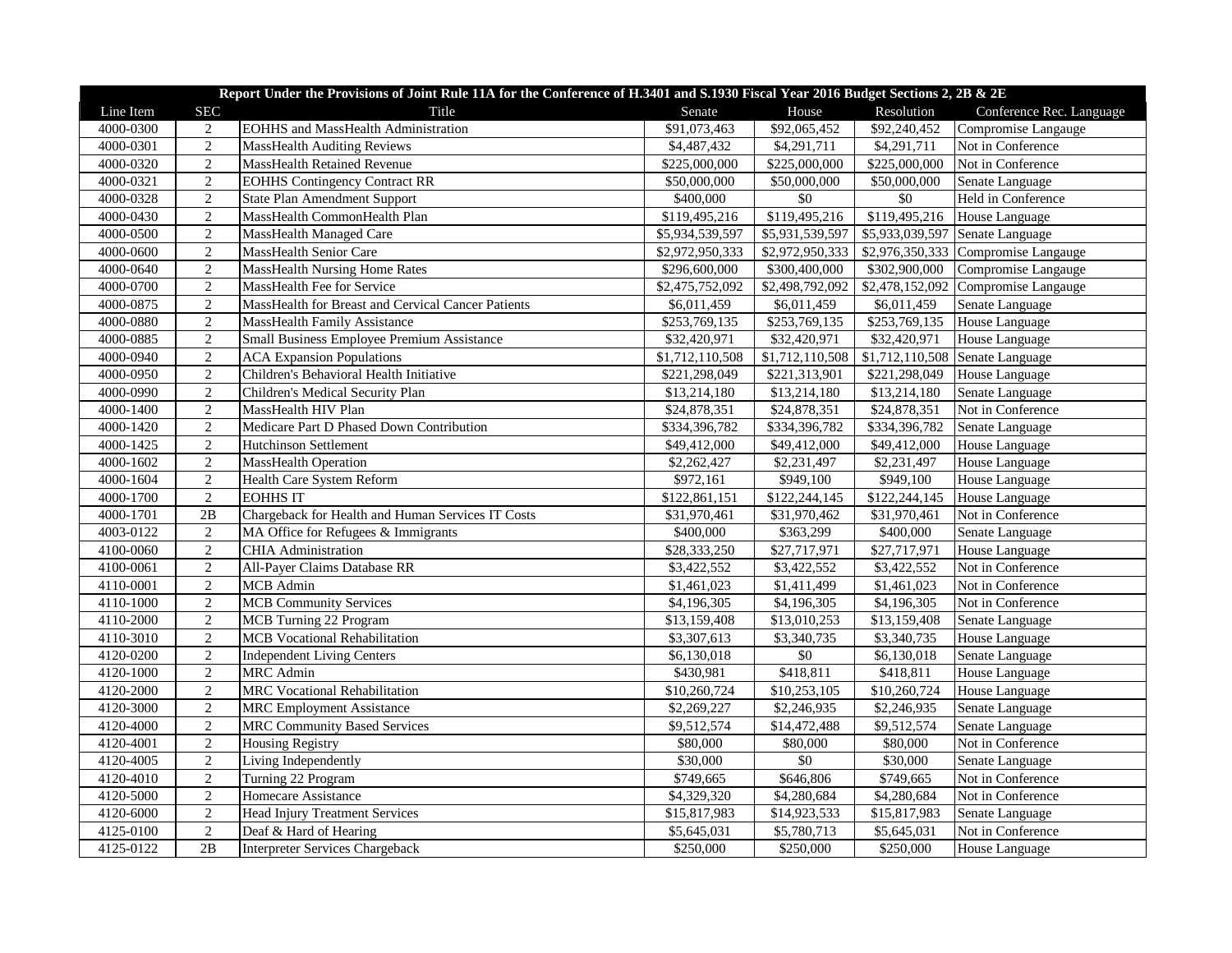| Report Under the Provisions of Joint Rule 11A for the Conference of H.3401 and S.1930 Fiscal Year 2016 Budget Sections 2, 2B & 2E | | | | | | |
|---|---|---|---|---|---|---|
| Line Item | SEC | Title | Senate | House | Resolution | Conference Rec. Language |
| 4000-0300 | 2 | EOHHS and MassHealth Administration | $91,073,463 | $92,065,452 | $92,240,452 | Compromise Langauge |
| 4000-0301 | 2 | MassHealth Auditing Reviews | $4,487,432 | $4,291,711 | $4,291,711 | Not in Conference |
| 4000-0320 | 2 | MassHealth Retained Revenue | $225,000,000 | $225,000,000 | $225,000,000 | Not in Conference |
| 4000-0321 | 2 | EOHHS Contingency Contract RR | $50,000,000 | $50,000,000 | $50,000,000 | Senate Language |
| 4000-0328 | 2 | State Plan Amendment Support | $400,000 | $0 | $0 | Held in Conference |
| 4000-0430 | 2 | MassHealth CommonHealth Plan | $119,495,216 | $119,495,216 | $119,495,216 | House Language |
| 4000-0500 | 2 | MassHealth Managed Care | $5,934,539,597 | $5,931,539,597 | $5,933,039,597 | Senate Language |
| 4000-0600 | 2 | MassHealth Senior Care | $2,972,950,333 | $2,972,950,333 | $2,976,350,333 | Compromise Langauge |
| 4000-0640 | 2 | MassHealth Nursing Home Rates | $296,600,000 | $300,400,000 | $302,900,000 | Compromise Langauge |
| 4000-0700 | 2 | MassHealth Fee for Service | $2,475,752,092 | $2,498,792,092 | $2,478,152,092 | Compromise Langauge |
| 4000-0875 | 2 | MassHealth for Breast and Cervical Cancer Patients | $6,011,459 | $6,011,459 | $6,011,459 | Senate Language |
| 4000-0880 | 2 | MassHealth Family Assistance | $253,769,135 | $253,769,135 | $253,769,135 | House Language |
| 4000-0885 | 2 | Small Business Employee Premium Assistance | $32,420,971 | $32,420,971 | $32,420,971 | House Language |
| 4000-0940 | 2 | ACA Expansion Populations | $1,712,110,508 | $1,712,110,508 | $1,712,110,508 | Senate Language |
| 4000-0950 | 2 | Children's Behavioral Health Initiative | $221,298,049 | $221,313,901 | $221,298,049 | House Language |
| 4000-0990 | 2 | Children's Medical Security Plan | $13,214,180 | $13,214,180 | $13,214,180 | Senate Language |
| 4000-1400 | 2 | MassHealth HIV Plan | $24,878,351 | $24,878,351 | $24,878,351 | Not in Conference |
| 4000-1420 | 2 | Medicare Part D Phased Down Contribution | $334,396,782 | $334,396,782 | $334,396,782 | Senate Language |
| 4000-1425 | 2 | Hutchinson Settlement | $49,412,000 | $49,412,000 | $49,412,000 | House Language |
| 4000-1602 | 2 | MassHealth Operation | $2,262,427 | $2,231,497 | $2,231,497 | House Language |
| 4000-1604 | 2 | Health Care System Reform | $972,161 | $949,100 | $949,100 | House Language |
| 4000-1700 | 2 | EOHHS IT | $122,861,151 | $122,244,145 | $122,244,145 | House Language |
| 4000-1701 | 2B | Chargeback for Health and Human Services IT Costs | $31,970,461 | $31,970,462 | $31,970,461 | Not in Conference |
| 4003-0122 | 2 | MA Office for Refugees & Immigrants | $400,000 | $363,299 | $400,000 | Senate Language |
| 4100-0060 | 2 | CHIA Administration | $28,333,250 | $27,717,971 | $27,717,971 | House Language |
| 4100-0061 | 2 | All-Payer Claims Database RR | $3,422,552 | $3,422,552 | $3,422,552 | Not in Conference |
| 4110-0001 | 2 | MCB Admin | $1,461,023 | $1,411,499 | $1,461,023 | Not in Conference |
| 4110-1000 | 2 | MCB Community Services | $4,196,305 | $4,196,305 | $4,196,305 | Not in Conference |
| 4110-2000 | 2 | MCB Turning 22 Program | $13,159,408 | $13,010,253 | $13,159,408 | Senate Language |
| 4110-3010 | 2 | MCB Vocational Rehabilitation | $3,307,613 | $3,340,735 | $3,340,735 | House Language |
| 4120-0200 | 2 | Independent Living Centers | $6,130,018 | $0 | $6,130,018 | Senate Language |
| 4120-1000 | 2 | MRC Admin | $430,981 | $418,811 | $418,811 | House Language |
| 4120-2000 | 2 | MRC Vocational Rehabilitation | $10,260,724 | $10,253,105 | $10,260,724 | House Language |
| 4120-3000 | 2 | MRC Employment Assistance | $2,269,227 | $2,246,935 | $2,246,935 | Senate Language |
| 4120-4000 | 2 | MRC Community Based Services | $9,512,574 | $14,472,488 | $9,512,574 | Senate Language |
| 4120-4001 | 2 | Housing Registry | $80,000 | $80,000 | $80,000 | Not in Conference |
| 4120-4005 | 2 | Living Independently | $30,000 | $0 | $30,000 | Senate Language |
| 4120-4010 | 2 | Turning 22 Program | $749,665 | $646,806 | $749,665 | Not in Conference |
| 4120-5000 | 2 | Homecare Assistance | $4,329,320 | $4,280,684 | $4,280,684 | Not in Conference |
| 4120-6000 | 2 | Head Injury Treatment Services | $15,817,983 | $14,923,533 | $15,817,983 | Senate Language |
| 4125-0100 | 2 | Deaf & Hard of Hearing | $5,645,031 | $5,780,713 | $5,645,031 | Not in Conference |
| 4125-0122 | 2B | Interpreter Services Chargeback | $250,000 | $250,000 | $250,000 | House Language |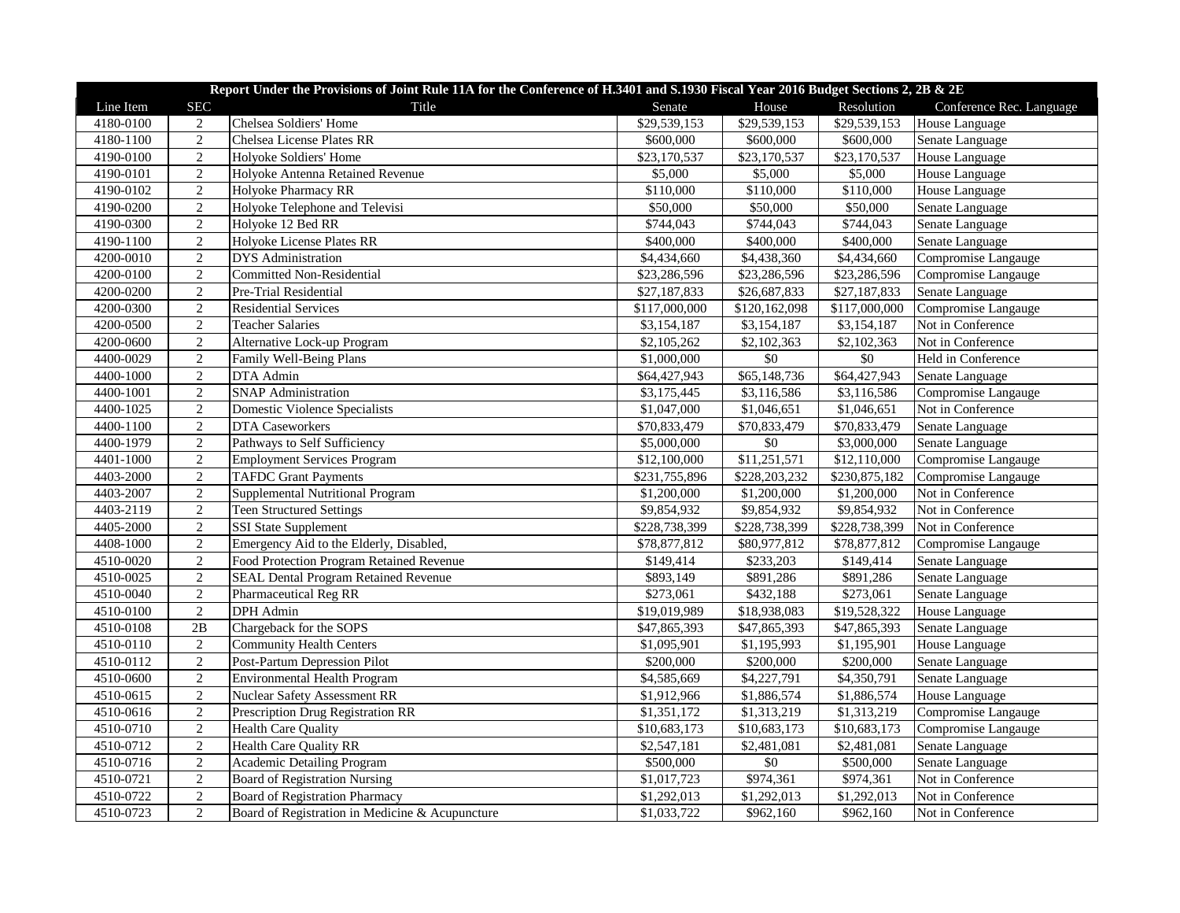| Report Under the Provisions of Joint Rule 11A for the Conference of H.3401 and S.1930 Fiscal Year 2016 Budget Sections 2, 2B & 2E | | | | | | |
|---|---|---|---|---|---|---|
| Line Item | SEC | Title | Senate | House | Resolution | Conference Rec. Language |
| 4180-0100 | 2 | Chelsea Soldiers' Home | $29,539,153 | $29,539,153 | $29,539,153 | House Language |
| 4180-1100 | 2 | Chelsea License Plates RR | $600,000 | $600,000 | $600,000 | Senate Language |
| 4190-0100 | 2 | Holyoke Soldiers' Home | $23,170,537 | $23,170,537 | $23,170,537 | House Language |
| 4190-0101 | 2 | Holyoke Antenna Retained Revenue | $5,000 | $5,000 | $5,000 | House Language |
| 4190-0102 | 2 | Holyoke Pharmacy RR | $110,000 | $110,000 | $110,000 | House Language |
| 4190-0200 | 2 | Holyoke Telephone and Televisi | $50,000 | $50,000 | $50,000 | Senate Language |
| 4190-0300 | 2 | Holyoke 12 Bed RR | $744,043 | $744,043 | $744,043 | Senate Language |
| 4190-1100 | 2 | Holyoke License Plates RR | $400,000 | $400,000 | $400,000 | Senate Language |
| 4200-0010 | 2 | DYS Administration | $4,434,660 | $4,438,360 | $4,434,660 | Compromise Langauge |
| 4200-0100 | 2 | Committed Non-Residential | $23,286,596 | $23,286,596 | $23,286,596 | Compromise Langauge |
| 4200-0200 | 2 | Pre-Trial Residential | $27,187,833 | $26,687,833 | $27,187,833 | Senate Language |
| 4200-0300 | 2 | Residential Services | $117,000,000 | $120,162,098 | $117,000,000 | Compromise Langauge |
| 4200-0500 | 2 | Teacher Salaries | $3,154,187 | $3,154,187 | $3,154,187 | Not in Conference |
| 4200-0600 | 2 | Alternative Lock-up Program | $2,105,262 | $2,102,363 | $2,102,363 | Not in Conference |
| 4400-0029 | 2 | Family Well-Being Plans | $1,000,000 | $0 | $0 | Held in Conference |
| 4400-1000 | 2 | DTA Admin | $64,427,943 | $65,148,736 | $64,427,943 | Senate Language |
| 4400-1001 | 2 | SNAP Administration | $3,175,445 | $3,116,586 | $3,116,586 | Compromise Langauge |
| 4400-1025 | 2 | Domestic Violence Specialists | $1,047,000 | $1,046,651 | $1,046,651 | Not in Conference |
| 4400-1100 | 2 | DTA Caseworkers | $70,833,479 | $70,833,479 | $70,833,479 | Senate Language |
| 4400-1979 | 2 | Pathways to Self Sufficiency | $5,000,000 | $0 | $3,000,000 | Senate Language |
| 4401-1000 | 2 | Employment Services Program | $12,100,000 | $11,251,571 | $12,110,000 | Compromise Langauge |
| 4403-2000 | 2 | TAFDC Grant Payments | $231,755,896 | $228,203,232 | $230,875,182 | Compromise Langauge |
| 4403-2007 | 2 | Supplemental Nutritional Program | $1,200,000 | $1,200,000 | $1,200,000 | Not in Conference |
| 4403-2119 | 2 | Teen Structured Settings | $9,854,932 | $9,854,932 | $9,854,932 | Not in Conference |
| 4405-2000 | 2 | SSI State Supplement | $228,738,399 | $228,738,399 | $228,738,399 | Not in Conference |
| 4408-1000 | 2 | Emergency Aid to the Elderly, Disabled, | $78,877,812 | $80,977,812 | $78,877,812 | Compromise Langauge |
| 4510-0020 | 2 | Food Protection Program Retained Revenue | $149,414 | $233,203 | $149,414 | Senate Language |
| 4510-0025 | 2 | SEAL Dental Program Retained Revenue | $893,149 | $891,286 | $891,286 | Senate Language |
| 4510-0040 | 2 | Pharmaceutical Reg RR | $273,061 | $432,188 | $273,061 | Senate Language |
| 4510-0100 | 2 | DPH Admin | $19,019,989 | $18,938,083 | $19,528,322 | House Language |
| 4510-0108 | 2B | Chargeback for the SOPS | $47,865,393 | $47,865,393 | $47,865,393 | Senate Language |
| 4510-0110 | 2 | Community Health Centers | $1,095,901 | $1,195,993 | $1,195,901 | House Language |
| 4510-0112 | 2 | Post-Partum Depression Pilot | $200,000 | $200,000 | $200,000 | Senate Language |
| 4510-0600 | 2 | Environmental Health Program | $4,585,669 | $4,227,791 | $4,350,791 | Senate Language |
| 4510-0615 | 2 | Nuclear Safety Assessment RR | $1,912,966 | $1,886,574 | $1,886,574 | House Language |
| 4510-0616 | 2 | Prescription Drug Registration RR | $1,351,172 | $1,313,219 | $1,313,219 | Compromise Langauge |
| 4510-0710 | 2 | Health Care Quality | $10,683,173 | $10,683,173 | $10,683,173 | Compromise Langauge |
| 4510-0712 | 2 | Health Care Quality RR | $2,547,181 | $2,481,081 | $2,481,081 | Senate Language |
| 4510-0716 | 2 | Academic Detailing Program | $500,000 | $0 | $500,000 | Senate Language |
| 4510-0721 | 2 | Board of Registration Nursing | $1,017,723 | $974,361 | $974,361 | Not in Conference |
| 4510-0722 | 2 | Board of Registration Pharmacy | $1,292,013 | $1,292,013 | $1,292,013 | Not in Conference |
| 4510-0723 | 2 | Board of Registration in Medicine & Acupuncture | $1,033,722 | $962,160 | $962,160 | Not in Conference |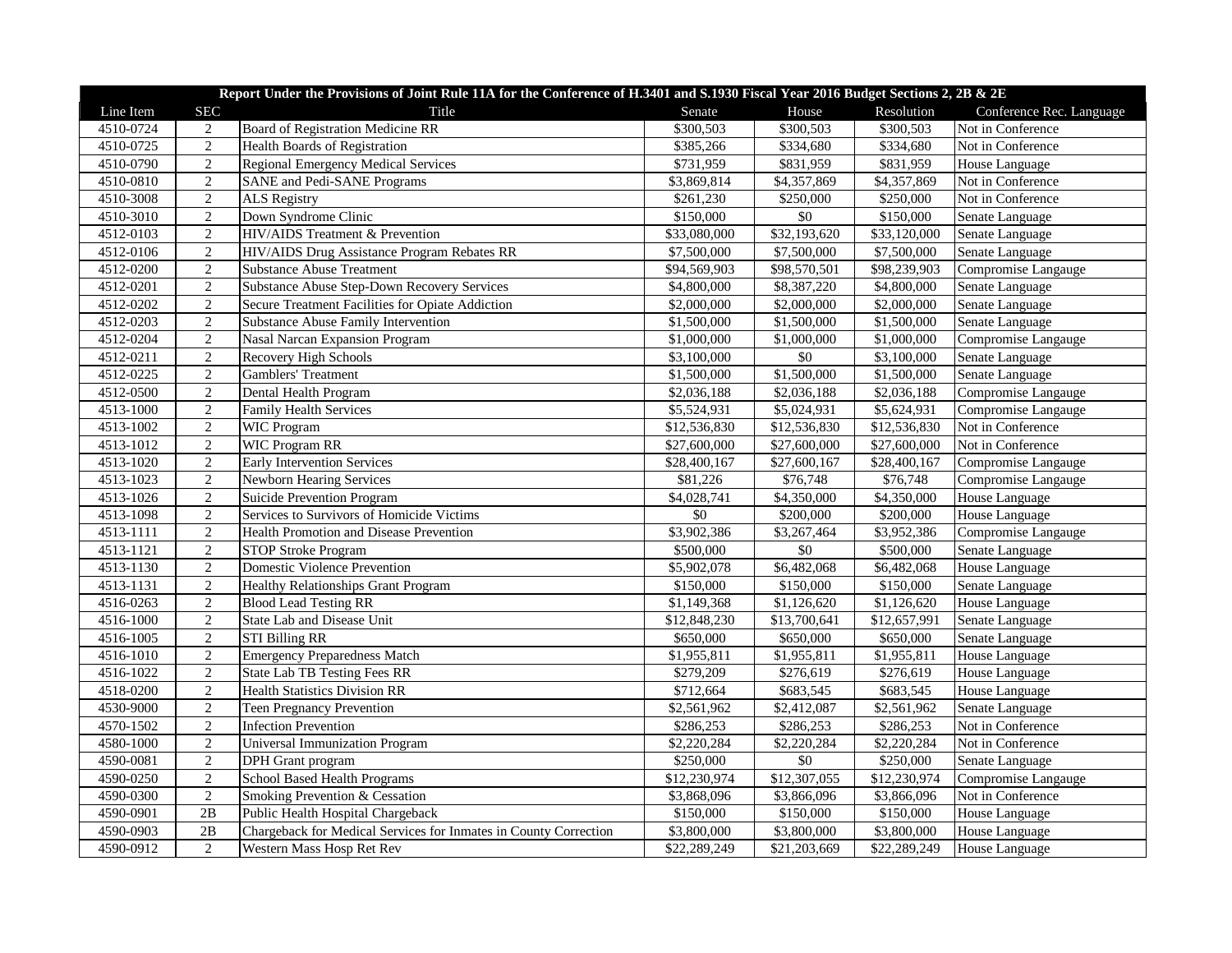| Report Under the Provisions of Joint Rule 11A for the Conference of H.3401 and S.1930 Fiscal Year 2016 Budget Sections 2, 2B & 2E | | | | | | |
|---|---|---|---|---|---|---|
| Line Item | SEC | Title | Senate | House | Resolution | Conference Rec. Language |
| 4510-0724 | 2 | Board of Registration Medicine RR | $300,503 | $300,503 | $300,503 | Not in Conference |
| 4510-0725 | 2 | Health Boards of Registration | $385,266 | $334,680 | $334,680 | Not in Conference |
| 4510-0790 | 2 | Regional Emergency Medical Services | $731,959 | $831,959 | $831,959 | House Language |
| 4510-0810 | 2 | SANE and Pedi-SANE Programs | $3,869,814 | $4,357,869 | $4,357,869 | Not in Conference |
| 4510-3008 | 2 | ALS Registry | $261,230 | $250,000 | $250,000 | Not in Conference |
| 4510-3010 | 2 | Down Syndrome Clinic | $150,000 | $0 | $150,000 | Senate Language |
| 4512-0103 | 2 | HIV/AIDS Treatment & Prevention | $33,080,000 | $32,193,620 | $33,120,000 | Senate Language |
| 4512-0106 | 2 | HIV/AIDS Drug Assistance Program Rebates RR | $7,500,000 | $7,500,000 | $7,500,000 | Senate Language |
| 4512-0200 | 2 | Substance Abuse Treatment | $94,569,903 | $98,570,501 | $98,239,903 | Compromise Langauge |
| 4512-0201 | 2 | Substance Abuse Step-Down Recovery Services | $4,800,000 | $8,387,220 | $4,800,000 | Senate Language |
| 4512-0202 | 2 | Secure Treatment Facilities for Opiate Addiction | $2,000,000 | $2,000,000 | $2,000,000 | Senate Language |
| 4512-0203 | 2 | Substance Abuse Family Intervention | $1,500,000 | $1,500,000 | $1,500,000 | Senate Language |
| 4512-0204 | 2 | Nasal Narcan Expansion Program | $1,000,000 | $1,000,000 | $1,000,000 | Compromise Langauge |
| 4512-0211 | 2 | Recovery High Schools | $3,100,000 | $0 | $3,100,000 | Senate Language |
| 4512-0225 | 2 | Gamblers' Treatment | $1,500,000 | $1,500,000 | $1,500,000 | Senate Language |
| 4512-0500 | 2 | Dental Health Program | $2,036,188 | $2,036,188 | $2,036,188 | Compromise Langauge |
| 4513-1000 | 2 | Family Health Services | $5,524,931 | $5,024,931 | $5,624,931 | Compromise Langauge |
| 4513-1002 | 2 | WIC Program | $12,536,830 | $12,536,830 | $12,536,830 | Not in Conference |
| 4513-1012 | 2 | WIC Program RR | $27,600,000 | $27,600,000 | $27,600,000 | Not in Conference |
| 4513-1020 | 2 | Early Intervention Services | $28,400,167 | $27,600,167 | $28,400,167 | Compromise Langauge |
| 4513-1023 | 2 | Newborn Hearing Services | $81,226 | $76,748 | $76,748 | Compromise Langauge |
| 4513-1026 | 2 | Suicide Prevention Program | $4,028,741 | $4,350,000 | $4,350,000 | House Language |
| 4513-1098 | 2 | Services to Survivors of Homicide Victims | $0 | $200,000 | $200,000 | House Language |
| 4513-1111 | 2 | Health Promotion and Disease Prevention | $3,902,386 | $3,267,464 | $3,952,386 | Compromise Langauge |
| 4513-1121 | 2 | STOP Stroke Program | $500,000 | $0 | $500,000 | Senate Language |
| 4513-1130 | 2 | Domestic Violence Prevention | $5,902,078 | $6,482,068 | $6,482,068 | House Language |
| 4513-1131 | 2 | Healthy Relationships Grant Program | $150,000 | $150,000 | $150,000 | Senate Language |
| 4516-0263 | 2 | Blood Lead Testing RR | $1,149,368 | $1,126,620 | $1,126,620 | House Language |
| 4516-1000 | 2 | State Lab and Disease Unit | $12,848,230 | $13,700,641 | $12,657,991 | Senate Language |
| 4516-1005 | 2 | STI Billing RR | $650,000 | $650,000 | $650,000 | Senate Language |
| 4516-1010 | 2 | Emergency Preparedness Match | $1,955,811 | $1,955,811 | $1,955,811 | House Language |
| 4516-1022 | 2 | State Lab TB Testing Fees RR | $279,209 | $276,619 | $276,619 | House Language |
| 4518-0200 | 2 | Health Statistics Division RR | $712,664 | $683,545 | $683,545 | House Language |
| 4530-9000 | 2 | Teen Pregnancy Prevention | $2,561,962 | $2,412,087 | $2,561,962 | Senate Language |
| 4570-1502 | 2 | Infection Prevention | $286,253 | $286,253 | $286,253 | Not in Conference |
| 4580-1000 | 2 | Universal Immunization Program | $2,220,284 | $2,220,284 | $2,220,284 | Not in Conference |
| 4590-0081 | 2 | DPH Grant program | $250,000 | $0 | $250,000 | Senate Language |
| 4590-0250 | 2 | School Based Health Programs | $12,230,974 | $12,307,055 | $12,230,974 | Compromise Langauge |
| 4590-0300 | 2 | Smoking Prevention & Cessation | $3,868,096 | $3,866,096 | $3,866,096 | Not in Conference |
| 4590-0901 | 2B | Public Health Hospital Chargeback | $150,000 | $150,000 | $150,000 | House Language |
| 4590-0903 | 2B | Chargeback for Medical Services for Inmates in County Correction | $3,800,000 | $3,800,000 | $3,800,000 | House Language |
| 4590-0912 | 2 | Western Mass Hosp Ret Rev | $22,289,249 | $21,203,669 | $22,289,249 | House Language |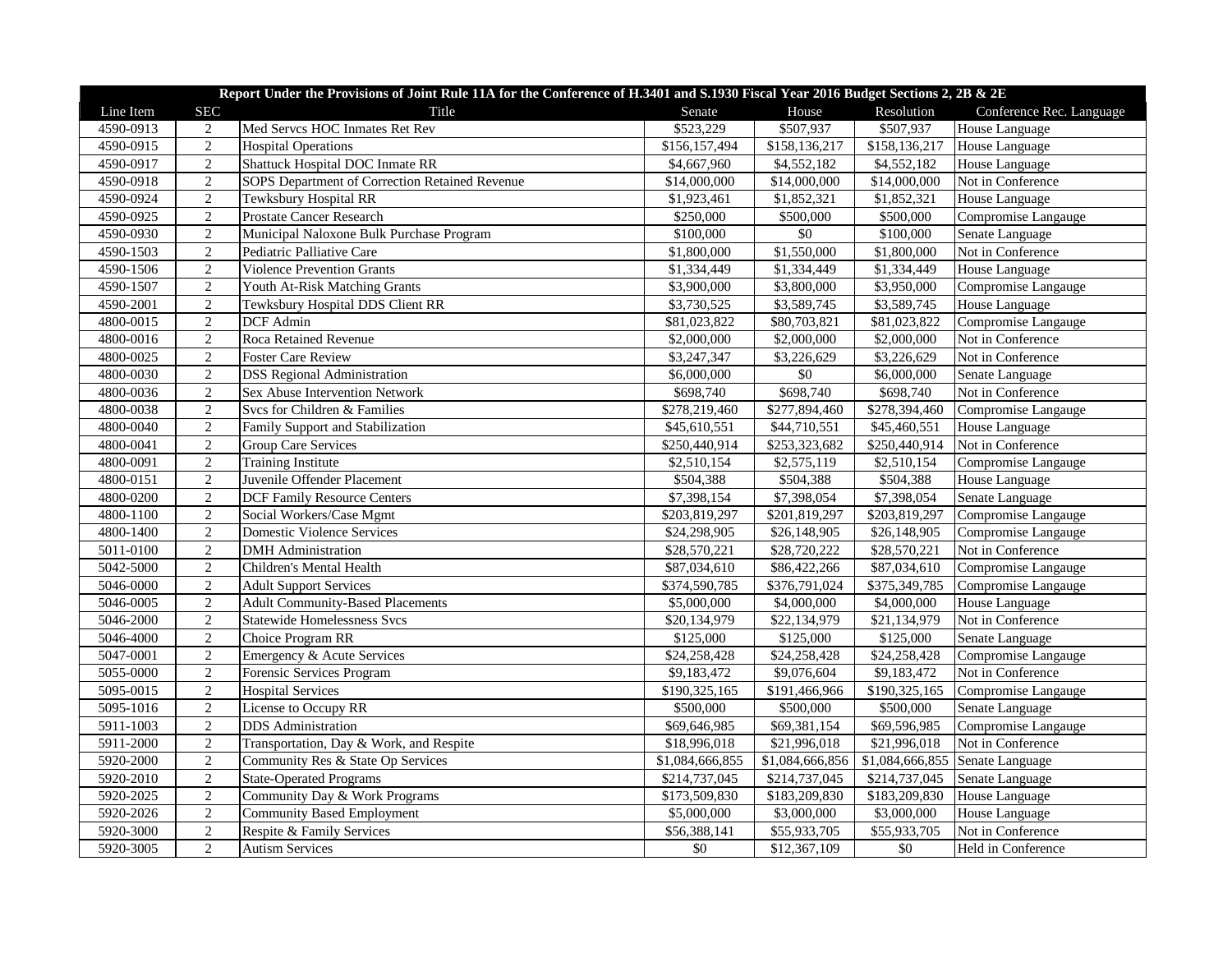| Report Under the Provisions of Joint Rule 11A for the Conference of H.3401 and S.1930 Fiscal Year 2016 Budget Sections 2, 2B & 2E | | | | | | |
|---|---|---|---|---|---|---|
| Line Item | SEC | Title | Senate | House | Resolution | Conference Rec. Language |
| 4590-0913 | 2 | Med Servcs HOC Inmates Ret Rev | $523,229 | $507,937 | $507,937 | House Language |
| 4590-0915 | 2 | Hospital Operations | $156,157,494 | $158,136,217 | $158,136,217 | House Language |
| 4590-0917 | 2 | Shattuck Hospital DOC Inmate RR | $4,667,960 | $4,552,182 | $4,552,182 | House Language |
| 4590-0918 | 2 | SOPS Department of Correction Retained Revenue | $14,000,000 | $14,000,000 | $14,000,000 | Not in Conference |
| 4590-0924 | 2 | Tewksbury Hospital RR | $1,923,461 | $1,852,321 | $1,852,321 | House Language |
| 4590-0925 | 2 | Prostate Cancer Research | $250,000 | $500,000 | $500,000 | Compromise Langauge |
| 4590-0930 | 2 | Municipal Naloxone Bulk Purchase Program | $100,000 | $0 | $100,000 | Senate Language |
| 4590-1503 | 2 | Pediatric Palliative Care | $1,800,000 | $1,550,000 | $1,800,000 | Not in Conference |
| 4590-1506 | 2 | Violence Prevention Grants | $1,334,449 | $1,334,449 | $1,334,449 | House Language |
| 4590-1507 | 2 | Youth At-Risk Matching Grants | $3,900,000 | $3,800,000 | $3,950,000 | Compromise Langauge |
| 4590-2001 | 2 | Tewksbury Hospital DDS Client RR | $3,730,525 | $3,589,745 | $3,589,745 | House Language |
| 4800-0015 | 2 | DCF Admin | $81,023,822 | $80,703,821 | $81,023,822 | Compromise Langauge |
| 4800-0016 | 2 | Roca Retained Revenue | $2,000,000 | $2,000,000 | $2,000,000 | Not in Conference |
| 4800-0025 | 2 | Foster Care Review | $3,247,347 | $3,226,629 | $3,226,629 | Not in Conference |
| 4800-0030 | 2 | DSS Regional Administration | $6,000,000 | $0 | $6,000,000 | Senate Language |
| 4800-0036 | 2 | Sex Abuse Intervention Network | $698,740 | $698,740 | $698,740 | Not in Conference |
| 4800-0038 | 2 | Svcs for Children & Families | $278,219,460 | $277,894,460 | $278,394,460 | Compromise Langauge |
| 4800-0040 | 2 | Family Support and Stabilization | $45,610,551 | $44,710,551 | $45,460,551 | House Language |
| 4800-0041 | 2 | Group Care Services | $250,440,914 | $253,323,682 | $250,440,914 | Not in Conference |
| 4800-0091 | 2 | Training Institute | $2,510,154 | $2,575,119 | $2,510,154 | Compromise Langauge |
| 4800-0151 | 2 | Juvenile Offender Placement | $504,388 | $504,388 | $504,388 | House Language |
| 4800-0200 | 2 | DCF Family Resource Centers | $7,398,154 | $7,398,054 | $7,398,054 | Senate Language |
| 4800-1100 | 2 | Social Workers/Case Mgmt | $203,819,297 | $201,819,297 | $203,819,297 | Compromise Langauge |
| 4800-1400 | 2 | Domestic Violence Services | $24,298,905 | $26,148,905 | $26,148,905 | Compromise Langauge |
| 5011-0100 | 2 | DMH Administration | $28,570,221 | $28,720,222 | $28,570,221 | Not in Conference |
| 5042-5000 | 2 | Children's Mental Health | $87,034,610 | $86,422,266 | $87,034,610 | Compromise Langauge |
| 5046-0000 | 2 | Adult Support Services | $374,590,785 | $376,791,024 | $375,349,785 | Compromise Langauge |
| 5046-0005 | 2 | Adult Community-Based Placements | $5,000,000 | $4,000,000 | $4,000,000 | House Language |
| 5046-2000 | 2 | Statewide Homelessness Svcs | $20,134,979 | $22,134,979 | $21,134,979 | Not in Conference |
| 5046-4000 | 2 | Choice Program RR | $125,000 | $125,000 | $125,000 | Senate Language |
| 5047-0001 | 2 | Emergency & Acute Services | $24,258,428 | $24,258,428 | $24,258,428 | Compromise Langauge |
| 5055-0000 | 2 | Forensic Services Program | $9,183,472 | $9,076,604 | $9,183,472 | Not in Conference |
| 5095-0015 | 2 | Hospital Services | $190,325,165 | $191,466,966 | $190,325,165 | Compromise Langauge |
| 5095-1016 | 2 | License to Occupy RR | $500,000 | $500,000 | $500,000 | Senate Language |
| 5911-1003 | 2 | DDS Administration | $69,646,985 | $69,381,154 | $69,596,985 | Compromise Langauge |
| 5911-2000 | 2 | Transportation, Day & Work, and Respite | $18,996,018 | $21,996,018 | $21,996,018 | Not in Conference |
| 5920-2000 | 2 | Community Res & State Op Services | $1,084,666,855 | $1,084,666,856 | $1,084,666,855 | Senate Language |
| 5920-2010 | 2 | State-Operated Programs | $214,737,045 | $214,737,045 | $214,737,045 | Senate Language |
| 5920-2025 | 2 | Community Day & Work Programs | $173,509,830 | $183,209,830 | $183,209,830 | House Language |
| 5920-2026 | 2 | Community Based Employment | $5,000,000 | $3,000,000 | $3,000,000 | House Language |
| 5920-3000 | 2 | Respite & Family Services | $56,388,141 | $55,933,705 | $55,933,705 | Not in Conference |
| 5920-3005 | 2 | Autism Services | $0 | $12,367,109 | $0 | Held in Conference |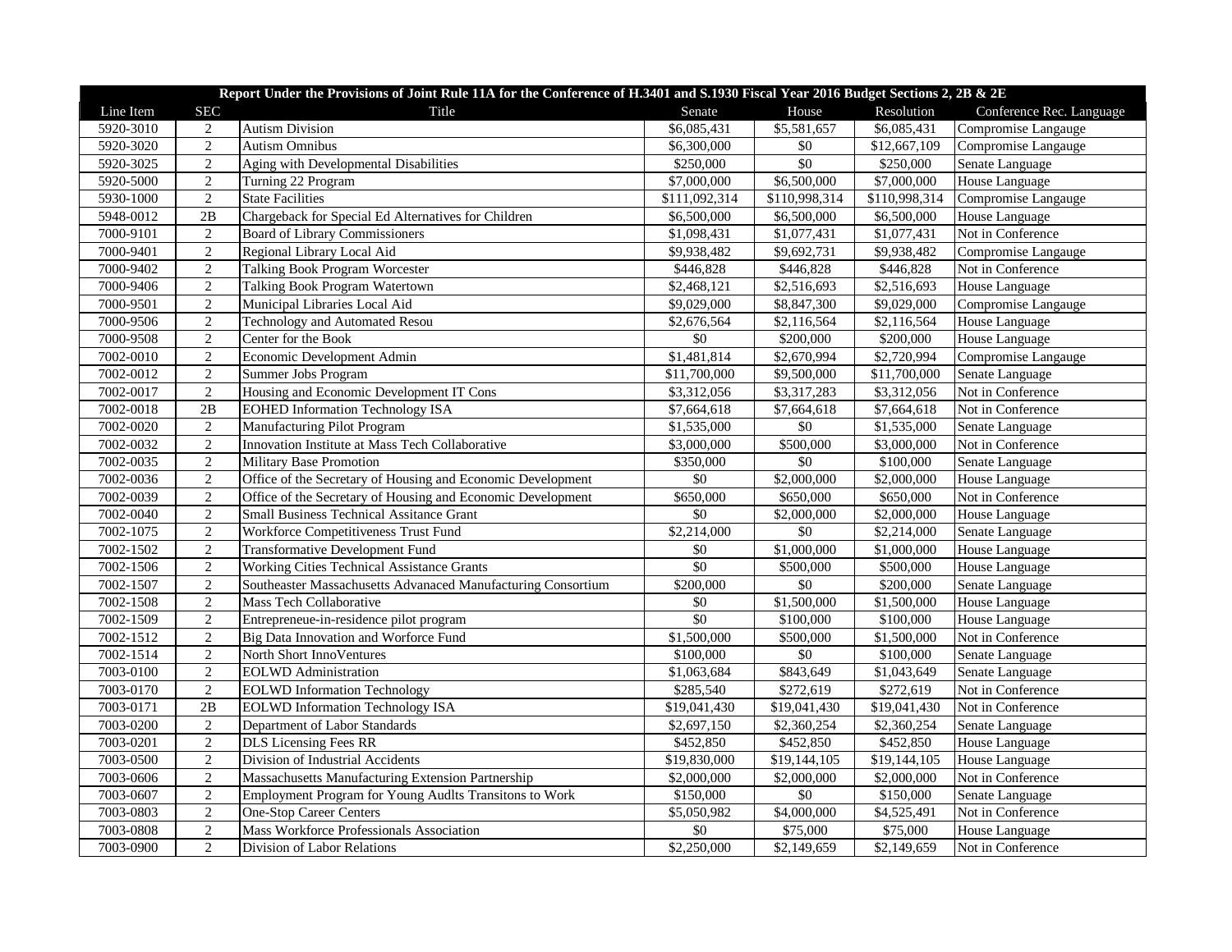| Report Under the Provisions of Joint Rule 11A for the Conference of H.3401 and S.1930 Fiscal Year 2016 Budget Sections 2, 2B & 2E | | | | | | |
|---|---|---|---|---|---|---|
| Line Item | SEC | Title | Senate | House | Resolution | Conference Rec. Language |
| 5920-3010 | 2 | Autism Division | $6,085,431 | $5,581,657 | $6,085,431 | Compromise Langauge |
| 5920-3020 | 2 | Autism Omnibus | $6,300,000 | $0 | $12,667,109 | Compromise Langauge |
| 5920-3025 | 2 | Aging with Developmental Disabilities | $250,000 | $0 | $250,000 | Senate Language |
| 5920-5000 | 2 | Turning 22 Program | $7,000,000 | $6,500,000 | $7,000,000 | House Language |
| 5930-1000 | 2 | State Facilities | $111,092,314 | $110,998,314 | $110,998,314 | Compromise Langauge |
| 5948-0012 | 2B | Chargeback for Special Ed Alternatives for Children | $6,500,000 | $6,500,000 | $6,500,000 | House Language |
| 7000-9101 | 2 | Board of Library Commissioners | $1,098,431 | $1,077,431 | $1,077,431 | Not in Conference |
| 7000-9401 | 2 | Regional Library Local Aid | $9,938,482 | $9,692,731 | $9,938,482 | Compromise Langauge |
| 7000-9402 | 2 | Talking Book Program Worcester | $446,828 | $446,828 | $446,828 | Not in Conference |
| 7000-9406 | 2 | Talking Book Program Watertown | $2,468,121 | $2,516,693 | $2,516,693 | House Language |
| 7000-9501 | 2 | Municipal Libraries Local Aid | $9,029,000 | $8,847,300 | $9,029,000 | Compromise Langauge |
| 7000-9506 | 2 | Technology and Automated Resou | $2,676,564 | $2,116,564 | $2,116,564 | House Language |
| 7000-9508 | 2 | Center for the Book | $0 | $200,000 | $200,000 | House Language |
| 7002-0010 | 2 | Economic Development Admin | $1,481,814 | $2,670,994 | $2,720,994 | Compromise Langauge |
| 7002-0012 | 2 | Summer Jobs Program | $11,700,000 | $9,500,000 | $11,700,000 | Senate Language |
| 7002-0017 | 2 | Housing and Economic Development IT Cons | $3,312,056 | $3,317,283 | $3,312,056 | Not in Conference |
| 7002-0018 | 2B | EOHED Information Technology ISA | $7,664,618 | $7,664,618 | $7,664,618 | Not in Conference |
| 7002-0020 | 2 | Manufacturing Pilot Program | $1,535,000 | $0 | $1,535,000 | Senate Language |
| 7002-0032 | 2 | Innovation Institute at Mass Tech Collaborative | $3,000,000 | $500,000 | $3,000,000 | Not in Conference |
| 7002-0035 | 2 | Military Base Promotion | $350,000 | $0 | $100,000 | Senate Language |
| 7002-0036 | 2 | Office of the Secretary of Housing and Economic Development | $0 | $2,000,000 | $2,000,000 | House Language |
| 7002-0039 | 2 | Office of the Secretary of Housing and Economic Development | $650,000 | $650,000 | $650,000 | Not in Conference |
| 7002-0040 | 2 | Small Business Technical Assitance Grant | $0 | $2,000,000 | $2,000,000 | House Language |
| 7002-1075 | 2 | Workforce Competitiveness Trust Fund | $2,214,000 | $0 | $2,214,000 | Senate Language |
| 7002-1502 | 2 | Transformative Development Fund | $0 | $1,000,000 | $1,000,000 | House Language |
| 7002-1506 | 2 | Working Cities Technical Assistance Grants | $0 | $500,000 | $500,000 | House Language |
| 7002-1507 | 2 | Southeaster Massachusetts Advanaced Manufacturing Consortium | $200,000 | $0 | $200,000 | Senate Language |
| 7002-1508 | 2 | Mass Tech Collaborative | $0 | $1,500,000 | $1,500,000 | House Language |
| 7002-1509 | 2 | Entrepreneue-in-residence pilot program | $0 | $100,000 | $100,000 | House Language |
| 7002-1512 | 2 | Big Data Innovation and Worforce Fund | $1,500,000 | $500,000 | $1,500,000 | Not in Conference |
| 7002-1514 | 2 | North Short InnoVentures | $100,000 | $0 | $100,000 | Senate Language |
| 7003-0100 | 2 | EOLWD Administration | $1,063,684 | $843,649 | $1,043,649 | Senate Language |
| 7003-0170 | 2 | EOLWD Information Technology | $285,540 | $272,619 | $272,619 | Not in Conference |
| 7003-0171 | 2B | EOLWD Information Technology ISA | $19,041,430 | $19,041,430 | $19,041,430 | Not in Conference |
| 7003-0200 | 2 | Department of Labor Standards | $2,697,150 | $2,360,254 | $2,360,254 | Senate Language |
| 7003-0201 | 2 | DLS Licensing Fees RR | $452,850 | $452,850 | $452,850 | House Language |
| 7003-0500 | 2 | Division of Industrial Accidents | $19,830,000 | $19,144,105 | $19,144,105 | House Language |
| 7003-0606 | 2 | Massachusetts Manufacturing Extension Partnership | $2,000,000 | $2,000,000 | $2,000,000 | Not in Conference |
| 7003-0607 | 2 | Employment Program for Young Audlts Transitons to Work | $150,000 | $0 | $150,000 | Senate Language |
| 7003-0803 | 2 | One-Stop Career Centers | $5,050,982 | $4,000,000 | $4,525,491 | Not in Conference |
| 7003-0808 | 2 | Mass Workforce Professionals Association | $0 | $75,000 | $75,000 | House Language |
| 7003-0900 | 2 | Division of Labor Relations | $2,250,000 | $2,149,659 | $2,149,659 | Not in Conference |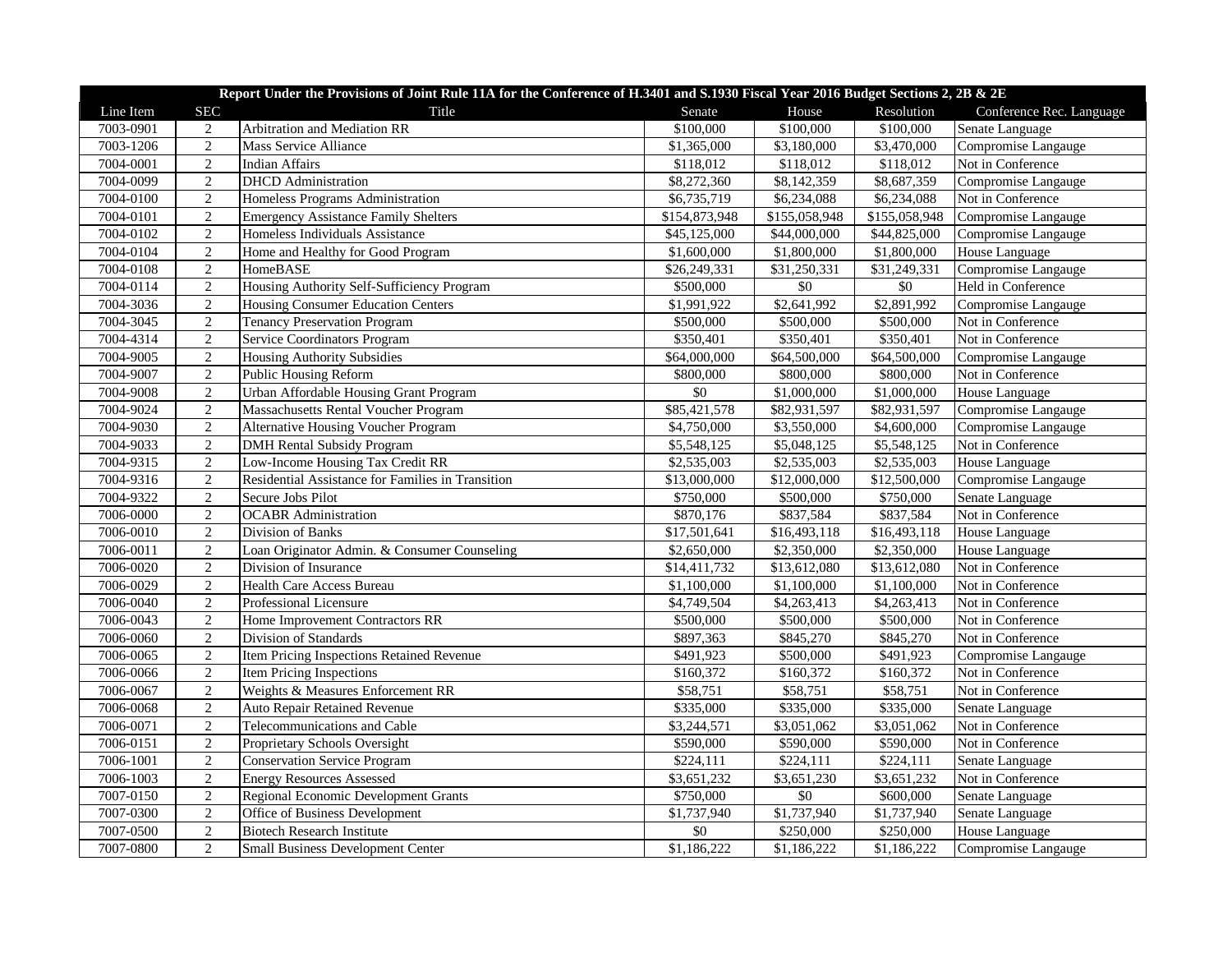| Report Under the Provisions of Joint Rule 11A for the Conference of H.3401 and S.1930 Fiscal Year 2016 Budget Sections 2, 2B & 2E | | | | | | |
|---|---|---|---|---|---|---|
| Line Item | SEC | Title | Senate | House | Resolution | Conference Rec. Language |
| 7003-0901 | 2 | Arbitration and Mediation RR | $100,000 | $100,000 | $100,000 | Senate Language |
| 7003-1206 | 2 | Mass Service Alliance | $1,365,000 | $3,180,000 | $3,470,000 | Compromise Langauge |
| 7004-0001 | 2 | Indian Affairs | $118,012 | $118,012 | $118,012 | Not in Conference |
| 7004-0099 | 2 | DHCD Administration | $8,272,360 | $8,142,359 | $8,687,359 | Compromise Langauge |
| 7004-0100 | 2 | Homeless Programs Administration | $6,735,719 | $6,234,088 | $6,234,088 | Not in Conference |
| 7004-0101 | 2 | Emergency Assistance Family Shelters | $154,873,948 | $155,058,948 | $155,058,948 | Compromise Langauge |
| 7004-0102 | 2 | Homeless Individuals Assistance | $45,125,000 | $44,000,000 | $44,825,000 | Compromise Langauge |
| 7004-0104 | 2 | Home and Healthy for Good Program | $1,600,000 | $1,800,000 | $1,800,000 | House Language |
| 7004-0108 | 2 | HomeBASE | $26,249,331 | $31,250,331 | $31,249,331 | Compromise Langauge |
| 7004-0114 | 2 | Housing Authority Self-Sufficiency Program | $500,000 | $0 | $0 | Held in Conference |
| 7004-3036 | 2 | Housing Consumer Education Centers | $1,991,922 | $2,641,992 | $2,891,992 | Compromise Langauge |
| 7004-3045 | 2 | Tenancy Preservation Program | $500,000 | $500,000 | $500,000 | Not in Conference |
| 7004-4314 | 2 | Service Coordinators Program | $350,401 | $350,401 | $350,401 | Not in Conference |
| 7004-9005 | 2 | Housing Authority Subsidies | $64,000,000 | $64,500,000 | $64,500,000 | Compromise Langauge |
| 7004-9007 | 2 | Public Housing Reform | $800,000 | $800,000 | $800,000 | Not in Conference |
| 7004-9008 | 2 | Urban Affordable Housing Grant Program | $0 | $1,000,000 | $1,000,000 | House Language |
| 7004-9024 | 2 | Massachusetts Rental Voucher Program | $85,421,578 | $82,931,597 | $82,931,597 | Compromise Langauge |
| 7004-9030 | 2 | Alternative Housing Voucher Program | $4,750,000 | $3,550,000 | $4,600,000 | Compromise Langauge |
| 7004-9033 | 2 | DMH Rental Subsidy Program | $5,548,125 | $5,048,125 | $5,548,125 | Not in Conference |
| 7004-9315 | 2 | Low-Income Housing Tax Credit RR | $2,535,003 | $2,535,003 | $2,535,003 | House Language |
| 7004-9316 | 2 | Residential Assistance for Families in Transition | $13,000,000 | $12,000,000 | $12,500,000 | Compromise Langauge |
| 7004-9322 | 2 | Secure Jobs Pilot | $750,000 | $500,000 | $750,000 | Senate Language |
| 7006-0000 | 2 | OCABR Administration | $870,176 | $837,584 | $837,584 | Not in Conference |
| 7006-0010 | 2 | Division of Banks | $17,501,641 | $16,493,118 | $16,493,118 | House Language |
| 7006-0011 | 2 | Loan Originator Admin. & Consumer Counseling | $2,650,000 | $2,350,000 | $2,350,000 | House Language |
| 7006-0020 | 2 | Division of Insurance | $14,411,732 | $13,612,080 | $13,612,080 | Not in Conference |
| 7006-0029 | 2 | Health Care Access Bureau | $1,100,000 | $1,100,000 | $1,100,000 | Not in Conference |
| 7006-0040 | 2 | Professional Licensure | $4,749,504 | $4,263,413 | $4,263,413 | Not in Conference |
| 7006-0043 | 2 | Home Improvement Contractors RR | $500,000 | $500,000 | $500,000 | Not in Conference |
| 7006-0060 | 2 | Division of Standards | $897,363 | $845,270 | $845,270 | Not in Conference |
| 7006-0065 | 2 | Item Pricing Inspections Retained Revenue | $491,923 | $500,000 | $491,923 | Compromise Langauge |
| 7006-0066 | 2 | Item Pricing Inspections | $160,372 | $160,372 | $160,372 | Not in Conference |
| 7006-0067 | 2 | Weights & Measures Enforcement RR | $58,751 | $58,751 | $58,751 | Not in Conference |
| 7006-0068 | 2 | Auto Repair Retained Revenue | $335,000 | $335,000 | $335,000 | Senate Language |
| 7006-0071 | 2 | Telecommunications and Cable | $3,244,571 | $3,051,062 | $3,051,062 | Not in Conference |
| 7006-0151 | 2 | Proprietary Schools Oversight | $590,000 | $590,000 | $590,000 | Not in Conference |
| 7006-1001 | 2 | Conservation Service Program | $224,111 | $224,111 | $224,111 | Senate Language |
| 7006-1003 | 2 | Energy Resources Assessed | $3,651,232 | $3,651,230 | $3,651,232 | Not in Conference |
| 7007-0150 | 2 | Regional Economic Development Grants | $750,000 | $0 | $600,000 | Senate Language |
| 7007-0300 | 2 | Office of Business Development | $1,737,940 | $1,737,940 | $1,737,940 | Senate Language |
| 7007-0500 | 2 | Biotech Research Institute | $0 | $250,000 | $250,000 | House Language |
| 7007-0800 | 2 | Small Business Development Center | $1,186,222 | $1,186,222 | $1,186,222 | Compromise Langauge |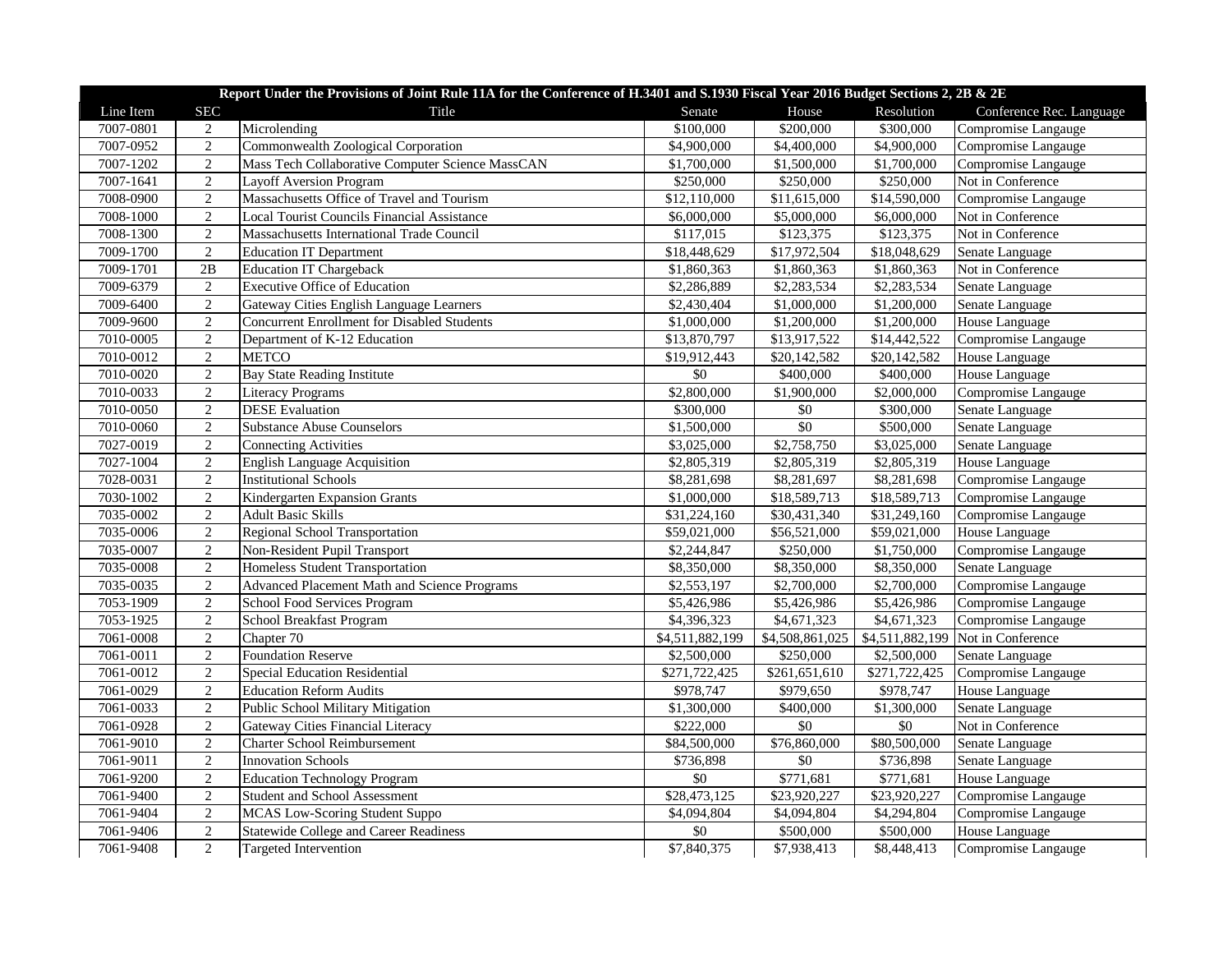| Report Under the Provisions of Joint Rule 11A for the Conference of H.3401 and S.1930 Fiscal Year 2016 Budget Sections 2, 2B & 2E | | | | | | |
|---|---|---|---|---|---|---|
| Line Item | SEC | Title | Senate | House | Resolution | Conference Rec. Language |
| 7007-0801 | 2 | Microlending | $100,000 | $200,000 | $300,000 | Compromise Langauge |
| 7007-0952 | 2 | Commonwealth Zoological Corporation | $4,900,000 | $4,400,000 | $4,900,000 | Compromise Langauge |
| 7007-1202 | 2 | Mass Tech Collaborative Computer Science MassCAN | $1,700,000 | $1,500,000 | $1,700,000 | Compromise Langauge |
| 7007-1641 | 2 | Layoff Aversion Program | $250,000 | $250,000 | $250,000 | Not in Conference |
| 7008-0900 | 2 | Massachusetts Office of Travel and Tourism | $12,110,000 | $11,615,000 | $14,590,000 | Compromise Langauge |
| 7008-1000 | 2 | Local Tourist Councils Financial Assistance | $6,000,000 | $5,000,000 | $6,000,000 | Not in Conference |
| 7008-1300 | 2 | Massachusetts International Trade Council | $117,015 | $123,375 | $123,375 | Not in Conference |
| 7009-1700 | 2 | Education IT Department | $18,448,629 | $17,972,504 | $18,048,629 | Senate Language |
| 7009-1701 | 2B | Education IT Chargeback | $1,860,363 | $1,860,363 | $1,860,363 | Not in Conference |
| 7009-6379 | 2 | Executive Office of Education | $2,286,889 | $2,283,534 | $2,283,534 | Senate Language |
| 7009-6400 | 2 | Gateway Cities English Language Learners | $2,430,404 | $1,000,000 | $1,200,000 | Senate Language |
| 7009-9600 | 2 | Concurrent Enrollment for Disabled Students | $1,000,000 | $1,200,000 | $1,200,000 | House Language |
| 7010-0005 | 2 | Department of K-12 Education | $13,870,797 | $13,917,522 | $14,442,522 | Compromise Langauge |
| 7010-0012 | 2 | METCO | $19,912,443 | $20,142,582 | $20,142,582 | House Language |
| 7010-0020 | 2 | Bay State Reading Institute | $0 | $400,000 | $400,000 | House Language |
| 7010-0033 | 2 | Literacy Programs | $2,800,000 | $1,900,000 | $2,000,000 | Compromise Langauge |
| 7010-0050 | 2 | DESE Evaluation | $300,000 | $0 | $300,000 | Senate Language |
| 7010-0060 | 2 | Substance Abuse Counselors | $1,500,000 | $0 | $500,000 | Senate Language |
| 7027-0019 | 2 | Connecting Activities | $3,025,000 | $2,758,750 | $3,025,000 | Senate Language |
| 7027-1004 | 2 | English Language Acquisition | $2,805,319 | $2,805,319 | $2,805,319 | House Language |
| 7028-0031 | 2 | Institutional Schools | $8,281,698 | $8,281,697 | $8,281,698 | Compromise Langauge |
| 7030-1002 | 2 | Kindergarten Expansion Grants | $1,000,000 | $18,589,713 | $18,589,713 | Compromise Langauge |
| 7035-0002 | 2 | Adult Basic Skills | $31,224,160 | $30,431,340 | $31,249,160 | Compromise Langauge |
| 7035-0006 | 2 | Regional School Transportation | $59,021,000 | $56,521,000 | $59,021,000 | House Language |
| 7035-0007 | 2 | Non-Resident Pupil Transport | $2,244,847 | $250,000 | $1,750,000 | Compromise Langauge |
| 7035-0008 | 2 | Homeless Student Transportation | $8,350,000 | $8,350,000 | $8,350,000 | Senate Language |
| 7035-0035 | 2 | Advanced Placement Math and Science Programs | $2,553,197 | $2,700,000 | $2,700,000 | Compromise Langauge |
| 7053-1909 | 2 | School Food Services Program | $5,426,986 | $5,426,986 | $5,426,986 | Compromise Langauge |
| 7053-1925 | 2 | School Breakfast Program | $4,396,323 | $4,671,323 | $4,671,323 | Compromise Langauge |
| 7061-0008 | 2 | Chapter 70 | $4,511,882,199 | $4,508,861,025 | $4,511,882,199 | Not in Conference |
| 7061-0011 | 2 | Foundation Reserve | $2,500,000 | $250,000 | $2,500,000 | Senate Language |
| 7061-0012 | 2 | Special Education Residential | $271,722,425 | $261,651,610 | $271,722,425 | Compromise Langauge |
| 7061-0029 | 2 | Education Reform Audits | $978,747 | $979,650 | $978,747 | House Language |
| 7061-0033 | 2 | Public School Military Mitigation | $1,300,000 | $400,000 | $1,300,000 | Senate Language |
| 7061-0928 | 2 | Gateway Cities Financial Literacy | $222,000 | $0 | $0 | Not in Conference |
| 7061-9010 | 2 | Charter School Reimbursement | $84,500,000 | $76,860,000 | $80,500,000 | Senate Language |
| 7061-9011 | 2 | Innovation Schools | $736,898 | $0 | $736,898 | Senate Language |
| 7061-9200 | 2 | Education Technology Program | $0 | $771,681 | $771,681 | House Language |
| 7061-9400 | 2 | Student and School Assessment | $28,473,125 | $23,920,227 | $23,920,227 | Compromise Langauge |
| 7061-9404 | 2 | MCAS Low-Scoring Student Suppo | $4,094,804 | $4,094,804 | $4,294,804 | Compromise Langauge |
| 7061-9406 | 2 | Statewide College and Career Readiness | $0 | $500,000 | $500,000 | House Language |
| 7061-9408 | 2 | Targeted Intervention | $7,840,375 | $7,938,413 | $8,448,413 | Compromise Langauge |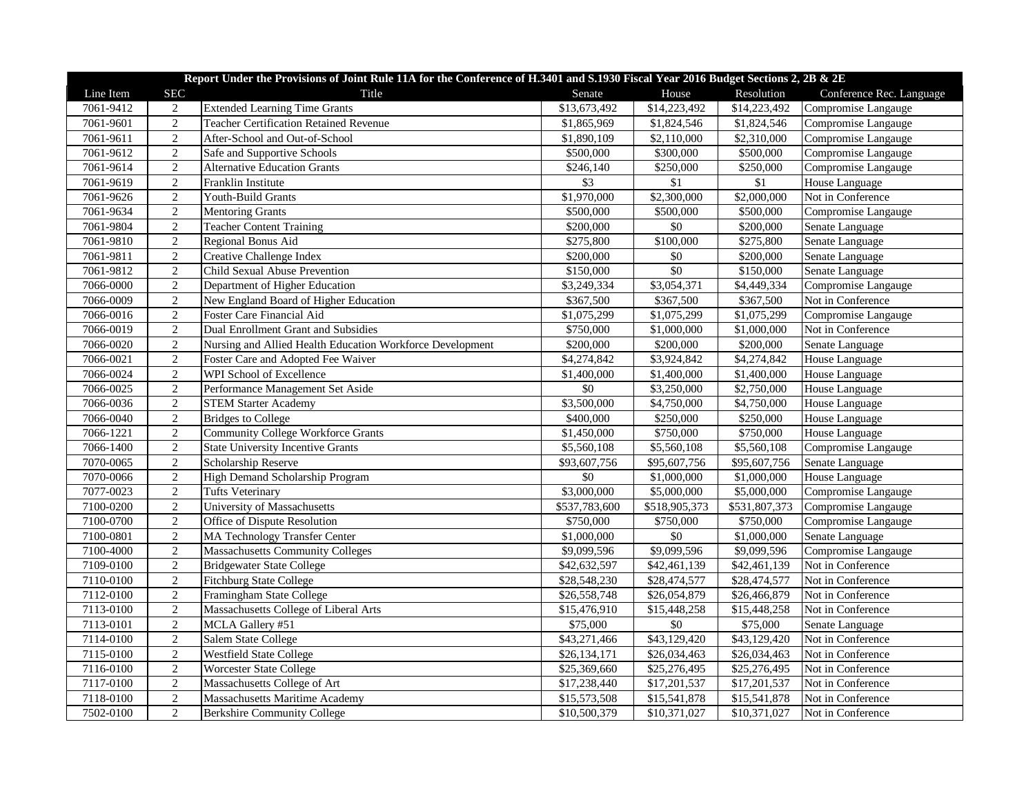| Report Under the Provisions of Joint Rule 11A for the Conference of H.3401 and S.1930 Fiscal Year 2016 Budget Sections 2, 2B & 2E | | | | | | |
|---|---|---|---|---|---|---|
| Line Item | SEC | Title | Senate | House | Resolution | Conference Rec. Language |
| 7061-9412 | 2 | Extended Learning Time Grants | $13,673,492 | $14,223,492 | $14,223,492 | Compromise Langauge |
| 7061-9601 | 2 | Teacher Certification Retained Revenue | $1,865,969 | $1,824,546 | $1,824,546 | Compromise Langauge |
| 7061-9611 | 2 | After-School and Out-of-School | $1,890,109 | $2,110,000 | $2,310,000 | Compromise Langauge |
| 7061-9612 | 2 | Safe and Supportive Schools | $500,000 | $300,000 | $500,000 | Compromise Langauge |
| 7061-9614 | 2 | Alternative Education Grants | $246,140 | $250,000 | $250,000 | Compromise Langauge |
| 7061-9619 | 2 | Franklin Institute | $3 | $1 | $1 | House Language |
| 7061-9626 | 2 | Youth-Build Grants | $1,970,000 | $2,300,000 | $2,000,000 | Not in Conference |
| 7061-9634 | 2 | Mentoring Grants | $500,000 | $500,000 | $500,000 | Compromise Langauge |
| 7061-9804 | 2 | Teacher Content Training | $200,000 | $0 | $200,000 | Senate Language |
| 7061-9810 | 2 | Regional Bonus Aid | $275,800 | $100,000 | $275,800 | Senate Language |
| 7061-9811 | 2 | Creative Challenge Index | $200,000 | $0 | $200,000 | Senate Language |
| 7061-9812 | 2 | Child Sexual Abuse Prevention | $150,000 | $0 | $150,000 | Senate Language |
| 7066-0000 | 2 | Department of Higher Education | $3,249,334 | $3,054,371 | $4,449,334 | Compromise Langauge |
| 7066-0009 | 2 | New England Board of Higher Education | $367,500 | $367,500 | $367,500 | Not in Conference |
| 7066-0016 | 2 | Foster Care Financial Aid | $1,075,299 | $1,075,299 | $1,075,299 | Compromise Langauge |
| 7066-0019 | 2 | Dual Enrollment Grant and Subsidies | $750,000 | $1,000,000 | $1,000,000 | Not in Conference |
| 7066-0020 | 2 | Nursing and Allied Health Education Workforce Development | $200,000 | $200,000 | $200,000 | Senate Language |
| 7066-0021 | 2 | Foster Care and Adopted Fee Waiver | $4,274,842 | $3,924,842 | $4,274,842 | House Language |
| 7066-0024 | 2 | WPI School of Excellence | $1,400,000 | $1,400,000 | $1,400,000 | House Language |
| 7066-0025 | 2 | Performance Management Set Aside | $0 | $3,250,000 | $2,750,000 | House Language |
| 7066-0036 | 2 | STEM Starter Academy | $3,500,000 | $4,750,000 | $4,750,000 | House Language |
| 7066-0040 | 2 | Bridges to College | $400,000 | $250,000 | $250,000 | House Language |
| 7066-1221 | 2 | Community College Workforce Grants | $1,450,000 | $750,000 | $750,000 | House Language |
| 7066-1400 | 2 | State University Incentive Grants | $5,560,108 | $5,560,108 | $5,560,108 | Compromise Langauge |
| 7070-0065 | 2 | Scholarship Reserve | $93,607,756 | $95,607,756 | $95,607,756 | Senate Language |
| 7070-0066 | 2 | High Demand Scholarship Program | $0 | $1,000,000 | $1,000,000 | House Language |
| 7077-0023 | 2 | Tufts Veterinary | $3,000,000 | $5,000,000 | $5,000,000 | Compromise Langauge |
| 7100-0200 | 2 | University of Massachusetts | $537,783,600 | $518,905,373 | $531,807,373 | Compromise Langauge |
| 7100-0700 | 2 | Office of Dispute Resolution | $750,000 | $750,000 | $750,000 | Compromise Langauge |
| 7100-0801 | 2 | MA Technology Transfer Center | $1,000,000 | $0 | $1,000,000 | Senate Language |
| 7100-4000 | 2 | Massachusetts Community Colleges | $9,099,596 | $9,099,596 | $9,099,596 | Compromise Langauge |
| 7109-0100 | 2 | Bridgewater State College | $42,632,597 | $42,461,139 | $42,461,139 | Not in Conference |
| 7110-0100 | 2 | Fitchburg State College | $28,548,230 | $28,474,577 | $28,474,577 | Not in Conference |
| 7112-0100 | 2 | Framingham State College | $26,558,748 | $26,054,879 | $26,466,879 | Not in Conference |
| 7113-0100 | 2 | Massachusetts College of Liberal Arts | $15,476,910 | $15,448,258 | $15,448,258 | Not in Conference |
| 7113-0101 | 2 | MCLA Gallery #51 | $75,000 | $0 | $75,000 | Senate Language |
| 7114-0100 | 2 | Salem State College | $43,271,466 | $43,129,420 | $43,129,420 | Not in Conference |
| 7115-0100 | 2 | Westfield State College | $26,134,171 | $26,034,463 | $26,034,463 | Not in Conference |
| 7116-0100 | 2 | Worcester State College | $25,369,660 | $25,276,495 | $25,276,495 | Not in Conference |
| 7117-0100 | 2 | Massachusetts College of Art | $17,238,440 | $17,201,537 | $17,201,537 | Not in Conference |
| 7118-0100 | 2 | Massachusetts Maritime Academy | $15,573,508 | $15,541,878 | $15,541,878 | Not in Conference |
| 7502-0100 | 2 | Berkshire Community College | $10,500,379 | $10,371,027 | $10,371,027 | Not in Conference |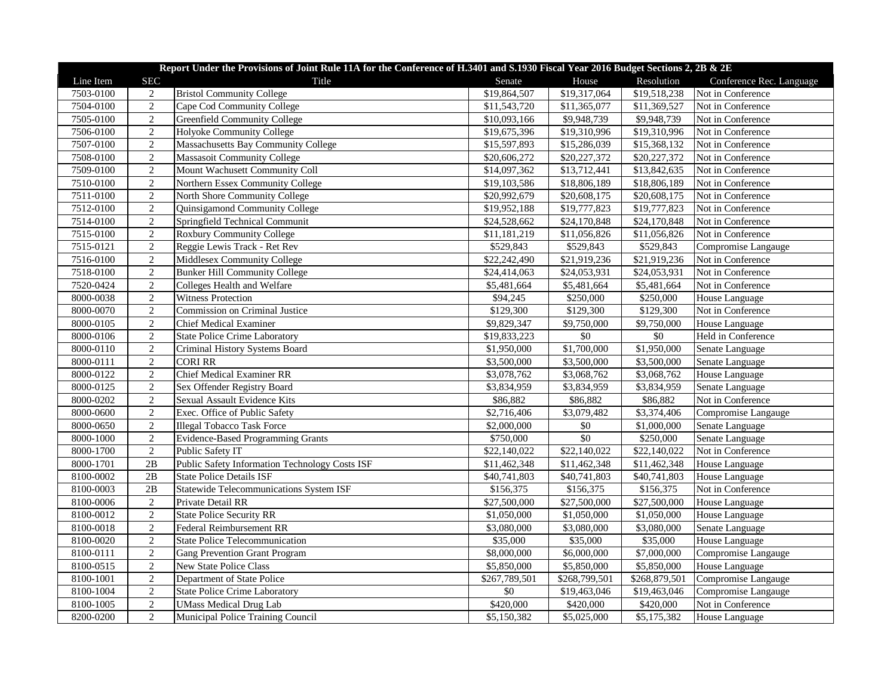| Report Under the Provisions of Joint Rule 11A for the Conference of H.3401 and S.1930 Fiscal Year 2016 Budget Sections 2, 2B & 2E | | | | | | |
|---|---|---|---|---|---|---|
| Line Item | SEC | Title | Senate | House | Resolution | Conference Rec. Language |
| 7503-0100 | 2 | Bristol Community College | $19,864,507 | $19,317,064 | $19,518,238 | Not in Conference |
| 7504-0100 | 2 | Cape Cod Community College | $11,543,720 | $11,365,077 | $11,369,527 | Not in Conference |
| 7505-0100 | 2 | Greenfield Community College | $10,093,166 | $9,948,739 | $9,948,739 | Not in Conference |
| 7506-0100 | 2 | Holyoke Community College | $19,675,396 | $19,310,996 | $19,310,996 | Not in Conference |
| 7507-0100 | 2 | Massachusetts Bay Community College | $15,597,893 | $15,286,039 | $15,368,132 | Not in Conference |
| 7508-0100 | 2 | Massasoit Community College | $20,606,272 | $20,227,372 | $20,227,372 | Not in Conference |
| 7509-0100 | 2 | Mount Wachusett Community Coll | $14,097,362 | $13,712,441 | $13,842,635 | Not in Conference |
| 7510-0100 | 2 | Northern Essex Community College | $19,103,586 | $18,806,189 | $18,806,189 | Not in Conference |
| 7511-0100 | 2 | North Shore Community College | $20,992,679 | $20,608,175 | $20,608,175 | Not in Conference |
| 7512-0100 | 2 | Quinsigamond Community College | $19,952,188 | $19,777,823 | $19,777,823 | Not in Conference |
| 7514-0100 | 2 | Springfield Technical Communit | $24,528,662 | $24,170,848 | $24,170,848 | Not in Conference |
| 7515-0100 | 2 | Roxbury Community College | $11,181,219 | $11,056,826 | $11,056,826 | Not in Conference |
| 7515-0121 | 2 | Reggie Lewis Track - Ret Rev | $529,843 | $529,843 | $529,843 | Compromise Langauge |
| 7516-0100 | 2 | Middlesex Community College | $22,242,490 | $21,919,236 | $21,919,236 | Not in Conference |
| 7518-0100 | 2 | Bunker Hill Community College | $24,414,063 | $24,053,931 | $24,053,931 | Not in Conference |
| 7520-0424 | 2 | Colleges Health and Welfare | $5,481,664 | $5,481,664 | $5,481,664 | Not in Conference |
| 8000-0038 | 2 | Witness Protection | $94,245 | $250,000 | $250,000 | House Language |
| 8000-0070 | 2 | Commission on Criminal Justice | $129,300 | $129,300 | $129,300 | Not in Conference |
| 8000-0105 | 2 | Chief Medical Examiner | $9,829,347 | $9,750,000 | $9,750,000 | House Language |
| 8000-0106 | 2 | State Police Crime Laboratory | $19,833,223 | $0 | $0 | Held in Conference |
| 8000-0110 | 2 | Criminal History Systems Board | $1,950,000 | $1,700,000 | $1,950,000 | Senate Language |
| 8000-0111 | 2 | CORI RR | $3,500,000 | $3,500,000 | $3,500,000 | Senate Language |
| 8000-0122 | 2 | Chief Medical Examiner RR | $3,078,762 | $3,068,762 | $3,068,762 | House Language |
| 8000-0125 | 2 | Sex Offender Registry Board | $3,834,959 | $3,834,959 | $3,834,959 | Senate Language |
| 8000-0202 | 2 | Sexual Assault Evidence Kits | $86,882 | $86,882 | $86,882 | Not in Conference |
| 8000-0600 | 2 | Exec. Office of Public Safety | $2,716,406 | $3,079,482 | $3,374,406 | Compromise Langauge |
| 8000-0650 | 2 | Illegal Tobacco Task Force | $2,000,000 | $0 | $1,000,000 | Senate Language |
| 8000-1000 | 2 | Evidence-Based Programming Grants | $750,000 | $0 | $250,000 | Senate Language |
| 8000-1700 | 2 | Public Safety IT | $22,140,022 | $22,140,022 | $22,140,022 | Not in Conference |
| 8000-1701 | 2B | Public Safety Information Technology Costs ISF | $11,462,348 | $11,462,348 | $11,462,348 | House Language |
| 8100-0002 | 2B | State Police Details ISF | $40,741,803 | $40,741,803 | $40,741,803 | House Language |
| 8100-0003 | 2B | Statewide Telecommunications System ISF | $156,375 | $156,375 | $156,375 | Not in Conference |
| 8100-0006 | 2 | Private Detail RR | $27,500,000 | $27,500,000 | $27,500,000 | House Language |
| 8100-0012 | 2 | State Police Security RR | $1,050,000 | $1,050,000 | $1,050,000 | House Language |
| 8100-0018 | 2 | Federal Reimbursement RR | $3,080,000 | $3,080,000 | $3,080,000 | Senate Language |
| 8100-0020 | 2 | State Police Telecommunication | $35,000 | $35,000 | $35,000 | House Language |
| 8100-0111 | 2 | Gang Prevention Grant Program | $8,000,000 | $6,000,000 | $7,000,000 | Compromise Langauge |
| 8100-0515 | 2 | New State Police Class | $5,850,000 | $5,850,000 | $5,850,000 | House Language |
| 8100-1001 | 2 | Department of State Police | $267,789,501 | $268,799,501 | $268,879,501 | Compromise Langauge |
| 8100-1004 | 2 | State Police Crime Laboratory | $0 | $19,463,046 | $19,463,046 | Compromise Langauge |
| 8100-1005 | 2 | UMass Medical Drug Lab | $420,000 | $420,000 | $420,000 | Not in Conference |
| 8200-0200 | 2 | Municipal Police Training Council | $5,150,382 | $5,025,000 | $5,175,382 | House Language |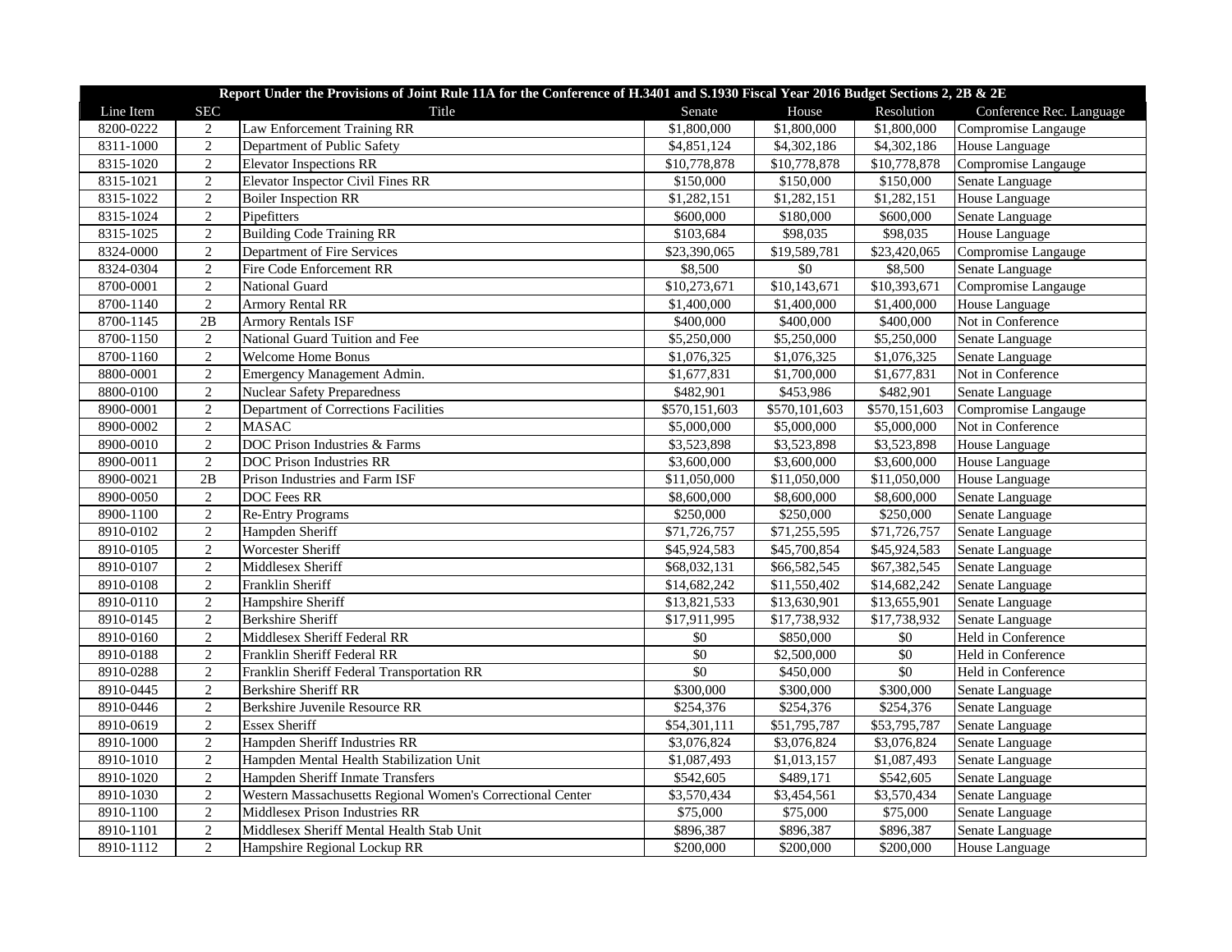| Report Under the Provisions of Joint Rule 11A for the Conference of H.3401 and S.1930 Fiscal Year 2016 Budget Sections 2, 2B & 2E | | | | | | |
|---|---|---|---|---|---|---|
| Line Item | SEC | Title | Senate | House | Resolution | Conference Rec. Language |
| 8200-0222 | 2 | Law Enforcement Training RR | $1,800,000 | $1,800,000 | $1,800,000 | Compromise Langauge |
| 8311-1000 | 2 | Department of Public Safety | $4,851,124 | $4,302,186 | $4,302,186 | House Language |
| 8315-1020 | 2 | Elevator Inspections RR | $10,778,878 | $10,778,878 | $10,778,878 | Compromise Langauge |
| 8315-1021 | 2 | Elevator Inspector Civil Fines RR | $150,000 | $150,000 | $150,000 | Senate Language |
| 8315-1022 | 2 | Boiler Inspection RR | $1,282,151 | $1,282,151 | $1,282,151 | House Language |
| 8315-1024 | 2 | Pipefitters | $600,000 | $180,000 | $600,000 | Senate Language |
| 8315-1025 | 2 | Building Code Training RR | $103,684 | $98,035 | $98,035 | House Language |
| 8324-0000 | 2 | Department of Fire Services | $23,390,065 | $19,589,781 | $23,420,065 | Compromise Langauge |
| 8324-0304 | 2 | Fire Code Enforcement RR | $8,500 | $0 | $8,500 | Senate Language |
| 8700-0001 | 2 | National Guard | $10,273,671 | $10,143,671 | $10,393,671 | Compromise Langauge |
| 8700-1140 | 2 | Armory Rental RR | $1,400,000 | $1,400,000 | $1,400,000 | House Language |
| 8700-1145 | 2B | Armory Rentals ISF | $400,000 | $400,000 | $400,000 | Not in Conference |
| 8700-1150 | 2 | National Guard Tuition and Fee | $5,250,000 | $5,250,000 | $5,250,000 | Senate Language |
| 8700-1160 | 2 | Welcome Home Bonus | $1,076,325 | $1,076,325 | $1,076,325 | Senate Language |
| 8800-0001 | 2 | Emergency Management Admin. | $1,677,831 | $1,700,000 | $1,677,831 | Not in Conference |
| 8800-0100 | 2 | Nuclear Safety Preparedness | $482,901 | $453,986 | $482,901 | Senate Language |
| 8900-0001 | 2 | Department of Corrections Facilities | $570,151,603 | $570,101,603 | $570,151,603 | Compromise Langauge |
| 8900-0002 | 2 | MASAC | $5,000,000 | $5,000,000 | $5,000,000 | Not in Conference |
| 8900-0010 | 2 | DOC Prison Industries & Farms | $3,523,898 | $3,523,898 | $3,523,898 | House Language |
| 8900-0011 | 2 | DOC Prison Industries RR | $3,600,000 | $3,600,000 | $3,600,000 | House Language |
| 8900-0021 | 2B | Prison Industries and Farm ISF | $11,050,000 | $11,050,000 | $11,050,000 | House Language |
| 8900-0050 | 2 | DOC Fees RR | $8,600,000 | $8,600,000 | $8,600,000 | Senate Language |
| 8900-1100 | 2 | Re-Entry Programs | $250,000 | $250,000 | $250,000 | Senate Language |
| 8910-0102 | 2 | Hampden Sheriff | $71,726,757 | $71,255,595 | $71,726,757 | Senate Language |
| 8910-0105 | 2 | Worcester Sheriff | $45,924,583 | $45,700,854 | $45,924,583 | Senate Language |
| 8910-0107 | 2 | Middlesex Sheriff | $68,032,131 | $66,582,545 | $67,382,545 | Senate Language |
| 8910-0108 | 2 | Franklin Sheriff | $14,682,242 | $11,550,402 | $14,682,242 | Senate Language |
| 8910-0110 | 2 | Hampshire Sheriff | $13,821,533 | $13,630,901 | $13,655,901 | Senate Language |
| 8910-0145 | 2 | Berkshire Sheriff | $17,911,995 | $17,738,932 | $17,738,932 | Senate Language |
| 8910-0160 | 2 | Middlesex Sheriff Federal RR | $0 | $850,000 | $0 | Held in Conference |
| 8910-0188 | 2 | Franklin Sheriff Federal RR | $0 | $2,500,000 | $0 | Held in Conference |
| 8910-0288 | 2 | Franklin Sheriff Federal Transportation RR | $0 | $450,000 | $0 | Held in Conference |
| 8910-0445 | 2 | Berkshire Sheriff RR | $300,000 | $300,000 | $300,000 | Senate Language |
| 8910-0446 | 2 | Berkshire Juvenile Resource RR | $254,376 | $254,376 | $254,376 | Senate Language |
| 8910-0619 | 2 | Essex Sheriff | $54,301,111 | $51,795,787 | $53,795,787 | Senate Language |
| 8910-1000 | 2 | Hampden Sheriff Industries RR | $3,076,824 | $3,076,824 | $3,076,824 | Senate Language |
| 8910-1010 | 2 | Hampden Mental Health Stabilization Unit | $1,087,493 | $1,013,157 | $1,087,493 | Senate Language |
| 8910-1020 | 2 | Hampden Sheriff Inmate Transfers | $542,605 | $489,171 | $542,605 | Senate Language |
| 8910-1030 | 2 | Western Massachusetts Regional Women's Correctional Center | $3,570,434 | $3,454,561 | $3,570,434 | Senate Language |
| 8910-1100 | 2 | Middlesex Prison Industries RR | $75,000 | $75,000 | $75,000 | Senate Language |
| 8910-1101 | 2 | Middlesex Sheriff Mental Health Stab Unit | $896,387 | $896,387 | $896,387 | Senate Language |
| 8910-1112 | 2 | Hampshire Regional Lockup RR | $200,000 | $200,000 | $200,000 | House Language |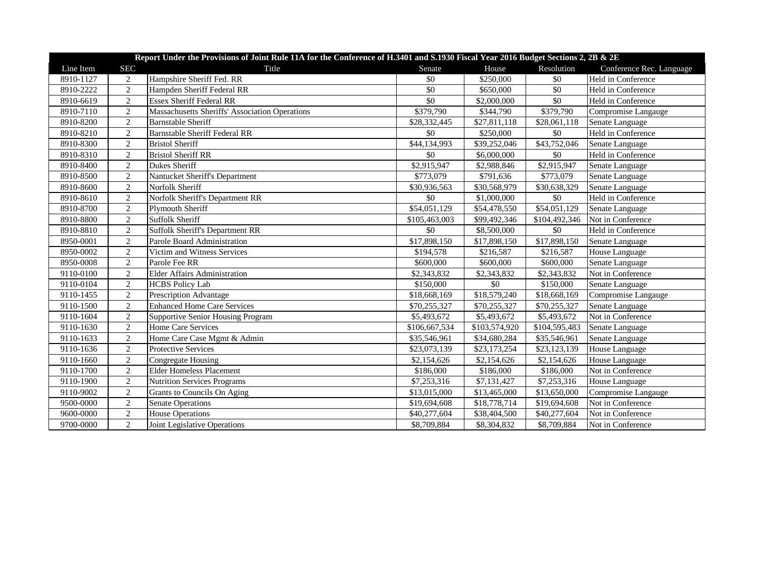| Report Under the Provisions of Joint Rule 11A for the Conference of H.3401 and S.1930 Fiscal Year 2016 Budget Sections 2, 2B & 2E | | | | | | |
|---|---|---|---|---|---|---|
| Line Item | SEC | Title | Senate | House | Resolution | Conference Rec. Language |
| 8910-1127 | 2 | Hampshire Sheriff Fed. RR | $0 | $250,000 | $0 | Held in Conference |
| 8910-2222 | 2 | Hampden Sheriff Federal RR | $0 | $650,000 | $0 | Held in Conference |
| 8910-6619 | 2 | Essex Sheriff Federal RR | $0 | $2,000,000 | $0 | Held in Conference |
| 8910-7110 | 2 | Massachusetts Sheriffs' Association Operations | $379,790 | $344,790 | $379,790 | Compromise Langauge |
| 8910-8200 | 2 | Barnstable Sheriff | $28,332,445 | $27,811,118 | $28,061,118 | Senate Language |
| 8910-8210 | 2 | Barnstable Sheriff Federal RR | $0 | $250,000 | $0 | Held in Conference |
| 8910-8300 | 2 | Bristol Sheriff | $44,134,993 | $39,252,046 | $43,752,046 | Senate Language |
| 8910-8310 | 2 | Bristol Sheriff RR | $0 | $6,000,000 | $0 | Held in Conference |
| 8910-8400 | 2 | Dukes Sheriff | $2,915,947 | $2,988,846 | $2,915,947 | Senate Language |
| 8910-8500 | 2 | Nantucket Sheriff's Department | $773,079 | $791,636 | $773,079 | Senate Language |
| 8910-8600 | 2 | Norfolk Sheriff | $30,936,563 | $30,568,979 | $30,638,329 | Senate Language |
| 8910-8610 | 2 | Norfolk Sheriff's Department RR | $0 | $1,000,000 | $0 | Held in Conference |
| 8910-8700 | 2 | Plymouth Sheriff | $54,051,129 | $54,478,550 | $54,051,129 | Senate Language |
| 8910-8800 | 2 | Suffolk Sheriff | $105,463,003 | $99,492,346 | $104,492,346 | Not in Conference |
| 8910-8810 | 2 | Suffolk Sheriff's Department RR | $0 | $8,500,000 | $0 | Held in Conference |
| 8950-0001 | 2 | Parole Board Administration | $17,898,150 | $17,898,150 | $17,898,150 | Senate Language |
| 8950-0002 | 2 | Victim and Witness Services | $194,578 | $216,587 | $216,587 | House Language |
| 8950-0008 | 2 | Parole Fee RR | $600,000 | $600,000 | $600,000 | Senate Language |
| 9110-0100 | 2 | Elder Affairs Administration | $2,343,832 | $2,343,832 | $2,343,832 | Not in Conference |
| 9110-0104 | 2 | HCBS Policy Lab | $150,000 | $0 | $150,000 | Senate Language |
| 9110-1455 | 2 | Prescription Advantage | $18,668,169 | $18,579,240 | $18,668,169 | Compromise Langauge |
| 9110-1500 | 2 | Enhanced Home Care Services | $70,255,327 | $70,255,327 | $70,255,327 | Senate Language |
| 9110-1604 | 2 | Supportive Senior Housing Program | $5,493,672 | $5,493,672 | $5,493,672 | Not in Conference |
| 9110-1630 | 2 | Home Care Services | $106,667,534 | $103,574,920 | $104,595,483 | Senate Language |
| 9110-1633 | 2 | Home Care Case Mgmt & Admin | $35,546,961 | $34,680,284 | $35,546,961 | Senate Language |
| 9110-1636 | 2 | Protective Services | $23,073,139 | $23,173,254 | $23,123,139 | House Language |
| 9110-1660 | 2 | Congregate Housing | $2,154,626 | $2,154,626 | $2,154,626 | House Language |
| 9110-1700 | 2 | Elder Homeless Placement | $186,000 | $186,000 | $186,000 | Not in Conference |
| 9110-1900 | 2 | Nutrition Services Programs | $7,253,316 | $7,131,427 | $7,253,316 | House Language |
| 9110-9002 | 2 | Grants to Councils On Aging | $13,015,000 | $13,465,000 | $13,650,000 | Compromise Langauge |
| 9500-0000 | 2 | Senate Operations | $19,694,608 | $18,778,714 | $19,694,608 | Not in Conference |
| 9600-0000 | 2 | House Operations | $40,277,604 | $38,404,500 | $40,277,604 | Not in Conference |
| 9700-0000 | 2 | Joint Legislative Operations | $8,709,884 | $8,304,832 | $8,709,884 | Not in Conference |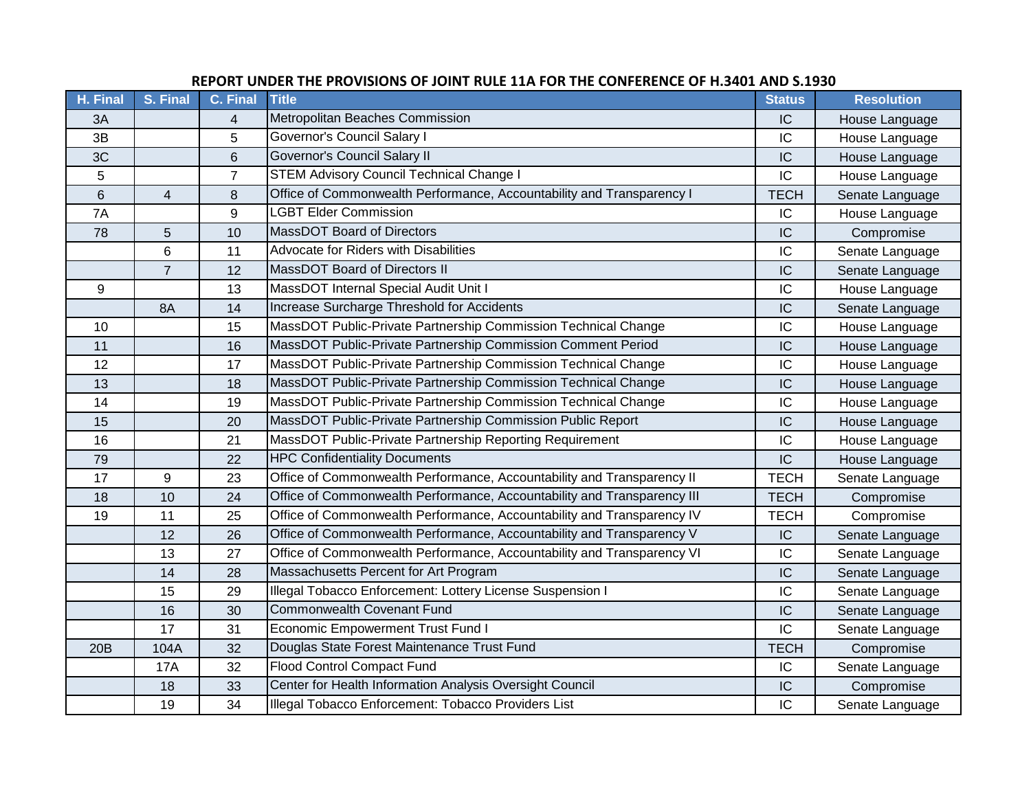**REPORT UNDER THE PROVISIONS OF JOINT RULE 11A FOR THE CONFERENCE OF H.3401 AND S.1930**

| H. Final | S. Final | C. Final | Title | Status | Resolution |
|---|---|---|---|---|---|
| 3A | | 4 | Metropolitan Beaches Commission | IC | House Language |
| 3B | | 5 | Governor's Council Salary I | IC | House Language |
| 3C | | 6 | Governor's Council Salary II | IC | House Language |
| 5 | | 7 | STEM Advisory Council Technical Change I | IC | House Language |
| 6 | 4 | 8 | Office of Commonwealth Performance, Accountability and Transparency I | TECH | Senate Language |
| 7A | | 9 | LGBT Elder Commission | IC | House Language |
| 78 | 5 | 10 | MassDOT Board of Directors | IC | Compromise |
| | 6 | 11 | Advocate for Riders with Disabilities | IC | Senate Language |
| | 7 | 12 | MassDOT Board of Directors II | IC | Senate Language |
| 9 | | 13 | MassDOT Internal Special Audit Unit I | IC | House Language |
| | 8A | 14 | Increase Surcharge Threshold for Accidents | IC | Senate Language |
| 10 | | 15 | MassDOT Public-Private Partnership Commission Technical Change | IC | House Language |
| 11 | | 16 | MassDOT Public-Private Partnership Commission Comment Period | IC | House Language |
| 12 | | 17 | MassDOT Public-Private Partnership Commission Technical Change | IC | House Language |
| 13 | | 18 | MassDOT Public-Private Partnership Commission Technical Change | IC | House Language |
| 14 | | 19 | MassDOT Public-Private Partnership Commission Technical Change | IC | House Language |
| 15 | | 20 | MassDOT Public-Private Partnership Commission Public Report | IC | House Language |
| 16 | | 21 | MassDOT Public-Private Partnership Reporting Requirement | IC | House Language |
| 79 | | 22 | HPC Confidentiality Documents | IC | House Language |
| 17 | 9 | 23 | Office of Commonwealth Performance, Accountability and Transparency II | TECH | Senate Language |
| 18 | 10 | 24 | Office of Commonwealth Performance, Accountability and Transparency III | TECH | Compromise |
| 19 | 11 | 25 | Office of Commonwealth Performance, Accountability and Transparency IV | TECH | Compromise |
| | 12 | 26 | Office of Commonwealth Performance, Accountability and Transparency V | IC | Senate Language |
| | 13 | 27 | Office of Commonwealth Performance, Accountability and Transparency VI | IC | Senate Language |
| | 14 | 28 | Massachusetts Percent for Art Program | IC | Senate Language |
| | 15 | 29 | Illegal Tobacco Enforcement: Lottery License Suspension I | IC | Senate Language |
| | 16 | 30 | Commonwealth Covenant Fund | IC | Senate Language |
| | 17 | 31 | Economic Empowerment Trust Fund I | IC | Senate Language |
| 20B | 104A | 32 | Douglas State Forest Maintenance Trust Fund | TECH | Compromise |
| | 17A | 32 | Flood Control Compact Fund | IC | Senate Language |
| | 18 | 33 | Center for Health Information Analysis Oversight Council | IC | Compromise |
| | 19 | 34 | Illegal Tobacco Enforcement: Tobacco Providers List | IC | Senate Language |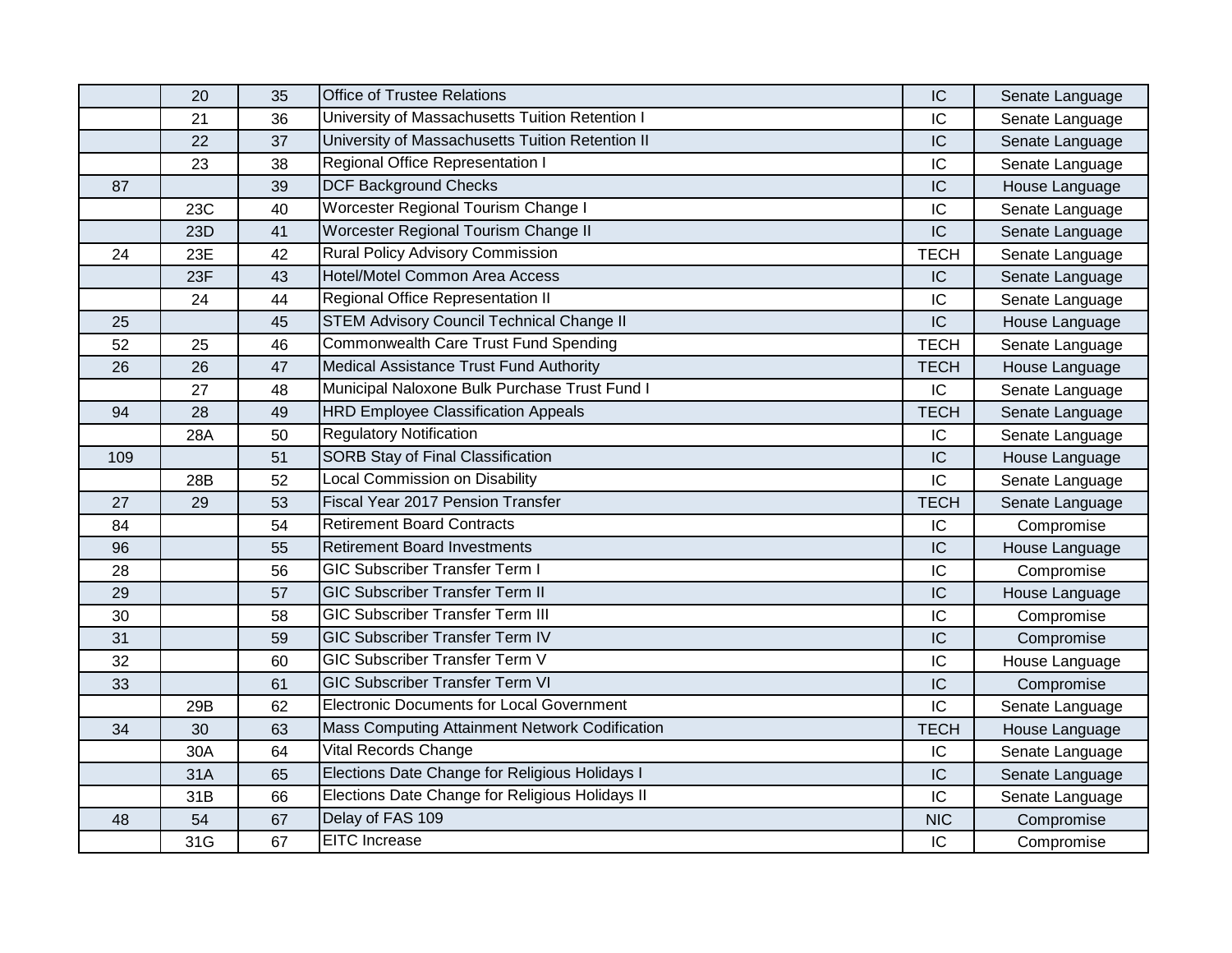| | | | | | |
|---|---|---|---|---|---|
| | 20 | 35 | Office of Trustee Relations | IC | Senate Language |
| | 21 | 36 | University of Massachusetts Tuition Retention I | IC | Senate Language |
| | 22 | 37 | University of Massachusetts Tuition Retention II | IC | Senate Language |
| | 23 | 38 | Regional Office Representation I | IC | Senate Language |
| 87 | | 39 | DCF Background Checks | IC | House Language |
| | 23C | 40 | Worcester Regional Tourism Change I | IC | Senate Language |
| | 23D | 41 | Worcester Regional Tourism Change II | IC | Senate Language |
| 24 | 23E | 42 | Rural Policy Advisory Commission | TECH | Senate Language |
| | 23F | 43 | Hotel/Motel Common Area Access | IC | Senate Language |
| | 24 | 44 | Regional Office Representation II | IC | Senate Language |
| 25 | | 45 | STEM Advisory Council Technical Change II | IC | House Language |
| 52 | 25 | 46 | Commonwealth Care Trust Fund Spending | TECH | Senate Language |
| 26 | 26 | 47 | Medical Assistance Trust Fund Authority | TECH | House Language |
| | 27 | 48 | Municipal Naloxone Bulk Purchase Trust Fund I | IC | Senate Language |
| 94 | 28 | 49 | HRD Employee Classification Appeals | TECH | Senate Language |
| | 28A | 50 | Regulatory Notification | IC | Senate Language |
| 109 | | 51 | SORB Stay of Final Classification | IC | House Language |
| | 28B | 52 | Local Commission on Disability | IC | Senate Language |
| 27 | 29 | 53 | Fiscal Year 2017 Pension Transfer | TECH | Senate Language |
| 84 | | 54 | Retirement Board Contracts | IC | Compromise |
| 96 | | 55 | Retirement Board Investments | IC | House Language |
| 28 | | 56 | GIC Subscriber Transfer Term I | IC | Compromise |
| 29 | | 57 | GIC Subscriber Transfer Term II | IC | House Language |
| 30 | | 58 | GIC Subscriber Transfer Term III | IC | Compromise |
| 31 | | 59 | GIC Subscriber Transfer Term IV | IC | Compromise |
| 32 | | 60 | GIC Subscriber Transfer Term V | IC | House Language |
| 33 | | 61 | GIC Subscriber Transfer Term VI | IC | Compromise |
| | 29B | 62 | Electronic Documents for Local Government | IC | Senate Language |
| 34 | 30 | 63 | Mass Computing Attainment Network Codification | TECH | House Language |
| | 30A | 64 | Vital Records Change | IC | Senate Language |
| | 31A | 65 | Elections Date Change for Religious Holidays I | IC | Senate Language |
| | 31B | 66 | Elections Date Change for Religious Holidays II | IC | Senate Language |
| 48 | 54 | 67 | Delay of FAS 109 | NIC | Compromise |
| | 31G | 67 | EITC Increase | IC | Compromise |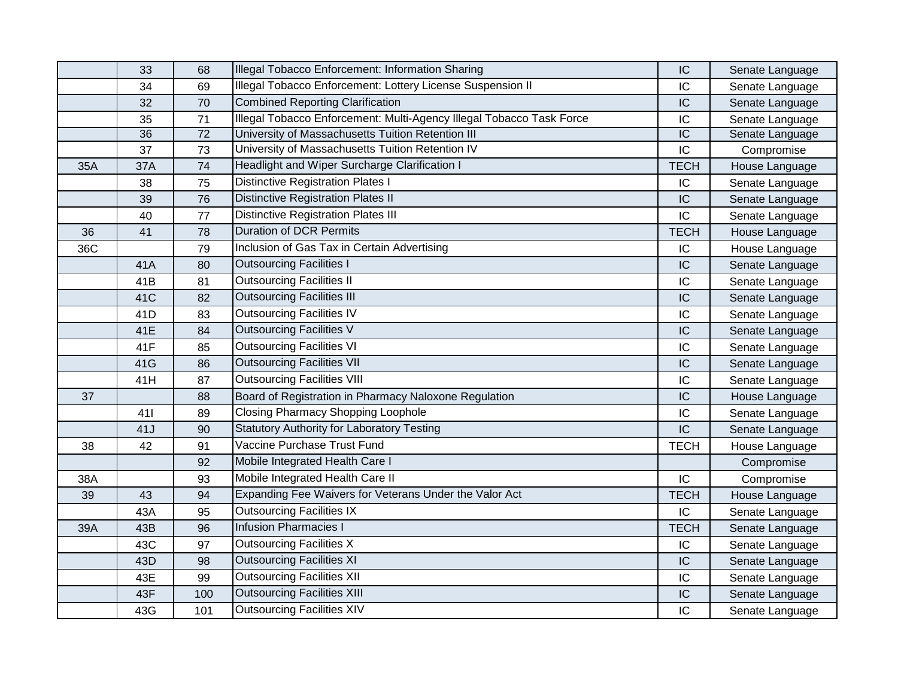| | | | | | |
|---|---|---|---|---|---|
| | 33 | 68 | Illegal Tobacco Enforcement: Information Sharing | IC | Senate Language |
| | 34 | 69 | Illegal Tobacco Enforcement: Lottery License Suspension II | IC | Senate Language |
| | 32 | 70 | Combined Reporting Clarification | IC | Senate Language |
| | 35 | 71 | Illegal Tobacco Enforcement: Multi-Agency Illegal Tobacco Task Force | IC | Senate Language |
| | 36 | 72 | University of Massachusetts Tuition Retention III | IC | Senate Language |
| | 37 | 73 | University of Massachusetts Tuition Retention IV | IC | Compromise |
| 35A | 37A | 74 | Headlight and Wiper Surcharge Clarification I | TECH | House Language |
| | 38 | 75 | Distinctive Registration Plates I | IC | Senate Language |
| | 39 | 76 | Distinctive Registration Plates II | IC | Senate Language |
| | 40 | 77 | Distinctive Registration Plates III | IC | Senate Language |
| 36 | 41 | 78 | Duration of DCR Permits | TECH | House Language |
| 36C | | 79 | Inclusion of Gas Tax in Certain Advertising | IC | House Language |
| | 41A | 80 | Outsourcing Facilities I | IC | Senate Language |
| | 41B | 81 | Outsourcing Facilities II | IC | Senate Language |
| | 41C | 82 | Outsourcing Facilities III | IC | Senate Language |
| | 41D | 83 | Outsourcing Facilities IV | IC | Senate Language |
| | 41E | 84 | Outsourcing Facilities V | IC | Senate Language |
| | 41F | 85 | Outsourcing Facilities VI | IC | Senate Language |
| | 41G | 86 | Outsourcing Facilities VII | IC | Senate Language |
| | 41H | 87 | Outsourcing Facilities VIII | IC | Senate Language |
| 37 | | 88 | Board of Registration in Pharmacy Naloxone Regulation | IC | House Language |
| | 41I | 89 | Closing Pharmacy Shopping Loophole | IC | Senate Language |
| | 41J | 90 | Statutory Authority for Laboratory Testing | IC | Senate Language |
| 38 | 42 | 91 | Vaccine Purchase Trust Fund | TECH | House Language |
| | | 92 | Mobile Integrated Health Care I | | Compromise |
| 38A | | 93 | Mobile Integrated Health Care II | IC | Compromise |
| 39 | 43 | 94 | Expanding Fee Waivers for Veterans Under the Valor Act | TECH | House Language |
| | 43A | 95 | Outsourcing Facilities IX | IC | Senate Language |
| 39A | 43B | 96 | Infusion Pharmacies I | TECH | Senate Language |
| | 43C | 97 | Outsourcing Facilities X | IC | Senate Language |
| | 43D | 98 | Outsourcing Facilities XI | IC | Senate Language |
| | 43E | 99 | Outsourcing Facilities XII | IC | Senate Language |
| | 43F | 100 | Outsourcing Facilities XIII | IC | Senate Language |
| | 43G | 101 | Outsourcing Facilities XIV | IC | Senate Language |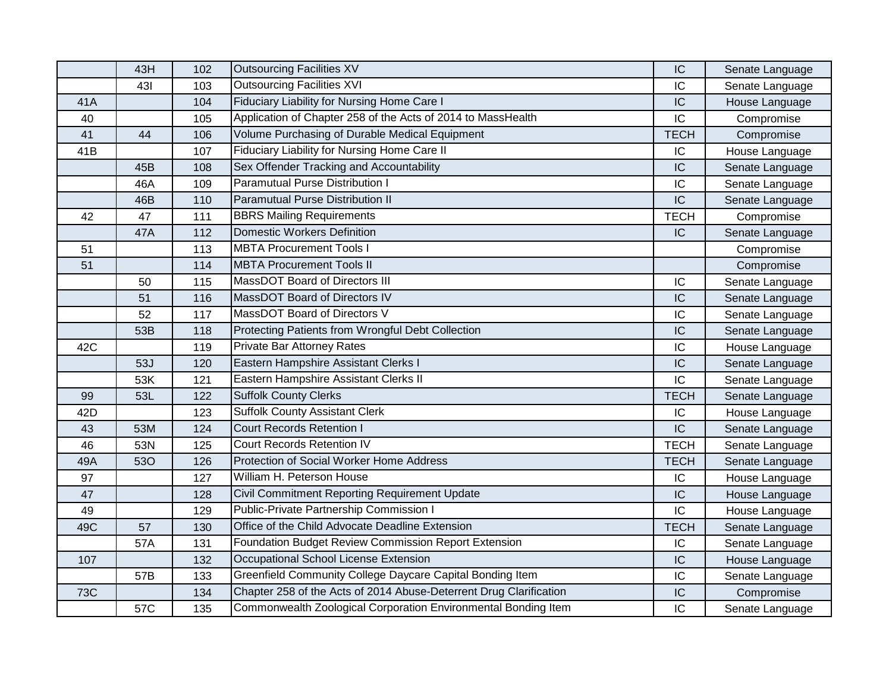| | | | | | |
|---|---|---|---|---|---|
| | 43H | 102 | Outsourcing Facilities XV | IC | Senate Language |
| | 43I | 103 | Outsourcing Facilities XVI | IC | Senate Language |
| 41A | | 104 | Fiduciary Liability for Nursing Home Care I | IC | House Language |
| 40 | | 105 | Application of Chapter 258 of the Acts of 2014 to MassHealth | IC | Compromise |
| 41 | 44 | 106 | Volume Purchasing of Durable Medical Equipment | TECH | Compromise |
| 41B | | 107 | Fiduciary Liability for Nursing Home Care II | IC | House Language |
| | 45B | 108 | Sex Offender Tracking and Accountability | IC | Senate Language |
| | 46A | 109 | Paramutual Purse Distribution I | IC | Senate Language |
| | 46B | 110 | Paramutual Purse Distribution II | IC | Senate Language |
| 42 | 47 | 111 | BBRS Mailing Requirements | TECH | Compromise |
| | 47A | 112 | Domestic Workers Definition | IC | Senate Language |
| 51 | | 113 | MBTA Procurement Tools I | | Compromise |
| 51 | | 114 | MBTA Procurement Tools II | | Compromise |
| | 50 | 115 | MassDOT Board of Directors III | IC | Senate Language |
| | 51 | 116 | MassDOT Board of Directors IV | IC | Senate Language |
| | 52 | 117 | MassDOT Board of Directors V | IC | Senate Language |
| | 53B | 118 | Protecting Patients from Wrongful Debt Collection | IC | Senate Language |
| 42C | | 119 | Private Bar Attorney Rates | IC | House Language |
| | 53J | 120 | Eastern Hampshire Assistant Clerks I | IC | Senate Language |
| | 53K | 121 | Eastern Hampshire Assistant Clerks II | IC | Senate Language |
| 99 | 53L | 122 | Suffolk County Clerks | TECH | Senate Language |
| 42D | | 123 | Suffolk County Assistant Clerk | IC | House Language |
| 43 | 53M | 124 | Court Records Retention I | IC | Senate Language |
| 46 | 53N | 125 | Court Records Retention IV | TECH | Senate Language |
| 49A | 53O | 126 | Protection of Social Worker Home Address | TECH | Senate Language |
| 97 | | 127 | William H. Peterson House | IC | House Language |
| 47 | | 128 | Civil Commitment Reporting Requirement Update | IC | House Language |
| 49 | | 129 | Public-Private Partnership Commission I | IC | House Language |
| 49C | 57 | 130 | Office of the Child Advocate Deadline Extension | TECH | Senate Language |
| | 57A | 131 | Foundation Budget Review Commission Report Extension | IC | Senate Language |
| 107 | | 132 | Occupational School License Extension | IC | House Language |
| | 57B | 133 | Greenfield Community College Daycare Capital Bonding Item | IC | Senate Language |
| 73C | | 134 | Chapter 258 of the Acts of 2014 Abuse-Deterrent Drug Clarification | IC | Compromise |
| | 57C | 135 | Commonwealth Zoological Corporation Environmental Bonding Item | IC | Senate Language |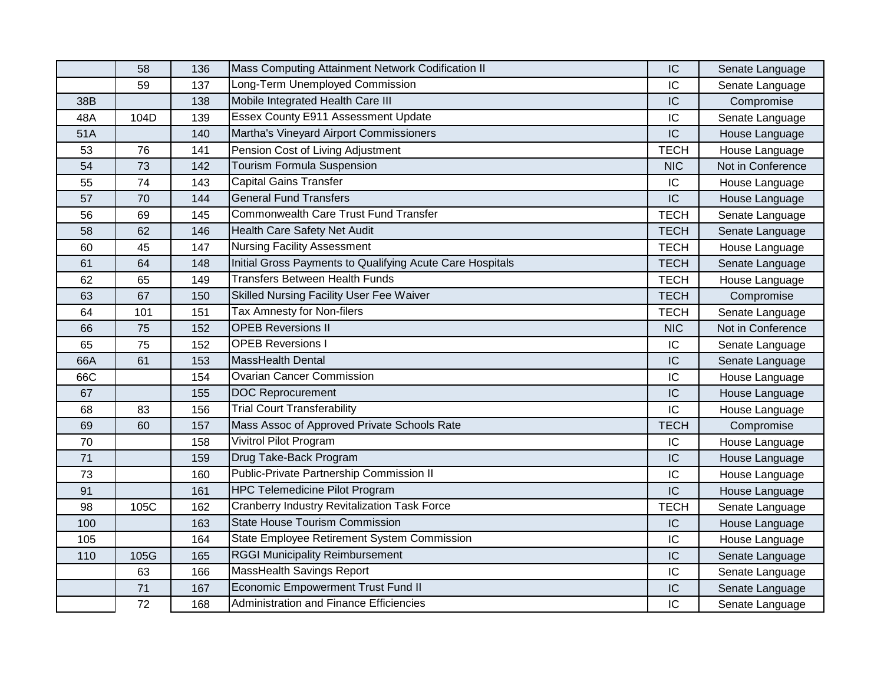| | | | | | |
|---|---|---|---|---|---|
| | 58 | 136 | Mass Computing Attainment Network Codification II | IC | Senate Language |
| | 59 | 137 | Long-Term Unemployed Commission | IC | Senate Language |
| 38B | | 138 | Mobile Integrated Health Care III | IC | Compromise |
| 48A | 104D | 139 | Essex County E911 Assessment Update | IC | Senate Language |
| 51A | | 140 | Martha's Vineyard Airport Commissioners | IC | House Language |
| 53 | 76 | 141 | Pension Cost of Living Adjustment | TECH | House Language |
| 54 | 73 | 142 | Tourism Formula Suspension | NIC | Not in Conference |
| 55 | 74 | 143 | Capital Gains Transfer | IC | House Language |
| 57 | 70 | 144 | General Fund Transfers | IC | House Language |
| 56 | 69 | 145 | Commonwealth Care Trust Fund Transfer | TECH | Senate Language |
| 58 | 62 | 146 | Health Care Safety Net Audit | TECH | Senate Language |
| 60 | 45 | 147 | Nursing Facility Assessment | TECH | House Language |
| 61 | 64 | 148 | Initial Gross Payments to Qualifying Acute Care Hospitals | TECH | Senate Language |
| 62 | 65 | 149 | Transfers Between Health Funds | TECH | House Language |
| 63 | 67 | 150 | Skilled Nursing Facility User Fee Waiver | TECH | Compromise |
| 64 | 101 | 151 | Tax Amnesty for Non-filers | TECH | Senate Language |
| 66 | 75 | 152 | OPEB Reversions II | NIC | Not in Conference |
| 65 | 75 | 152 | OPEB Reversions I | IC | Senate Language |
| 66A | 61 | 153 | MassHealth Dental | IC | Senate Language |
| 66C | | 154 | Ovarian Cancer Commission | IC | House Language |
| 67 | | 155 | DOC Reprocurement | IC | House Language |
| 68 | 83 | 156 | Trial Court Transferability | IC | House Language |
| 69 | 60 | 157 | Mass Assoc of Approved Private Schools Rate | TECH | Compromise |
| 70 | | 158 | Vivitrol Pilot Program | IC | House Language |
| 71 | | 159 | Drug Take-Back Program | IC | House Language |
| 73 | | 160 | Public-Private Partnership Commission II | IC | House Language |
| 91 | | 161 | HPC Telemedicine Pilot Program | IC | House Language |
| 98 | 105C | 162 | Cranberry Industry Revitalization Task Force | TECH | Senate Language |
| 100 | | 163 | State House Tourism Commission | IC | House Language |
| 105 | | 164 | State Employee Retirement System Commission | IC | House Language |
| 110 | 105G | 165 | RGGI Municipality Reimbursement | IC | Senate Language |
| | 63 | 166 | MassHealth Savings Report | IC | Senate Language |
| | 71 | 167 | Economic Empowerment Trust Fund II | IC | Senate Language |
| | 72 | 168 | Administration and Finance Efficiencies | IC | Senate Language |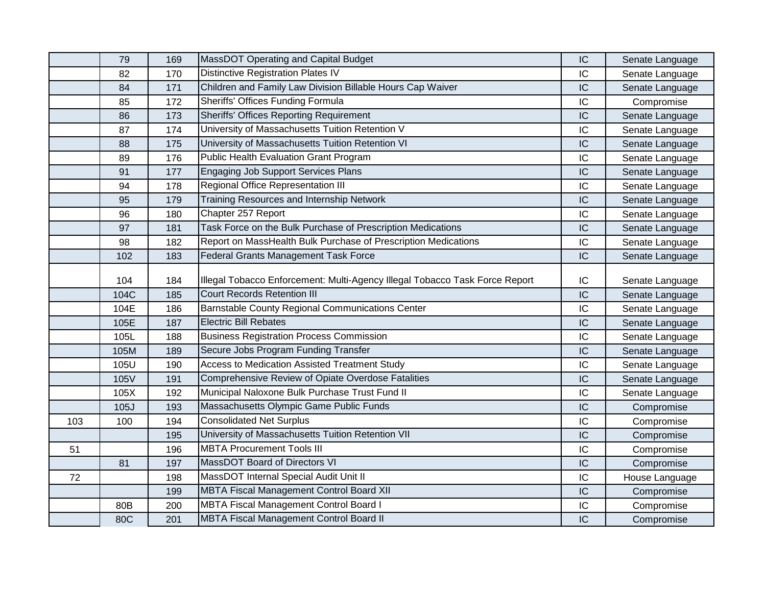| | | | | | |
|---|---|---|---|---|---|
| | 79 | 169 | MassDOT Operating and Capital Budget | IC | Senate Language |
| | 82 | 170 | Distinctive Registration Plates IV | IC | Senate Language |
| | 84 | 171 | Children and Family Law Division Billable Hours Cap Waiver | IC | Senate Language |
| | 85 | 172 | Sheriffs' Offices Funding Formula | IC | Compromise |
| | 86 | 173 | Sheriffs' Offices Reporting Requirement | IC | Senate Language |
| | 87 | 174 | University of Massachusetts Tuition Retention V | IC | Senate Language |
| | 88 | 175 | University of Massachusetts Tuition Retention VI | IC | Senate Language |
| | 89 | 176 | Public Health Evaluation Grant Program | IC | Senate Language |
| | 91 | 177 | Engaging Job Support Services Plans | IC | Senate Language |
| | 94 | 178 | Regional Office Representation III | IC | Senate Language |
| | 95 | 179 | Training Resources and Internship Network | IC | Senate Language |
| | 96 | 180 | Chapter 257 Report | IC | Senate Language |
| | 97 | 181 | Task Force on the Bulk Purchase of Prescription Medications | IC | Senate Language |
| | 98 | 182 | Report on MassHealth Bulk Purchase of Prescription Medications | IC | Senate Language |
| | 102 | 183 | Federal Grants Management Task Force | IC | Senate Language |
| | 104 | 184 | Illegal Tobacco Enforcement: Multi-Agency Illegal Tobacco Task Force Report | IC | Senate Language |
| | 104C | 185 | Court Records Retention III | IC | Senate Language |
| | 104E | 186 | Barnstable County Regional Communications Center | IC | Senate Language |
| | 105E | 187 | Electric Bill Rebates | IC | Senate Language |
| | 105L | 188 | Business Registration Process Commission | IC | Senate Language |
| | 105M | 189 | Secure Jobs Program Funding Transfer | IC | Senate Language |
| | 105U | 190 | Access to Medication Assisted Treatment Study | IC | Senate Language |
| | 105V | 191 | Comprehensive Review of Opiate Overdose Fatalities | IC | Senate Language |
| | 105X | 192 | Municipal Naloxone Bulk Purchase Trust Fund II | IC | Senate Language |
| | 105J | 193 | Massachusetts Olympic Game Public Funds | IC | Compromise |
| 103 | 100 | 194 | Consolidated Net Surplus | IC | Compromise |
| | | 195 | University of Massachusetts Tuition Retention VII | IC | Compromise |
| 51 | | 196 | MBTA Procurement Tools III | IC | Compromise |
| | 81 | 197 | MassDOT Board of Directors VI | IC | Compromise |
| 72 | | 198 | MassDOT Internal Special Audit Unit II | IC | House Language |
| | | 199 | MBTA Fiscal Management Control Board XII | IC | Compromise |
| | 80B | 200 | MBTA Fiscal Management Control Board I | IC | Compromise |
| | 80C | 201 | MBTA Fiscal Management Control Board II | IC | Compromise |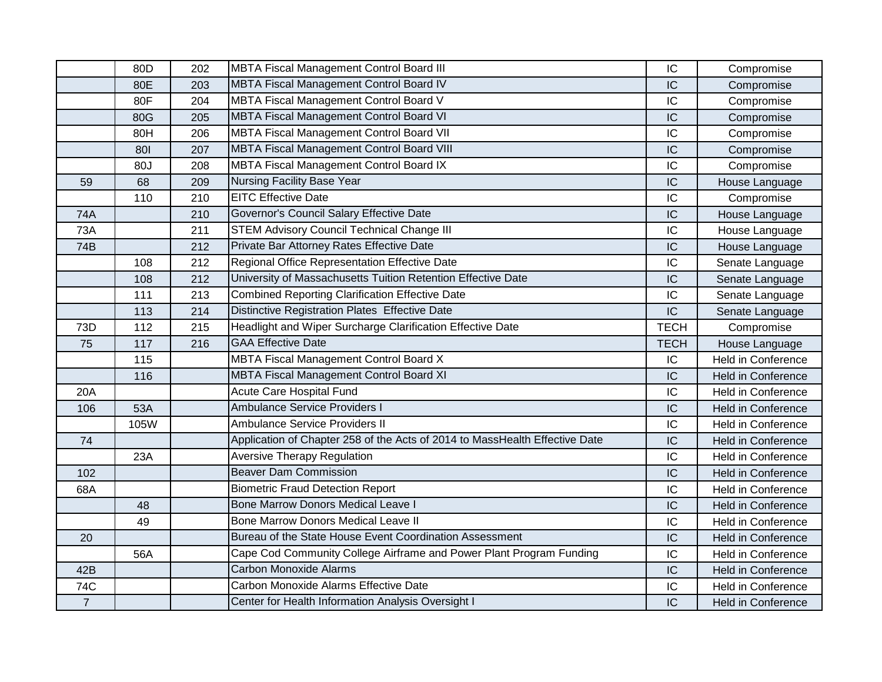| | | | | | |
|---|---|---|---|---|---|
| | 80D | 202 | MBTA Fiscal Management Control Board III | IC | Compromise |
| | 80E | 203 | MBTA Fiscal Management Control Board IV | IC | Compromise |
| | 80F | 204 | MBTA Fiscal Management Control Board V | IC | Compromise |
| | 80G | 205 | MBTA Fiscal Management Control Board VI | IC | Compromise |
| | 80H | 206 | MBTA Fiscal Management Control Board VII | IC | Compromise |
| | 80I | 207 | MBTA Fiscal Management Control Board VIII | IC | Compromise |
| | 80J | 208 | MBTA Fiscal Management Control Board IX | IC | Compromise |
| 59 | 68 | 209 | Nursing Facility Base Year | IC | House Language |
| | 110 | 210 | EITC Effective Date | IC | Compromise |
| 74A | | 210 | Governor's Council Salary Effective Date | IC | House Language |
| 73A | | 211 | STEM Advisory Council Technical Change III | IC | House Language |
| 74B | | 212 | Private Bar Attorney Rates Effective Date | IC | House Language |
| | 108 | 212 | Regional Office Representation Effective Date | IC | Senate Language |
| | 108 | 212 | University of Massachusetts Tuition Retention Effective Date | IC | Senate Language |
| | 111 | 213 | Combined Reporting Clarification Effective Date | IC | Senate Language |
| | 113 | 214 | Distinctive Registration Plates Effective Date | IC | Senate Language |
| 73D | 112 | 215 | Headlight and Wiper Surcharge Clarification Effective Date | TECH | Compromise |
| 75 | 117 | 216 | GAA Effective Date | TECH | House Language |
| | 115 | | MBTA Fiscal Management Control Board X | IC | Held in Conference |
| | 116 | | MBTA Fiscal Management Control Board XI | IC | Held in Conference |
| 20A | | | Acute Care Hospital Fund | IC | Held in Conference |
| 106 | 53A | | Ambulance Service Providers I | IC | Held in Conference |
| | 105W | | Ambulance Service Providers II | IC | Held in Conference |
| 74 | | | Application of Chapter 258 of the Acts of 2014 to MassHealth Effective Date | IC | Held in Conference |
| | 23A | | Aversive Therapy Regulation | IC | Held in Conference |
| 102 | | | Beaver Dam Commission | IC | Held in Conference |
| 68A | | | Biometric Fraud Detection Report | IC | Held in Conference |
| | 48 | | Bone Marrow Donors Medical Leave I | IC | Held in Conference |
| | 49 | | Bone Marrow Donors Medical Leave II | IC | Held in Conference |
| 20 | | | Bureau of the State House Event Coordination Assessment | IC | Held in Conference |
| | 56A | | Cape Cod Community College Airframe and Power Plant Program Funding | IC | Held in Conference |
| 42B | | | Carbon Monoxide Alarms | IC | Held in Conference |
| 74C | | | Carbon Monoxide Alarms Effective Date | IC | Held in Conference |
| 7 | | | Center for Health Information Analysis Oversight I | IC | Held in Conference |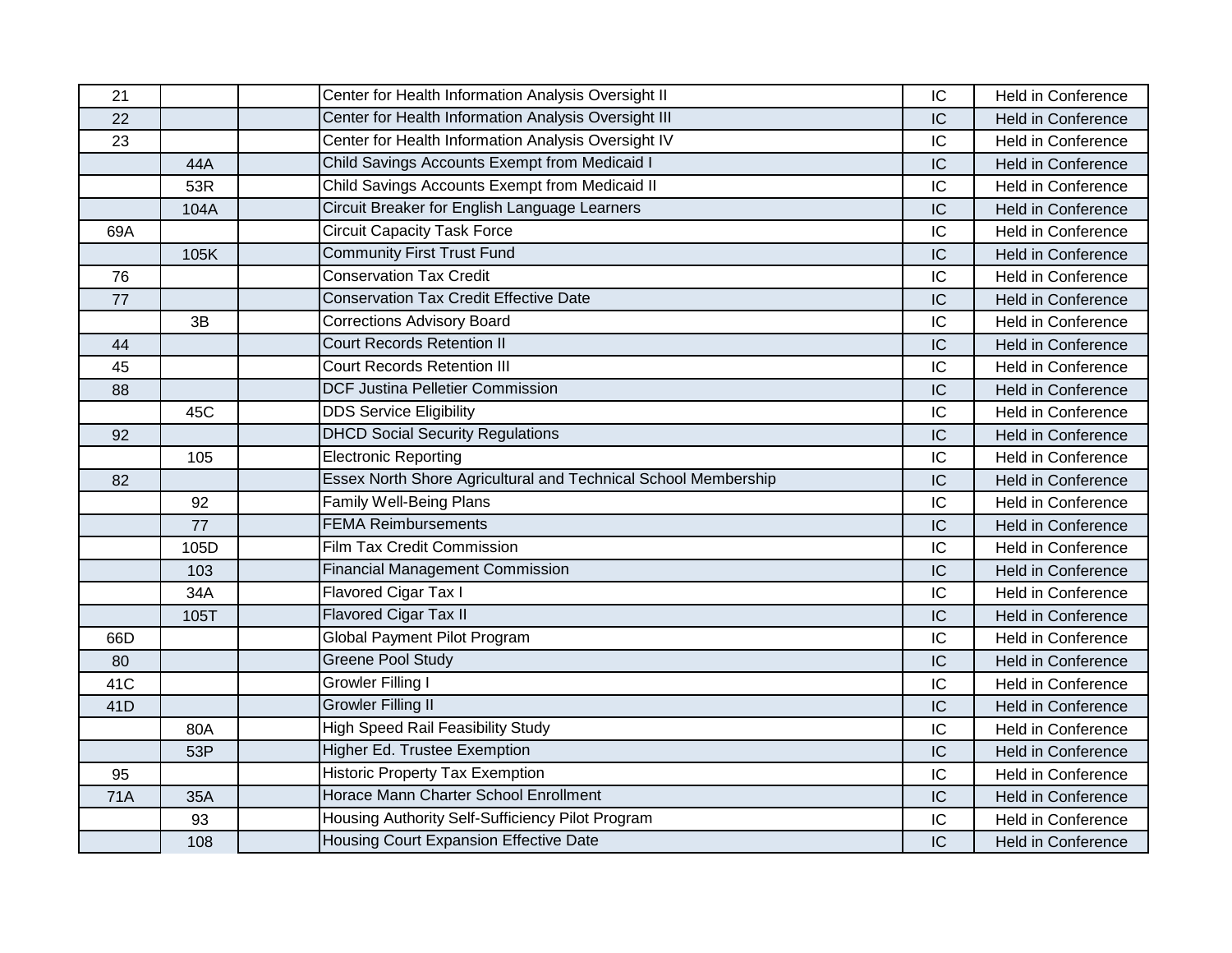| | | | | | |
|---|---|---|---|---|---|
| 21 | | | Center for Health Information Analysis Oversight II | IC | Held in Conference |
| 22 | | | Center for Health Information Analysis Oversight III | IC | Held in Conference |
| 23 | | | Center for Health Information Analysis Oversight IV | IC | Held in Conference |
| | 44A | | Child Savings Accounts Exempt from Medicaid I | IC | Held in Conference |
| | 53R | | Child Savings Accounts Exempt from Medicaid II | IC | Held in Conference |
| | 104A | | Circuit Breaker for English Language Learners | IC | Held in Conference |
| 69A | | | Circuit Capacity Task Force | IC | Held in Conference |
| | 105K | | Community First Trust Fund | IC | Held in Conference |
| 76 | | | Conservation Tax Credit | IC | Held in Conference |
| 77 | | | Conservation Tax Credit Effective Date | IC | Held in Conference |
| | 3B | | Corrections Advisory Board | IC | Held in Conference |
| 44 | | | Court Records Retention II | IC | Held in Conference |
| 45 | | | Court Records Retention III | IC | Held in Conference |
| 88 | | | DCF Justina Pelletier Commission | IC | Held in Conference |
| | 45C | | DDS Service Eligibility | IC | Held in Conference |
| 92 | | | DHCD Social Security Regulations | IC | Held in Conference |
| | 105 | | Electronic Reporting | IC | Held in Conference |
| 82 | | | Essex North Shore Agricultural and Technical School Membership | IC | Held in Conference |
| | 92 | | Family Well-Being Plans | IC | Held in Conference |
| | 77 | | FEMA Reimbursements | IC | Held in Conference |
| | 105D | | Film Tax Credit Commission | IC | Held in Conference |
| | 103 | | Financial Management Commission | IC | Held in Conference |
| | 34A | | Flavored Cigar Tax I | IC | Held in Conference |
| | 105T | | Flavored Cigar Tax II | IC | Held in Conference |
| 66D | | | Global Payment Pilot Program | IC | Held in Conference |
| 80 | | | Greene Pool Study | IC | Held in Conference |
| 41C | | | Growler Filling I | IC | Held in Conference |
| 41D | | | Growler Filling II | IC | Held in Conference |
| | 80A | | High Speed Rail Feasibility Study | IC | Held in Conference |
| | 53P | | Higher Ed. Trustee Exemption | IC | Held in Conference |
| 95 | | | Historic Property Tax Exemption | IC | Held in Conference |
| 71A | 35A | | Horace Mann Charter School Enrollment | IC | Held in Conference |
| | 93 | | Housing Authority Self-Sufficiency Pilot Program | IC | Held in Conference |
| | 108 | | Housing Court Expansion Effective Date | IC | Held in Conference |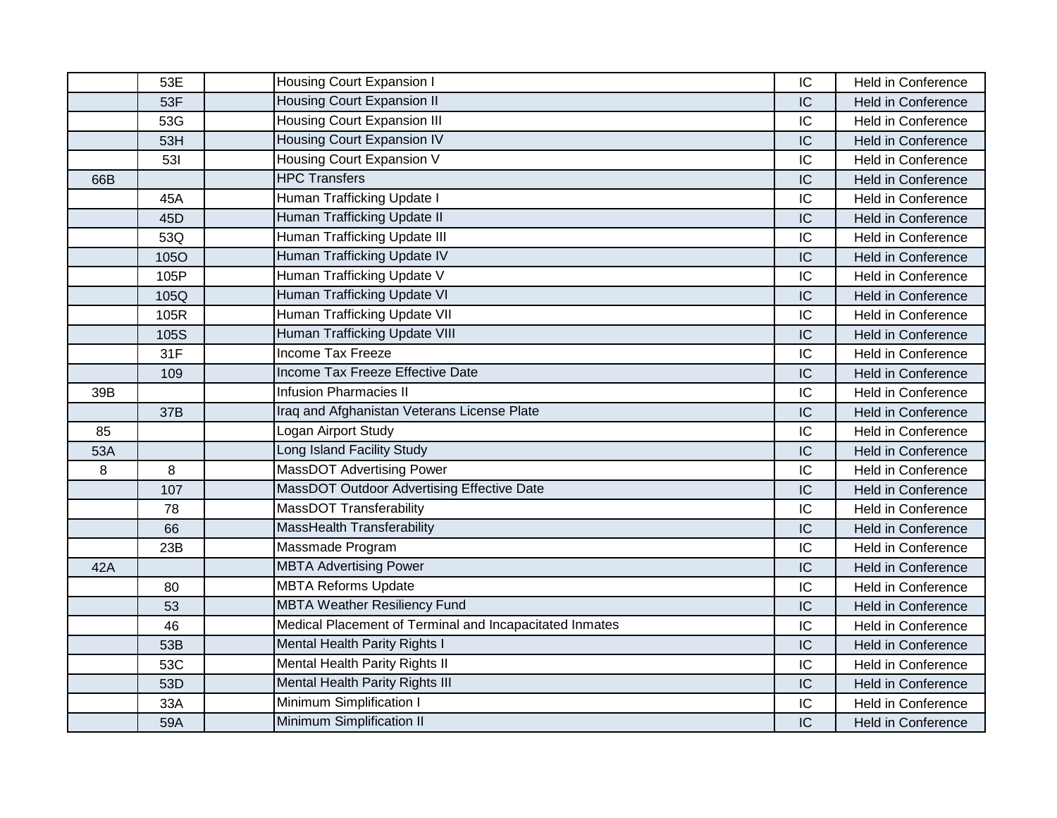| | | | | | |
|---|---|---|---|---|---|
| | 53E | | Housing Court Expansion I | IC | Held in Conference |
| | 53F | | Housing Court Expansion II | IC | Held in Conference |
| | 53G | | Housing Court Expansion III | IC | Held in Conference |
| | 53H | | Housing Court Expansion IV | IC | Held in Conference |
| | 53I | | Housing Court Expansion V | IC | Held in Conference |
| 66B | | | HPC Transfers | IC | Held in Conference |
| | 45A | | Human Trafficking Update I | IC | Held in Conference |
| | 45D | | Human Trafficking Update II | IC | Held in Conference |
| | 53Q | | Human Trafficking Update III | IC | Held in Conference |
| | 105O | | Human Trafficking Update IV | IC | Held in Conference |
| | 105P | | Human Trafficking Update V | IC | Held in Conference |
| | 105Q | | Human Trafficking Update VI | IC | Held in Conference |
| | 105R | | Human Trafficking Update VII | IC | Held in Conference |
| | 105S | | Human Trafficking Update VIII | IC | Held in Conference |
| | 31F | | Income Tax Freeze | IC | Held in Conference |
| | 109 | | Income Tax Freeze Effective Date | IC | Held in Conference |
| 39B | | | Infusion Pharmacies II | IC | Held in Conference |
| | 37B | | Iraq and Afghanistan Veterans License Plate | IC | Held in Conference |
| 85 | | | Logan Airport Study | IC | Held in Conference |
| 53A | | | Long Island Facility Study | IC | Held in Conference |
| 8 | 8 | | MassDOT Advertising Power | IC | Held in Conference |
| | 107 | | MassDOT Outdoor Advertising Effective Date | IC | Held in Conference |
| | 78 | | MassDOT Transferability | IC | Held in Conference |
| | 66 | | MassHealth Transferability | IC | Held in Conference |
| | 23B | | Massmade Program | IC | Held in Conference |
| 42A | | | MBTA Advertising Power | IC | Held in Conference |
| | 80 | | MBTA Reforms Update | IC | Held in Conference |
| | 53 | | MBTA Weather Resiliency Fund | IC | Held in Conference |
| | 46 | | Medical Placement of Terminal and Incapacitated Inmates | IC | Held in Conference |
| | 53B | | Mental Health Parity Rights I | IC | Held in Conference |
| | 53C | | Mental Health Parity Rights II | IC | Held in Conference |
| | 53D | | Mental Health Parity Rights III | IC | Held in Conference |
| | 33A | | Minimum Simplification I | IC | Held in Conference |
| | 59A | | Minimum Simplification II | IC | Held in Conference |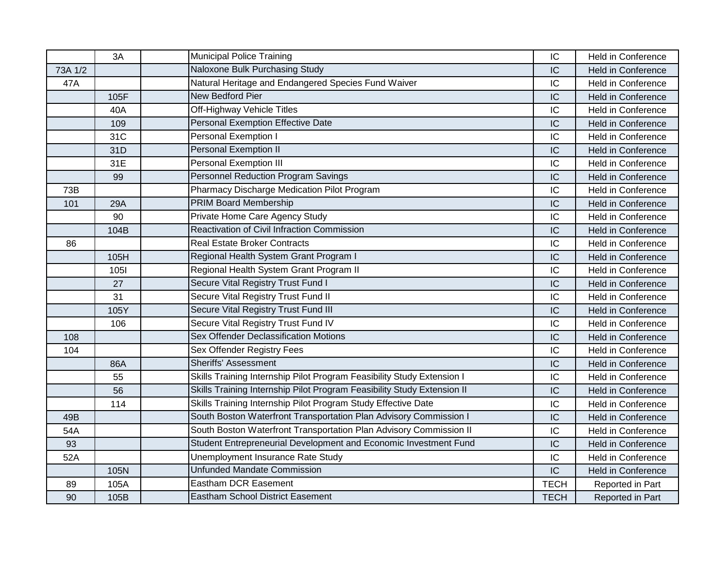| | | | | | |
|---|---|---|---|---|---|
| | 3A | | Municipal Police Training | IC | Held in Conference |
| 73A 1/2 | | | Naloxone Bulk Purchasing Study | IC | Held in Conference |
| 47A | | | Natural Heritage and Endangered Species Fund Waiver | IC | Held in Conference |
| | 105F | | New Bedford Pier | IC | Held in Conference |
| | 40A | | Off-Highway Vehicle Titles | IC | Held in Conference |
| | 109 | | Personal Exemption Effective Date | IC | Held in Conference |
| | 31C | | Personal Exemption I | IC | Held in Conference |
| | 31D | | Personal Exemption II | IC | Held in Conference |
| | 31E | | Personal Exemption III | IC | Held in Conference |
| | 99 | | Personnel Reduction Program Savings | IC | Held in Conference |
| 73B | | | Pharmacy Discharge Medication Pilot Program | IC | Held in Conference |
| 101 | 29A | | PRIM Board Membership | IC | Held in Conference |
| | 90 | | Private Home Care Agency Study | IC | Held in Conference |
| | 104B | | Reactivation of Civil Infraction Commission | IC | Held in Conference |
| 86 | | | Real Estate Broker Contracts | IC | Held in Conference |
| | 105H | | Regional Health System Grant Program I | IC | Held in Conference |
| | 105I | | Regional Health System Grant Program II | IC | Held in Conference |
| | 27 | | Secure Vital Registry Trust Fund I | IC | Held in Conference |
| | 31 | | Secure Vital Registry Trust Fund II | IC | Held in Conference |
| | 105Y | | Secure Vital Registry Trust Fund III | IC | Held in Conference |
| | 106 | | Secure Vital Registry Trust Fund IV | IC | Held in Conference |
| 108 | | | Sex Offender Declassification Motions | IC | Held in Conference |
| 104 | | | Sex Offender Registry Fees | IC | Held in Conference |
| | 86A | | Sheriffs' Assessment | IC | Held in Conference |
| | 55 | | Skills Training Internship Pilot Program Feasibility Study Extension I | IC | Held in Conference |
| | 56 | | Skills Training Internship Pilot Program Feasibility Study Extension II | IC | Held in Conference |
| | 114 | | Skills Training Internship Pilot Program Study Effective Date | IC | Held in Conference |
| 49B | | | South Boston Waterfront Transportation Plan Advisory Commission I | IC | Held in Conference |
| 54A | | | South Boston Waterfront Transportation Plan Advisory Commission II | IC | Held in Conference |
| 93 | | | Student Entrepreneurial Development and Economic Investment Fund | IC | Held in Conference |
| 52A | | | Unemployment Insurance Rate Study | IC | Held in Conference |
| | 105N | | Unfunded Mandate Commission | IC | Held in Conference |
| 89 | 105A | | Eastham DCR Easement | TECH | Reported in Part |
| 90 | 105B | | Eastham School District Easement | TECH | Reported in Part |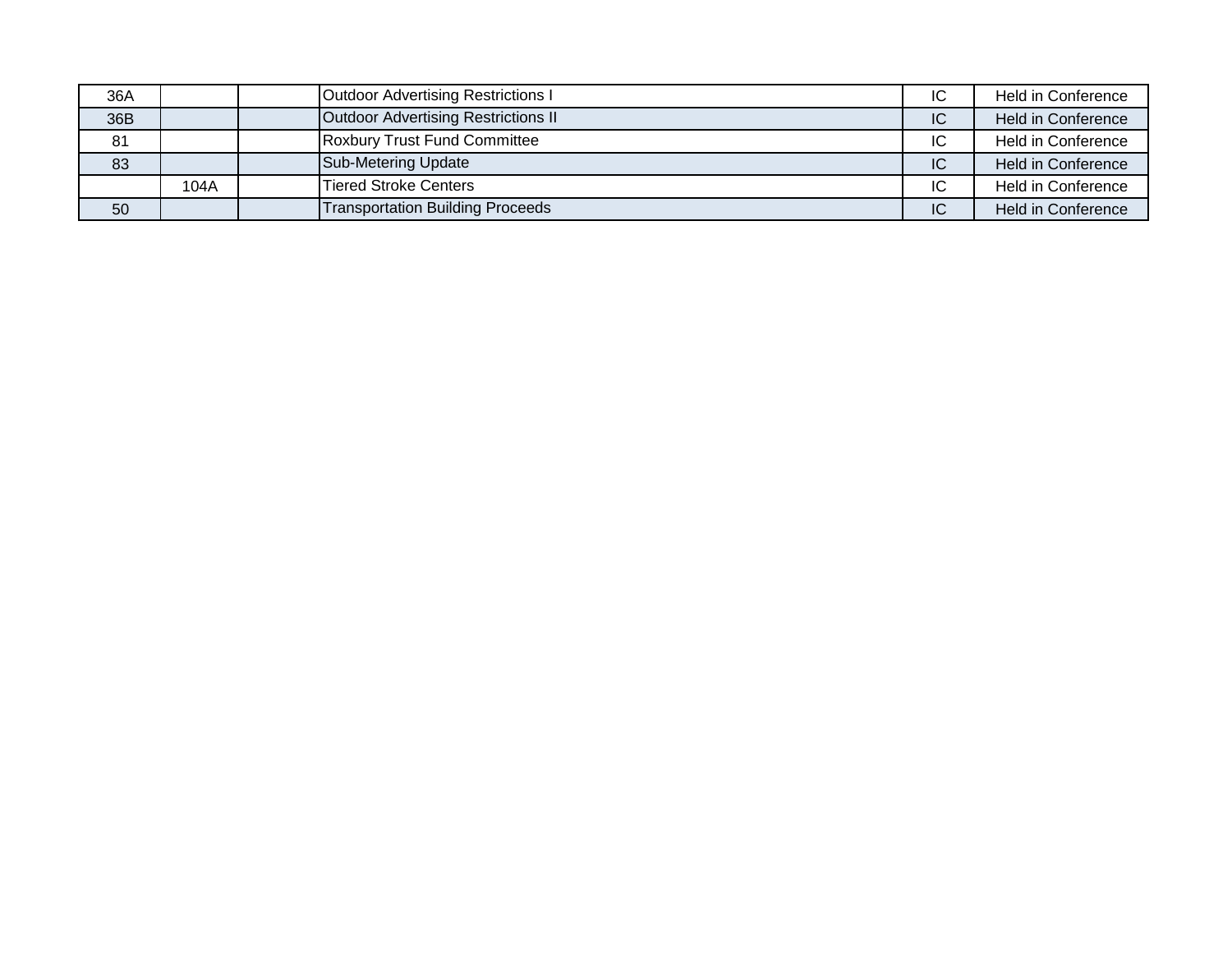| | | | | | |
|---|---|---|---|---|---|
| 36A | | | Outdoor Advertising Restrictions I | IC | Held in Conference |
| 36B | | | Outdoor Advertising Restrictions II | IC | Held in Conference |
| 81 | | | Roxbury Trust Fund Committee | IC | Held in Conference |
| 83 | | | Sub-Metering Update | IC | Held in Conference |
| | 104A | | Tiered Stroke Centers | IC | Held in Conference |
| 50 | | | Transportation Building Proceeds | IC | Held in Conference |